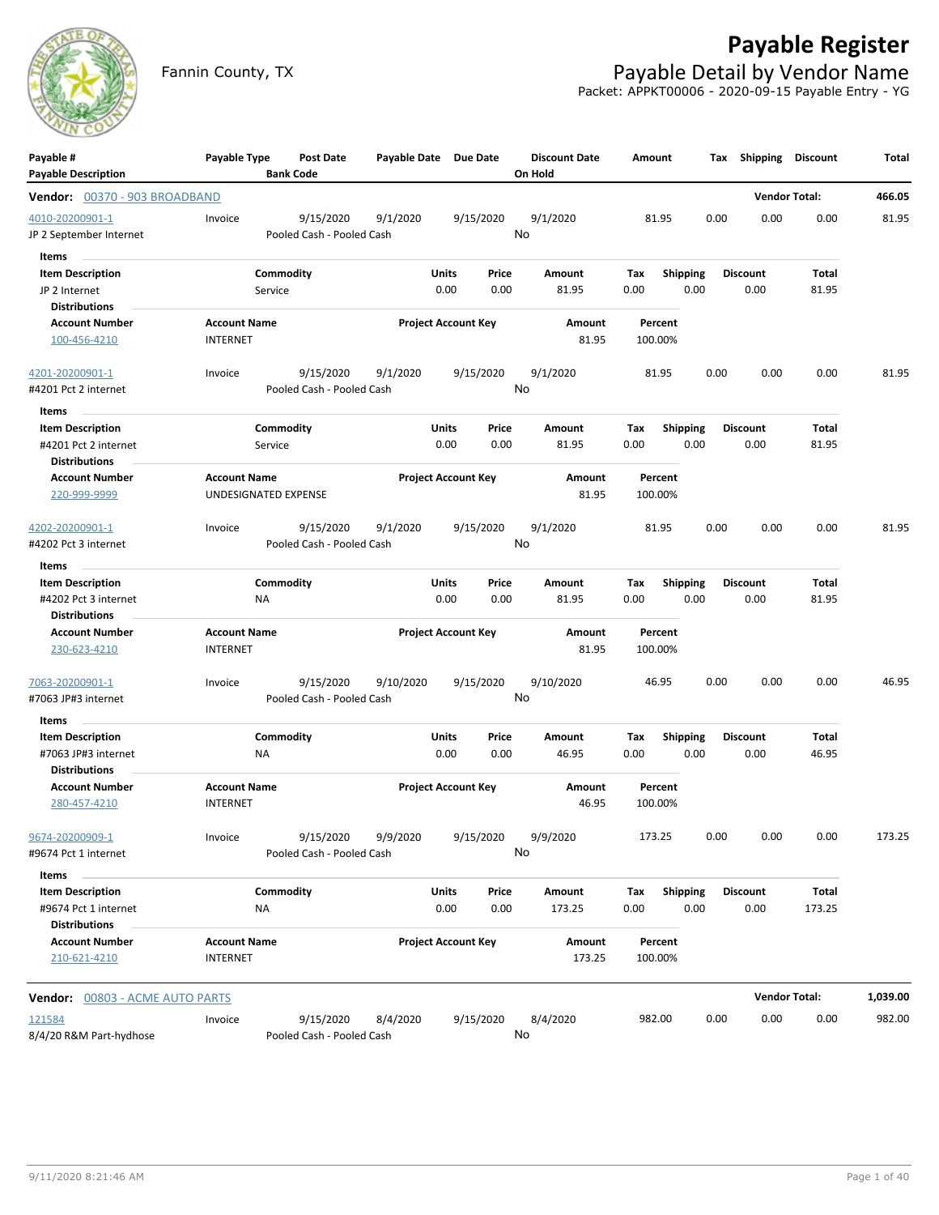# Payable Register

Fannin County, TX

## Payable Detail by Vendor Name

Packet: APPKT00006 - 2020-09-15 Payable Entry - YG

| Payable # / Payable Description | Payable Type | Post Date / Bank Code | Payable Date | Due Date | Discount Date / On Hold | Amount | Tax | Shipping | Discount | Total |
|---|---|---|---|---|---|---|---|---|---|---|

**Vendor: 00370 - 903 BROADBAND** — Vendor Total: **466.05**

| Payable # | Payable Type | Post Date | Payable Date | Due Date | Discount Date | Amount | Tax | Shipping | Discount | Total |
|---|---|---|---|---|---|---|---|---|---|---|
| 4010-20200901-1 | Invoice | 9/15/2020 | 9/1/2020 | 9/15/2020 | 9/1/2020 | 81.95 | 0.00 | 0.00 | 0.00 | 81.95 |

JP 2 September Internet — Pooled Cash - Pooled Cash — On Hold: No

Items

| Item Description | Commodity | Units | Price | Amount | Tax | Shipping | Discount | Total |
|---|---|---|---|---|---|---|---|---|
| JP 2 Internet | Service | 0.00 | 0.00 | 81.95 | 0.00 | 0.00 | 0.00 | 81.95 |

Distributions

| Account Number | Account Name | Project Account Key | Amount | Percent |
|---|---|---|---|---|
| 100-456-4210 | INTERNET | | 81.95 | 100.00% |

| Payable # | Payable Type | Post Date | Payable Date | Due Date | Discount Date | Amount | Tax | Shipping | Discount | Total |
|---|---|---|---|---|---|---|---|---|---|---|
| 4201-20200901-1 | Invoice | 9/15/2020 | 9/1/2020 | 9/15/2020 | 9/1/2020 | 81.95 | 0.00 | 0.00 | 0.00 | 81.95 |

#4201 Pct 2 internet — Pooled Cash - Pooled Cash — On Hold: No

Items

| Item Description | Commodity | Units | Price | Amount | Tax | Shipping | Discount | Total |
|---|---|---|---|---|---|---|---|---|
| #4201 Pct 2 internet | Service | 0.00 | 0.00 | 81.95 | 0.00 | 0.00 | 0.00 | 81.95 |

Distributions

| Account Number | Account Name | Project Account Key | Amount | Percent |
|---|---|---|---|---|
| 220-999-9999 | UNDESIGNATED EXPENSE | | 81.95 | 100.00% |

| Payable # | Payable Type | Post Date | Payable Date | Due Date | Discount Date | Amount | Tax | Shipping | Discount | Total |
|---|---|---|---|---|---|---|---|---|---|---|
| 4202-20200901-1 | Invoice | 9/15/2020 | 9/1/2020 | 9/15/2020 | 9/1/2020 | 81.95 | 0.00 | 0.00 | 0.00 | 81.95 |

#4202 Pct 3 internet — Pooled Cash - Pooled Cash — On Hold: No

Items

| Item Description | Commodity | Units | Price | Amount | Tax | Shipping | Discount | Total |
|---|---|---|---|---|---|---|---|---|
| #4202 Pct 3 internet | NA | 0.00 | 0.00 | 81.95 | 0.00 | 0.00 | 0.00 | 81.95 |

Distributions

| Account Number | Account Name | Project Account Key | Amount | Percent |
|---|---|---|---|---|
| 230-623-4210 | INTERNET | | 81.95 | 100.00% |

| Payable # | Payable Type | Post Date | Payable Date | Due Date | Discount Date | Amount | Tax | Shipping | Discount | Total |
|---|---|---|---|---|---|---|---|---|---|---|
| 7063-20200901-1 | Invoice | 9/15/2020 | 9/10/2020 | 9/15/2020 | 9/10/2020 | 46.95 | 0.00 | 0.00 | 0.00 | 46.95 |

#7063 JP#3 internet — Pooled Cash - Pooled Cash — On Hold: No

Items

| Item Description | Commodity | Units | Price | Amount | Tax | Shipping | Discount | Total |
|---|---|---|---|---|---|---|---|---|
| #7063 JP#3 internet | NA | 0.00 | 0.00 | 46.95 | 0.00 | 0.00 | 0.00 | 46.95 |

Distributions

| Account Number | Account Name | Project Account Key | Amount | Percent |
|---|---|---|---|---|
| 280-457-4210 | INTERNET | | 46.95 | 100.00% |

| Payable # | Payable Type | Post Date | Payable Date | Due Date | Discount Date | Amount | Tax | Shipping | Discount | Total |
|---|---|---|---|---|---|---|---|---|---|---|
| 9674-20200909-1 | Invoice | 9/15/2020 | 9/9/2020 | 9/15/2020 | 9/9/2020 | 173.25 | 0.00 | 0.00 | 0.00 | 173.25 |

#9674 Pct 1 internet — Pooled Cash - Pooled Cash — On Hold: No

Items

| Item Description | Commodity | Units | Price | Amount | Tax | Shipping | Discount | Total |
|---|---|---|---|---|---|---|---|---|
| #9674 Pct 1 internet | NA | 0.00 | 0.00 | 173.25 | 0.00 | 0.00 | 0.00 | 173.25 |

Distributions

| Account Number | Account Name | Project Account Key | Amount | Percent |
|---|---|---|---|---|
| 210-621-4210 | INTERNET | | 173.25 | 100.00% |

**Vendor: 00803 - ACME AUTO PARTS** — Vendor Total: **1,039.00**

| Payable # | Payable Type | Post Date | Payable Date | Due Date | Discount Date | Amount | Tax | Shipping | Discount | Total |
|---|---|---|---|---|---|---|---|---|---|---|
| 121584 | Invoice | 9/15/2020 | 8/4/2020 | 9/15/2020 | 8/4/2020 | 982.00 | 0.00 | 0.00 | 0.00 | 982.00 |

8/4/20 R&M Part-hydhose — Pooled Cash - Pooled Cash — On Hold: No

9/11/2020 8:21:46 AM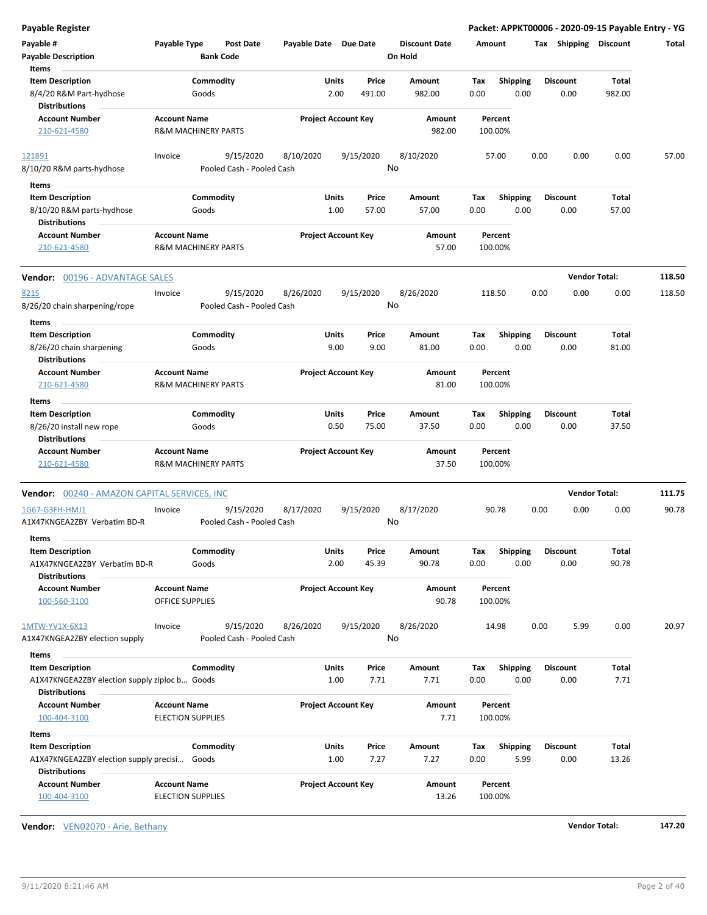## Payable Register

**Packet: APPKT00006 - 2020-09-15 Payable Entry - YG**

| Payable # | Payable Type | Post Date | Payable Date | Due Date | Discount Date | Amount | Tax | Shipping | Discount | Total |
|---|---|---|---|---|---|---|---|---|---|---|
| Payable Description | | Bank Code | | | On Hold | | | | | |

**Items**

| Item Description | Commodity | Units | Price | Amount | Tax | Shipping | Discount | Total |
|---|---|---|---|---|---|---|---|---|
| 8/4/20 R&M Part-hydhose | Goods | 2.00 | 491.00 | 982.00 | 0.00 | 0.00 | 0.00 | 982.00 |

**Distributions**

| Account Number | Account Name | Project Account Key | Amount | Percent |
|---|---|---|---|---|
| 210-621-4580 | R&M MACHINERY PARTS | | 982.00 | 100.00% |

| Payable # | Payable Type | Post Date | Payable Date | Due Date | Discount Date | Amount | Tax | Shipping | Discount | Total |
|---|---|---|---|---|---|---|---|---|---|---|
| 121891 | Invoice | 9/15/2020 | 8/10/2020 | 9/15/2020 | 8/10/2020 | 57.00 | 0.00 | 0.00 | 0.00 | 57.00 |
| 8/10/20 R&M parts-hydhose | | Pooled Cash - Pooled Cash | | | No | | | | | |

**Items**

| Item Description | Commodity | Units | Price | Amount | Tax | Shipping | Discount | Total |
|---|---|---|---|---|---|---|---|---|
| 8/10/20 R&M parts-hydhose | Goods | 1.00 | 57.00 | 57.00 | 0.00 | 0.00 | 0.00 | 57.00 |

**Distributions**

| Account Number | Account Name | Project Account Key | Amount | Percent |
|---|---|---|---|---|
| 210-621-4580 | R&M MACHINERY PARTS | | 57.00 | 100.00% |

**Vendor: 00196 - ADVANTAGE SALES** — **Vendor Total: 118.50**

| Payable # | Payable Type | Post Date | Payable Date | Due Date | Discount Date | Amount | Tax | Shipping | Discount | Total |
|---|---|---|---|---|---|---|---|---|---|---|
| 8215 | Invoice | 9/15/2020 | 8/26/2020 | 9/15/2020 | 8/26/2020 | 118.50 | 0.00 | 0.00 | 0.00 | 118.50 |
| 8/26/20 chain sharpening/rope | | Pooled Cash - Pooled Cash | | | No | | | | | |

**Items**

| Item Description | Commodity | Units | Price | Amount | Tax | Shipping | Discount | Total |
|---|---|---|---|---|---|---|---|---|
| 8/26/20 chain sharpening | Goods | 9.00 | 9.00 | 81.00 | 0.00 | 0.00 | 0.00 | 81.00 |

**Distributions**

| Account Number | Account Name | Project Account Key | Amount | Percent |
|---|---|---|---|---|
| 210-621-4580 | R&M MACHINERY PARTS | | 81.00 | 100.00% |

**Items**

| Item Description | Commodity | Units | Price | Amount | Tax | Shipping | Discount | Total |
|---|---|---|---|---|---|---|---|---|
| 8/26/20 install new rope | Goods | 0.50 | 75.00 | 37.50 | 0.00 | 0.00 | 0.00 | 37.50 |

**Distributions**

| Account Number | Account Name | Project Account Key | Amount | Percent |
|---|---|---|---|---|
| 210-621-4580 | R&M MACHINERY PARTS | | 37.50 | 100.00% |

**Vendor: 00240 - AMAZON CAPITAL SERVICES, INC** — **Vendor Total: 111.75**

| Payable # | Payable Type | Post Date | Payable Date | Due Date | Discount Date | Amount | Tax | Shipping | Discount | Total |
|---|---|---|---|---|---|---|---|---|---|---|
| 1G67-G3FH-HMJ1 | Invoice | 9/15/2020 | 8/17/2020 | 9/15/2020 | 8/17/2020 | 90.78 | 0.00 | 0.00 | 0.00 | 90.78 |
| A1X47KNGEA2ZBY Verbatim BD-R | | Pooled Cash - Pooled Cash | | | No | | | | | |

**Items**

| Item Description | Commodity | Units | Price | Amount | Tax | Shipping | Discount | Total |
|---|---|---|---|---|---|---|---|---|
| A1X47KNGEA2ZBY Verbatim BD-R | Goods | 2.00 | 45.39 | 90.78 | 0.00 | 0.00 | 0.00 | 90.78 |

**Distributions**

| Account Number | Account Name | Project Account Key | Amount | Percent |
|---|---|---|---|---|
| 100-560-3100 | OFFICE SUPPLIES | | 90.78 | 100.00% |

| Payable # | Payable Type | Post Date | Payable Date | Due Date | Discount Date | Amount | Tax | Shipping | Discount | Total |
|---|---|---|---|---|---|---|---|---|---|---|
| 1MTW-YV1X-6X13 | Invoice | 9/15/2020 | 8/26/2020 | 9/15/2020 | 8/26/2020 | 14.98 | 0.00 | 5.99 | 0.00 | 20.97 |
| A1X47KNGEA2ZBY election supply | | Pooled Cash - Pooled Cash | | | No | | | | | |

**Items**

| Item Description | Commodity | Units | Price | Amount | Tax | Shipping | Discount | Total |
|---|---|---|---|---|---|---|---|---|
| A1X47KNGEA2ZBY election supply ziploc b... | Goods | 1.00 | 7.71 | 7.71 | 0.00 | 0.00 | 0.00 | 7.71 |

**Distributions**

| Account Number | Account Name | Project Account Key | Amount | Percent |
|---|---|---|---|---|
| 100-404-3100 | ELECTION SUPPLIES | | 7.71 | 100.00% |

**Items**

| Item Description | Commodity | Units | Price | Amount | Tax | Shipping | Discount | Total |
|---|---|---|---|---|---|---|---|---|
| A1X47KNGEA2ZBY election supply precisi... | Goods | 1.00 | 7.27 | 7.27 | 0.00 | 5.99 | 0.00 | 13.26 |

**Distributions**

| Account Number | Account Name | Project Account Key | Amount | Percent |
|---|---|---|---|---|
| 100-404-3100 | ELECTION SUPPLIES | | 13.26 | 100.00% |

**Vendor: VEN02070 - Arie, Bethany** — **Vendor Total: 147.20**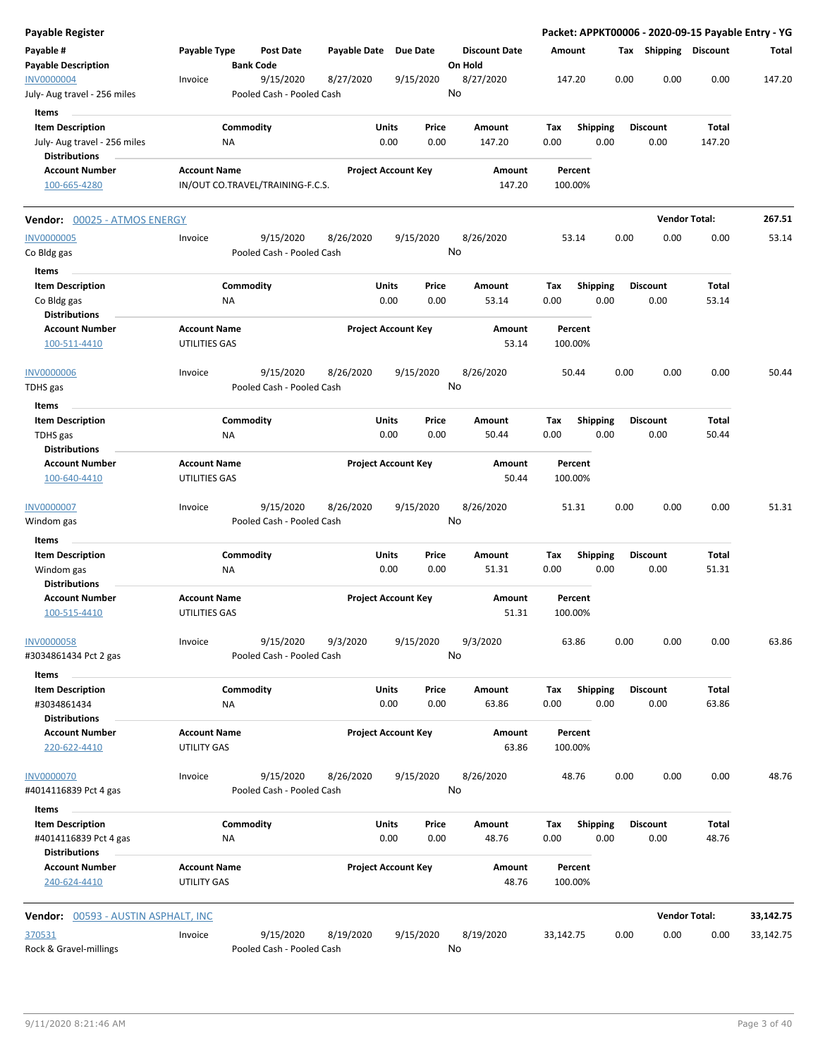**Payable Register** — **Packet: APPKT00006 - 2020-09-15 Payable Entry - YG**

| Payable # | Payable Type | Post Date | Payable Date | Due Date | Discount Date | Amount | Tax | Shipping | Discount | Total |
|---|---|---|---|---|---|---|---|---|---|---|
| **Payable Description** | | **Bank Code** | | | **On Hold** | | | | | |
| INV0000004 | Invoice | 9/15/2020 | 8/27/2020 | 9/15/2020 | 8/27/2020 | 147.20 | 0.00 | 0.00 | 0.00 | 147.20 |
| July- Aug travel - 256 miles | | Pooled Cash - Pooled Cash | | | No | | | | | |

**Items**

| Item Description | Commodity | Units | Price | Amount | Tax | Shipping | Discount | Total |
|---|---|---|---|---|---|---|---|---|
| July- Aug travel - 256 miles | NA | 0.00 | 0.00 | 147.20 | 0.00 | 0.00 | 0.00 | 147.20 |

**Distributions**

| Account Number | Account Name | Project Account Key | Amount | Percent |
|---|---|---|---|---|
| 100-665-4280 | IN/OUT CO.TRAVEL/TRAINING-F.C.S. | | 147.20 | 100.00% |

---

**Vendor:** 00025 - ATMOS ENERGY — **Vendor Total: 267.51**

| Payable # | Payable Type | Post Date | Payable Date | Due Date | Discount Date | Amount | Tax | Shipping | Discount | Total |
|---|---|---|---|---|---|---|---|---|---|---|
| INV0000005 | Invoice | 9/15/2020 | 8/26/2020 | 9/15/2020 | 8/26/2020 | 53.14 | 0.00 | 0.00 | 0.00 | 53.14 |
| Co Bldg gas | | Pooled Cash - Pooled Cash | | | No | | | | | |

**Items**

| Item Description | Commodity | Units | Price | Amount | Tax | Shipping | Discount | Total |
|---|---|---|---|---|---|---|---|---|
| Co Bldg gas | NA | 0.00 | 0.00 | 53.14 | 0.00 | 0.00 | 0.00 | 53.14 |

**Distributions**

| Account Number | Account Name | Project Account Key | Amount | Percent |
|---|---|---|---|---|
| 100-511-4410 | UTILITIES GAS | | 53.14 | 100.00% |

| Payable # | Payable Type | Post Date | Payable Date | Due Date | Discount Date | Amount | Tax | Shipping | Discount | Total |
|---|---|---|---|---|---|---|---|---|---|---|
| INV0000006 | Invoice | 9/15/2020 | 8/26/2020 | 9/15/2020 | 8/26/2020 | 50.44 | 0.00 | 0.00 | 0.00 | 50.44 |
| TDHS gas | | Pooled Cash - Pooled Cash | | | No | | | | | |

**Items**

| Item Description | Commodity | Units | Price | Amount | Tax | Shipping | Discount | Total |
|---|---|---|---|---|---|---|---|---|
| TDHS gas | NA | 0.00 | 0.00 | 50.44 | 0.00 | 0.00 | 0.00 | 50.44 |

**Distributions**

| Account Number | Account Name | Project Account Key | Amount | Percent |
|---|---|---|---|---|
| 100-640-4410 | UTILITIES GAS | | 50.44 | 100.00% |

| Payable # | Payable Type | Post Date | Payable Date | Due Date | Discount Date | Amount | Tax | Shipping | Discount | Total |
|---|---|---|---|---|---|---|---|---|---|---|
| INV0000007 | Invoice | 9/15/2020 | 8/26/2020 | 9/15/2020 | 8/26/2020 | 51.31 | 0.00 | 0.00 | 0.00 | 51.31 |
| Windom gas | | Pooled Cash - Pooled Cash | | | No | | | | | |

**Items**

| Item Description | Commodity | Units | Price | Amount | Tax | Shipping | Discount | Total |
|---|---|---|---|---|---|---|---|---|
| Windom gas | NA | 0.00 | 0.00 | 51.31 | 0.00 | 0.00 | 0.00 | 51.31 |

**Distributions**

| Account Number | Account Name | Project Account Key | Amount | Percent |
|---|---|---|---|---|
| 100-515-4410 | UTILITIES GAS | | 51.31 | 100.00% |

| Payable # | Payable Type | Post Date | Payable Date | Due Date | Discount Date | Amount | Tax | Shipping | Discount | Total |
|---|---|---|---|---|---|---|---|---|---|---|
| INV0000058 | Invoice | 9/15/2020 | 9/3/2020 | 9/15/2020 | 9/3/2020 | 63.86 | 0.00 | 0.00 | 0.00 | 63.86 |
| #3034861434 Pct 2 gas | | Pooled Cash - Pooled Cash | | | No | | | | | |

**Items**

| Item Description | Commodity | Units | Price | Amount | Tax | Shipping | Discount | Total |
|---|---|---|---|---|---|---|---|---|
| #3034861434 | NA | 0.00 | 0.00 | 63.86 | 0.00 | 0.00 | 0.00 | 63.86 |

**Distributions**

| Account Number | Account Name | Project Account Key | Amount | Percent |
|---|---|---|---|---|
| 220-622-4410 | UTILITY GAS | | 63.86 | 100.00% |

| Payable # | Payable Type | Post Date | Payable Date | Due Date | Discount Date | Amount | Tax | Shipping | Discount | Total |
|---|---|---|---|---|---|---|---|---|---|---|
| INV0000070 | Invoice | 9/15/2020 | 8/26/2020 | 9/15/2020 | 8/26/2020 | 48.76 | 0.00 | 0.00 | 0.00 | 48.76 |
| #4014116839 Pct 4 gas | | Pooled Cash - Pooled Cash | | | No | | | | | |

**Items**

| Item Description | Commodity | Units | Price | Amount | Tax | Shipping | Discount | Total |
|---|---|---|---|---|---|---|---|---|
| #4014116839 Pct 4 gas | NA | 0.00 | 0.00 | 48.76 | 0.00 | 0.00 | 0.00 | 48.76 |

**Distributions**

| Account Number | Account Name | Project Account Key | Amount | Percent |
|---|---|---|---|---|
| 240-624-4410 | UTILITY GAS | | 48.76 | 100.00% |

---

**Vendor:** 00593 - AUSTIN ASPHALT, INC — **Vendor Total: 33,142.75**

| Payable # | Payable Type | Post Date | Payable Date | Due Date | Discount Date | Amount | Tax | Shipping | Discount | Total |
|---|---|---|---|---|---|---|---|---|---|---|
| 370531 | Invoice | 9/15/2020 | 8/19/2020 | 9/15/2020 | 8/19/2020 | 33,142.75 | 0.00 | 0.00 | 0.00 | 33,142.75 |
| Rock & Gravel-millings | | Pooled Cash - Pooled Cash | | | No | | | | | |

9/11/2020 8:21:46 AM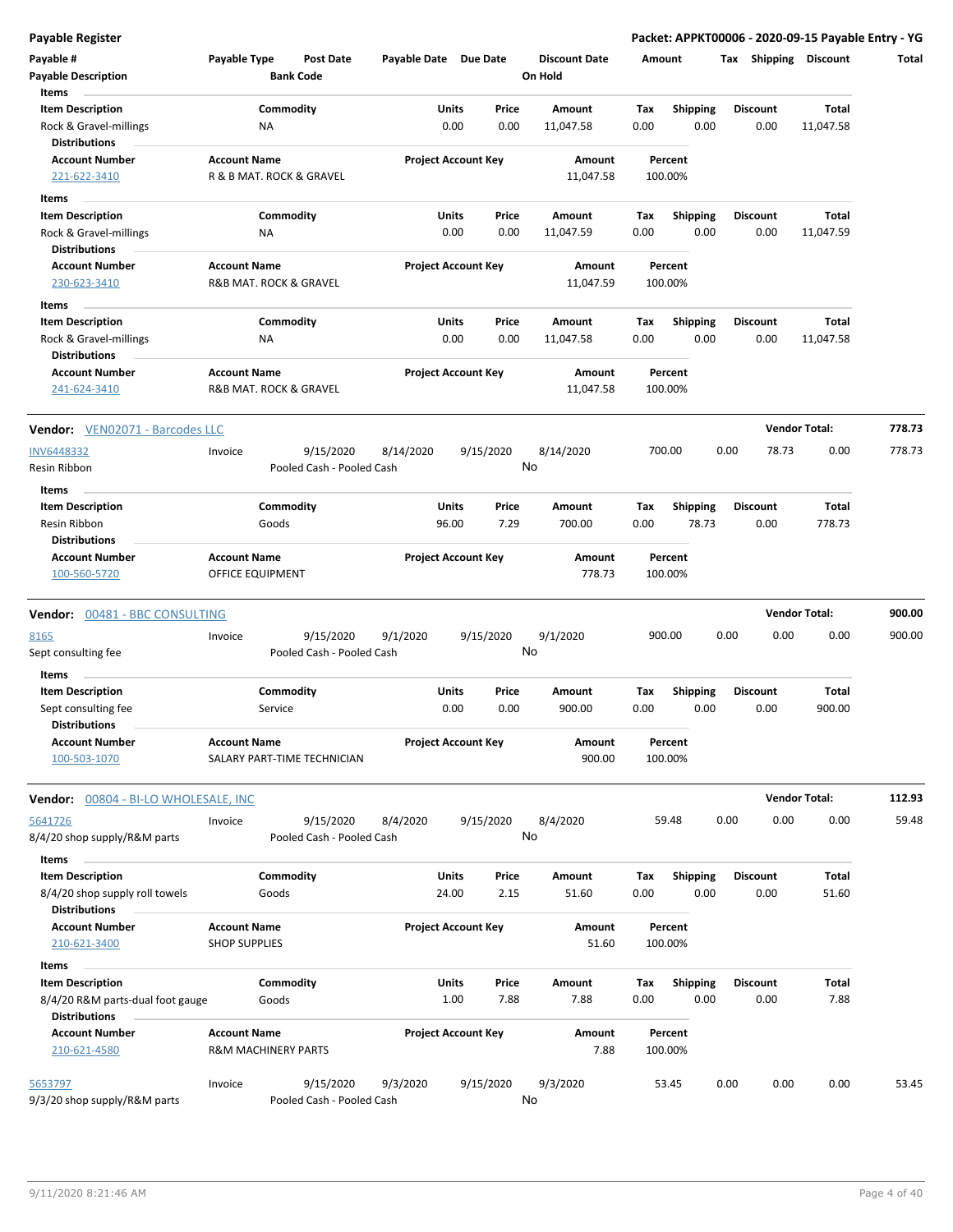## Payable Register

**Packet: APPKT00006 - 2020-09-15 Payable Entry - YG**

| Payable # | Payable Type | Post Date | Payable Date | Due Date | Discount Date | Amount | Tax | Shipping | Discount | Total |
|---|---|---|---|---|---|---|---|---|---|---|
| **Payable Description** | | **Bank Code** | | | **On Hold** | | | | | |

**Items**

| Item Description | Commodity | Units | Price | Amount | Tax | Shipping | Discount | Total |
|---|---|---|---|---|---|---|---|---|
| Rock & Gravel-millings | NA | 0.00 | 0.00 | 11,047.58 | 0.00 | 0.00 | 0.00 | 11,047.58 |

**Distributions**

| Account Number | Account Name | Project Account Key | Amount | Percent |
|---|---|---|---|---|
| 221-622-3410 | R & B MAT. ROCK & GRAVEL | | 11,047.58 | 100.00% |

**Items**

| Item Description | Commodity | Units | Price | Amount | Tax | Shipping | Discount | Total |
|---|---|---|---|---|---|---|---|---|
| Rock & Gravel-millings | NA | 0.00 | 0.00 | 11,047.59 | 0.00 | 0.00 | 0.00 | 11,047.59 |

**Distributions**

| Account Number | Account Name | Project Account Key | Amount | Percent |
|---|---|---|---|---|
| 230-623-3410 | R&B MAT. ROCK & GRAVEL | | 11,047.59 | 100.00% |

**Items**

| Item Description | Commodity | Units | Price | Amount | Tax | Shipping | Discount | Total |
|---|---|---|---|---|---|---|---|---|
| Rock & Gravel-millings | NA | 0.00 | 0.00 | 11,047.58 | 0.00 | 0.00 | 0.00 | 11,047.58 |

**Distributions**

| Account Number | Account Name | Project Account Key | Amount | Percent |
|---|---|---|---|---|
| 241-624-3410 | R&B MAT. ROCK & GRAVEL | | 11,047.58 | 100.00% |

---

**Vendor: VEN02071 - Barcodes LLC** — **Vendor Total: 778.73**

| Payable # | Payable Type | Post Date | Payable Date | Due Date | Discount Date | Amount | Tax | Shipping | Discount | Total |
|---|---|---|---|---|---|---|---|---|---|---|
| INV6448332 | Invoice | 9/15/2020 | 8/14/2020 | 9/15/2020 | 8/14/2020 | 700.00 | 0.00 | 78.73 | 0.00 | 778.73 |
| Resin Ribbon | | Pooled Cash - Pooled Cash | | | No | | | | | |

**Items**

| Item Description | Commodity | Units | Price | Amount | Tax | Shipping | Discount | Total |
|---|---|---|---|---|---|---|---|---|
| Resin Ribbon | Goods | 96.00 | 7.29 | 700.00 | 0.00 | 78.73 | 0.00 | 778.73 |

**Distributions**

| Account Number | Account Name | Project Account Key | Amount | Percent |
|---|---|---|---|---|
| 100-560-5720 | OFFICE EQUIPMENT | | 778.73 | 100.00% |

---

**Vendor: 00481 - BBC CONSULTING** — **Vendor Total: 900.00**

| Payable # | Payable Type | Post Date | Payable Date | Due Date | Discount Date | Amount | Tax | Shipping | Discount | Total |
|---|---|---|---|---|---|---|---|---|---|---|
| 8165 | Invoice | 9/15/2020 | 9/1/2020 | 9/15/2020 | 9/1/2020 | 900.00 | 0.00 | 0.00 | 0.00 | 900.00 |
| Sept consulting fee | | Pooled Cash - Pooled Cash | | | No | | | | | |

**Items**

| Item Description | Commodity | Units | Price | Amount | Tax | Shipping | Discount | Total |
|---|---|---|---|---|---|---|---|---|
| Sept consulting fee | Service | 0.00 | 0.00 | 900.00 | 0.00 | 0.00 | 0.00 | 900.00 |

**Distributions**

| Account Number | Account Name | Project Account Key | Amount | Percent |
|---|---|---|---|---|
| 100-503-1070 | SALARY PART-TIME TECHNICIAN | | 900.00 | 100.00% |

---

**Vendor: 00804 - BI-LO WHOLESALE, INC** — **Vendor Total: 112.93**

| Payable # | Payable Type | Post Date | Payable Date | Due Date | Discount Date | Amount | Tax | Shipping | Discount | Total |
|---|---|---|---|---|---|---|---|---|---|---|
| 5641726 | Invoice | 9/15/2020 | 8/4/2020 | 9/15/2020 | 8/4/2020 | 59.48 | 0.00 | 0.00 | 0.00 | 59.48 |
| 8/4/20 shop supply/R&M parts | | Pooled Cash - Pooled Cash | | | No | | | | | |

**Items**

| Item Description | Commodity | Units | Price | Amount | Tax | Shipping | Discount | Total |
|---|---|---|---|---|---|---|---|---|
| 8/4/20 shop supply roll towels | Goods | 24.00 | 2.15 | 51.60 | 0.00 | 0.00 | 0.00 | 51.60 |

**Distributions**

| Account Number | Account Name | Project Account Key | Amount | Percent |
|---|---|---|---|---|
| 210-621-3400 | SHOP SUPPLIES | | 51.60 | 100.00% |

**Items**

| Item Description | Commodity | Units | Price | Amount | Tax | Shipping | Discount | Total |
|---|---|---|---|---|---|---|---|---|
| 8/4/20 R&M parts-dual foot gauge | Goods | 1.00 | 7.88 | 7.88 | 0.00 | 0.00 | 0.00 | 7.88 |

**Distributions**

| Account Number | Account Name | Project Account Key | Amount | Percent |
|---|---|---|---|---|
| 210-621-4580 | R&M MACHINERY PARTS | | 7.88 | 100.00% |

| Payable # | Payable Type | Post Date | Payable Date | Due Date | Discount Date | Amount | Tax | Shipping | Discount | Total |
|---|---|---|---|---|---|---|---|---|---|---|
| 5653797 | Invoice | 9/15/2020 | 9/3/2020 | 9/15/2020 | 9/3/2020 | 53.45 | 0.00 | 0.00 | 0.00 | 53.45 |
| 9/3/20 shop supply/R&M parts | | Pooled Cash - Pooled Cash | | | No | | | | | |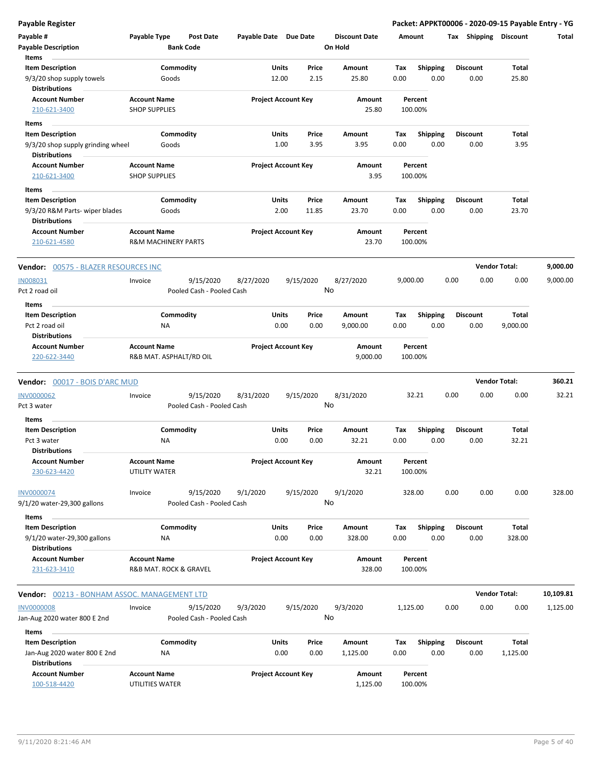## Payable Register

**Packet: APPKT00006 - 2020-09-15 Payable Entry - YG**

| Payable # | Payable Type | Post Date | Payable Date | Due Date | Discount Date | Amount | Tax | Shipping | Discount | Total |
|---|---|---|---|---|---|---|---|---|---|---|
| Payable Description | | Bank Code | | | On Hold | | | | | |

**Items**

| Item Description | Commodity | Units | Price | Amount | Tax | Shipping | Discount | Total |
|---|---|---|---|---|---|---|---|---|
| 9/3/20 shop supply towels | Goods | 12.00 | 2.15 | 25.80 | 0.00 | 0.00 | 0.00 | 25.80 |

**Distributions**

| Account Number | Account Name | Project Account Key | Amount | Percent |
|---|---|---|---|---|
| 210-621-3400 | SHOP SUPPLIES | | 25.80 | 100.00% |

**Items**

| Item Description | Commodity | Units | Price | Amount | Tax | Shipping | Discount | Total |
|---|---|---|---|---|---|---|---|---|
| 9/3/20 shop supply grinding wheel | Goods | 1.00 | 3.95 | 3.95 | 0.00 | 0.00 | 0.00 | 3.95 |

**Distributions**

| Account Number | Account Name | Project Account Key | Amount | Percent |
|---|---|---|---|---|
| 210-621-3400 | SHOP SUPPLIES | | 3.95 | 100.00% |

**Items**

| Item Description | Commodity | Units | Price | Amount | Tax | Shipping | Discount | Total |
|---|---|---|---|---|---|---|---|---|
| 9/3/20 R&M Parts- wiper blades | Goods | 2.00 | 11.85 | 23.70 | 0.00 | 0.00 | 0.00 | 23.70 |

**Distributions**

| Account Number | Account Name | Project Account Key | Amount | Percent |
|---|---|---|---|---|
| 210-621-4580 | R&M MACHINERY PARTS | | 23.70 | 100.00% |

---

### Vendor: 00575 - BLAZER RESOURCES INC — Vendor Total: 9,000.00

| Payable # | Payable Type | Post Date | Payable Date | Due Date | Discount Date | Amount | Tax | Shipping | Discount | Total |
|---|---|---|---|---|---|---|---|---|---|---|
| IN008031 | Invoice | 9/15/2020 | 8/27/2020 | 9/15/2020 | 8/27/2020 | 9,000.00 | 0.00 | 0.00 | 0.00 | 9,000.00 |
| Pct 2 road oil | | Pooled Cash - Pooled Cash | | | No | | | | | |

**Items**

| Item Description | Commodity | Units | Price | Amount | Tax | Shipping | Discount | Total |
|---|---|---|---|---|---|---|---|---|
| Pct 2 road oil | NA | 0.00 | 0.00 | 9,000.00 | 0.00 | 0.00 | 0.00 | 9,000.00 |

**Distributions**

| Account Number | Account Name | Project Account Key | Amount | Percent |
|---|---|---|---|---|
| 220-622-3440 | R&B MAT. ASPHALT/RD OIL | | 9,000.00 | 100.00% |

---

### Vendor: 00017 - BOIS D'ARC MUD — Vendor Total: 360.21

| Payable # | Payable Type | Post Date | Payable Date | Due Date | Discount Date | Amount | Tax | Shipping | Discount | Total |
|---|---|---|---|---|---|---|---|---|---|---|
| INV0000062 | Invoice | 9/15/2020 | 8/31/2020 | 9/15/2020 | 8/31/2020 | 32.21 | 0.00 | 0.00 | 0.00 | 32.21 |
| Pct 3 water | | Pooled Cash - Pooled Cash | | | No | | | | | |

**Items**

| Item Description | Commodity | Units | Price | Amount | Tax | Shipping | Discount | Total |
|---|---|---|---|---|---|---|---|---|
| Pct 3 water | NA | 0.00 | 0.00 | 32.21 | 0.00 | 0.00 | 0.00 | 32.21 |

**Distributions**

| Account Number | Account Name | Project Account Key | Amount | Percent |
|---|---|---|---|---|
| 230-623-4420 | UTILITY WATER | | 32.21 | 100.00% |

| Payable # | Payable Type | Post Date | Payable Date | Due Date | Discount Date | Amount | Tax | Shipping | Discount | Total |
|---|---|---|---|---|---|---|---|---|---|---|
| INV0000074 | Invoice | 9/15/2020 | 9/1/2020 | 9/15/2020 | 9/1/2020 | 328.00 | 0.00 | 0.00 | 0.00 | 328.00 |
| 9/1/20 water-29,300 gallons | | Pooled Cash - Pooled Cash | | | No | | | | | |

**Items**

| Item Description | Commodity | Units | Price | Amount | Tax | Shipping | Discount | Total |
|---|---|---|---|---|---|---|---|---|
| 9/1/20 water-29,300 gallons | NA | 0.00 | 0.00 | 328.00 | 0.00 | 0.00 | 0.00 | 328.00 |

**Distributions**

| Account Number | Account Name | Project Account Key | Amount | Percent |
|---|---|---|---|---|
| 231-623-3410 | R&B MAT. ROCK & GRAVEL | | 328.00 | 100.00% |

---

### Vendor: 00213 - BONHAM ASSOC. MANAGEMENT LTD — Vendor Total: 10,109.81

| Payable # | Payable Type | Post Date | Payable Date | Due Date | Discount Date | Amount | Tax | Shipping | Discount | Total |
|---|---|---|---|---|---|---|---|---|---|---|
| INV0000008 | Invoice | 9/15/2020 | 9/3/2020 | 9/15/2020 | 9/3/2020 | 1,125.00 | 0.00 | 0.00 | 0.00 | 1,125.00 |
| Jan-Aug 2020 water 800 E 2nd | | Pooled Cash - Pooled Cash | | | No | | | | | |

**Items**

| Item Description | Commodity | Units | Price | Amount | Tax | Shipping | Discount | Total |
|---|---|---|---|---|---|---|---|---|
| Jan-Aug 2020 water 800 E 2nd | NA | 0.00 | 0.00 | 1,125.00 | 0.00 | 0.00 | 0.00 | 1,125.00 |

**Distributions**

| Account Number | Account Name | Project Account Key | Amount | Percent |
|---|---|---|---|---|
| 100-518-4420 | UTILITIES WATER | | 1,125.00 | 100.00% |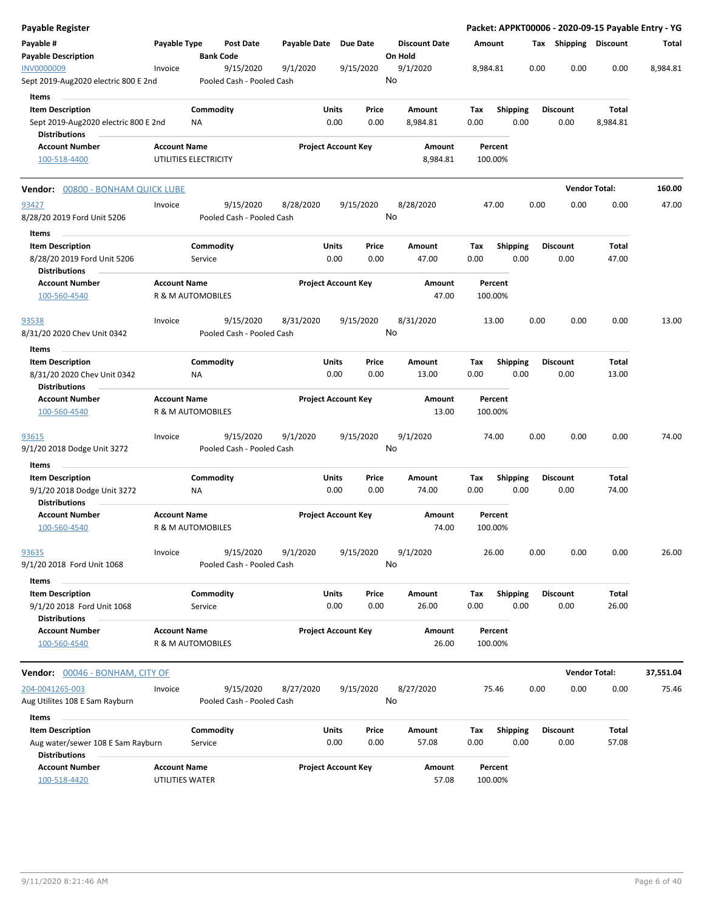# Payable Register

**Packet: APPKT00006 - 2020-09-15 Payable Entry - YG**

| Payable # / Payable Description | Payable Type | Post Date / Bank Code | Payable Date | Due Date | Discount Date / On Hold | Amount | Tax | Shipping | Discount | Total |
|---|---|---|---|---|---|---|---|---|---|---|
| INV0000009 | Invoice | 9/15/2020 | 9/1/2020 | 9/15/2020 | 9/1/2020 | 8,984.81 | 0.00 | 0.00 | 0.00 | 8,984.81 |
| Sept 2019-Aug2020 electric 800 E 2nd | | Pooled Cash - Pooled Cash | | | No | | | | | |

**Items**

| Item Description | Commodity | Units | Price | Amount | Tax | Shipping | Discount | Total |
|---|---|---|---|---|---|---|---|---|
| Sept 2019-Aug2020 electric 800 E 2nd | NA | 0.00 | 0.00 | 8,984.81 | 0.00 | 0.00 | 0.00 | 8,984.81 |

**Distributions**

| Account Number | Account Name | Project Account Key | Amount | Percent |
|---|---|---|---|---|
| 100-518-4400 | UTILITIES ELECTRICITY | | 8,984.81 | 100.00% |

## Vendor: 00800 - BONHAM QUICK LUBE — Vendor Total: 160.00

| Payable # / Payable Description | Payable Type | Post Date / Bank Code | Payable Date | Due Date | Discount Date / On Hold | Amount | Tax | Shipping | Discount | Total |
|---|---|---|---|---|---|---|---|---|---|---|
| 93427 | Invoice | 9/15/2020 | 8/28/2020 | 9/15/2020 | 8/28/2020 | 47.00 | 0.00 | 0.00 | 0.00 | 47.00 |
| 8/28/20 2019 Ford Unit 5206 | | Pooled Cash - Pooled Cash | | | No | | | | | |

**Items**

| Item Description | Commodity | Units | Price | Amount | Tax | Shipping | Discount | Total |
|---|---|---|---|---|---|---|---|---|
| 8/28/20 2019 Ford Unit 5206 | Service | 0.00 | 0.00 | 47.00 | 0.00 | 0.00 | 0.00 | 47.00 |

**Distributions**

| Account Number | Account Name | Project Account Key | Amount | Percent |
|---|---|---|---|---|
| 100-560-4540 | R & M AUTOMOBILES | | 47.00 | 100.00% |

| Payable # / Payable Description | Payable Type | Post Date / Bank Code | Payable Date | Due Date | Discount Date / On Hold | Amount | Tax | Shipping | Discount | Total |
|---|---|---|---|---|---|---|---|---|---|---|
| 93538 | Invoice | 9/15/2020 | 8/31/2020 | 9/15/2020 | 8/31/2020 | 13.00 | 0.00 | 0.00 | 0.00 | 13.00 |
| 8/31/20 2020 Chev Unit 0342 | | Pooled Cash - Pooled Cash | | | No | | | | | |

**Items**

| Item Description | Commodity | Units | Price | Amount | Tax | Shipping | Discount | Total |
|---|---|---|---|---|---|---|---|---|
| 8/31/20 2020 Chev Unit 0342 | NA | 0.00 | 0.00 | 13.00 | 0.00 | 0.00 | 0.00 | 13.00 |

**Distributions**

| Account Number | Account Name | Project Account Key | Amount | Percent |
|---|---|---|---|---|
| 100-560-4540 | R & M AUTOMOBILES | | 13.00 | 100.00% |

| Payable # / Payable Description | Payable Type | Post Date / Bank Code | Payable Date | Due Date | Discount Date / On Hold | Amount | Tax | Shipping | Discount | Total |
|---|---|---|---|---|---|---|---|---|---|---|
| 93615 | Invoice | 9/15/2020 | 9/1/2020 | 9/15/2020 | 9/1/2020 | 74.00 | 0.00 | 0.00 | 0.00 | 74.00 |
| 9/1/20 2018 Dodge Unit 3272 | | Pooled Cash - Pooled Cash | | | No | | | | | |

**Items**

| Item Description | Commodity | Units | Price | Amount | Tax | Shipping | Discount | Total |
|---|---|---|---|---|---|---|---|---|
| 9/1/20 2018 Dodge Unit 3272 | NA | 0.00 | 0.00 | 74.00 | 0.00 | 0.00 | 0.00 | 74.00 |

**Distributions**

| Account Number | Account Name | Project Account Key | Amount | Percent |
|---|---|---|---|---|
| 100-560-4540 | R & M AUTOMOBILES | | 74.00 | 100.00% |

| Payable # / Payable Description | Payable Type | Post Date / Bank Code | Payable Date | Due Date | Discount Date / On Hold | Amount | Tax | Shipping | Discount | Total |
|---|---|---|---|---|---|---|---|---|---|---|
| 93635 | Invoice | 9/15/2020 | 9/1/2020 | 9/15/2020 | 9/1/2020 | 26.00 | 0.00 | 0.00 | 0.00 | 26.00 |
| 9/1/20 2018 Ford Unit 1068 | | Pooled Cash - Pooled Cash | | | No | | | | | |

**Items**

| Item Description | Commodity | Units | Price | Amount | Tax | Shipping | Discount | Total |
|---|---|---|---|---|---|---|---|---|
| 9/1/20 2018 Ford Unit 1068 | Service | 0.00 | 0.00 | 26.00 | 0.00 | 0.00 | 0.00 | 26.00 |

**Distributions**

| Account Number | Account Name | Project Account Key | Amount | Percent |
|---|---|---|---|---|
| 100-560-4540 | R & M AUTOMOBILES | | 26.00 | 100.00% |

## Vendor: 00046 - BONHAM, CITY OF — Vendor Total: 37,551.04

| Payable # / Payable Description | Payable Type | Post Date / Bank Code | Payable Date | Due Date | Discount Date / On Hold | Amount | Tax | Shipping | Discount | Total |
|---|---|---|---|---|---|---|---|---|---|---|
| 204-0041265-003 | Invoice | 9/15/2020 | 8/27/2020 | 9/15/2020 | 8/27/2020 | 75.46 | 0.00 | 0.00 | 0.00 | 75.46 |
| Aug Utilites 108 E Sam Rayburn | | Pooled Cash - Pooled Cash | | | No | | | | | |

**Items**

| Item Description | Commodity | Units | Price | Amount | Tax | Shipping | Discount | Total |
|---|---|---|---|---|---|---|---|---|
| Aug water/sewer 108 E Sam Rayburn | Service | 0.00 | 0.00 | 57.08 | 0.00 | 0.00 | 0.00 | 57.08 |

**Distributions**

| Account Number | Account Name | Project Account Key | Amount | Percent |
|---|---|---|---|---|
| 100-518-4420 | UTILITIES WATER | | 57.08 | 100.00% |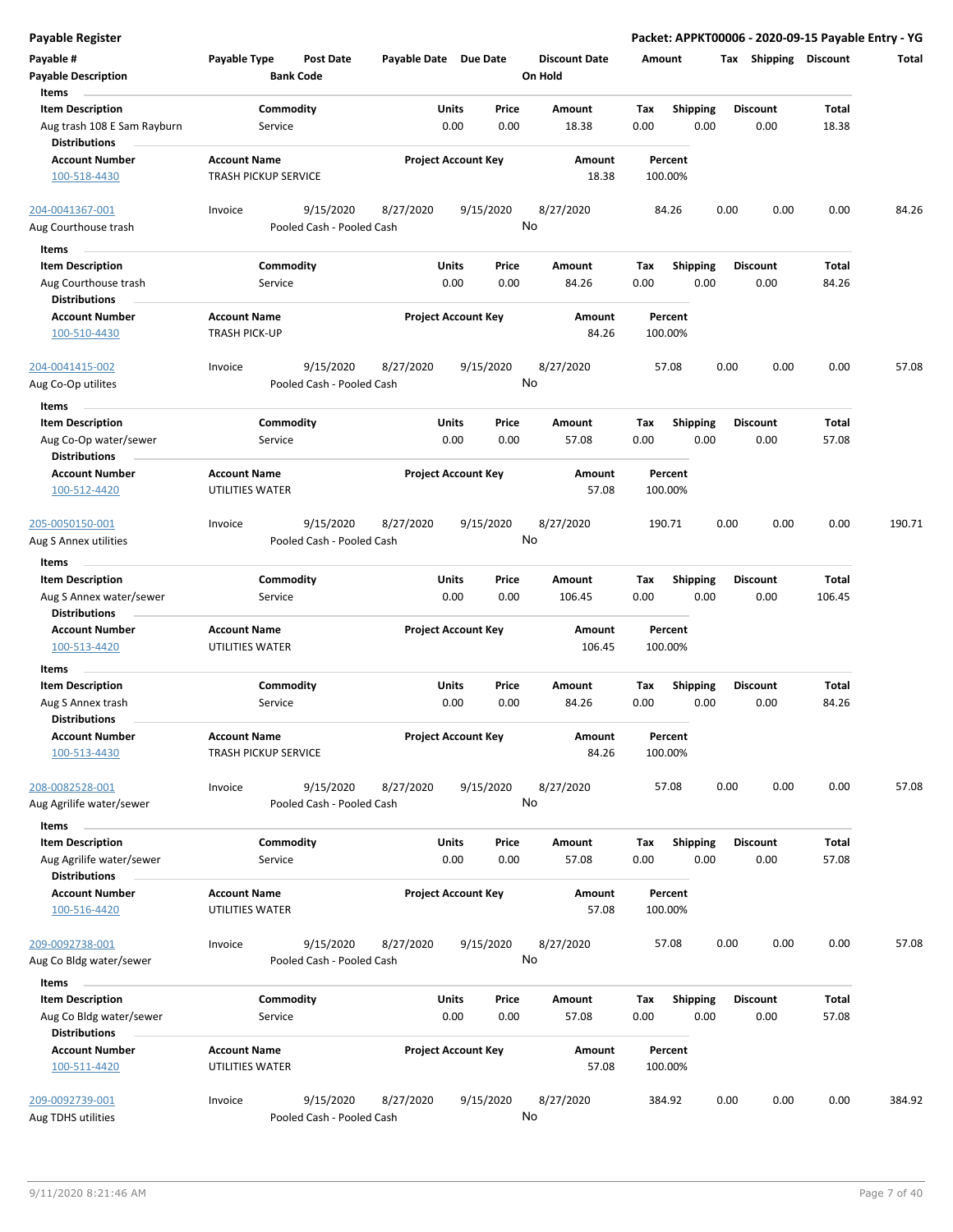**Payable Register** — **Packet: APPKT00006 - 2020-09-15 Payable Entry - YG**

| Payable # | Payable Type | Post Date | Payable Date | Due Date | Discount Date | Amount | Tax | Shipping | Discount | Total |
|---|---|---|---|---|---|---|---|---|---|---|
| **Payable Description** | | **Bank Code** | | | **On Hold** | | | | | |

**Items**

| Item Description | Commodity | Units | Price | Amount | Tax | Shipping | Discount | Total |
|---|---|---|---|---|---|---|---|---|
| Aug trash 108 E Sam Rayburn | Service | 0.00 | 0.00 | 18.38 | 0.00 | 0.00 | 0.00 | 18.38 |

**Distributions**

| Account Number | Account Name | Project Account Key | Amount | Percent |
|---|---|---|---|---|
| 100-518-4430 | TRASH PICKUP SERVICE | | 18.38 | 100.00% |

---

| Payable # | Payable Type | Post Date | Payable Date | Due Date | Discount Date | Amount | Tax | Shipping | Discount | Total |
|---|---|---|---|---|---|---|---|---|---|---|
| 204-0041367-001 | Invoice | 9/15/2020 | 8/27/2020 | 9/15/2020 | 8/27/2020 | 84.26 | 0.00 | 0.00 | 0.00 | 84.26 |
| Aug Courthouse trash | | Pooled Cash - Pooled Cash | | | No | | | | | |

**Items**

| Item Description | Commodity | Units | Price | Amount | Tax | Shipping | Discount | Total |
|---|---|---|---|---|---|---|---|---|
| Aug Courthouse trash | Service | 0.00 | 0.00 | 84.26 | 0.00 | 0.00 | 0.00 | 84.26 |

**Distributions**

| Account Number | Account Name | Project Account Key | Amount | Percent |
|---|---|---|---|---|
| 100-510-4430 | TRASH PICK-UP | | 84.26 | 100.00% |

---

| Payable # | Payable Type | Post Date | Payable Date | Due Date | Discount Date | Amount | Tax | Shipping | Discount | Total |
|---|---|---|---|---|---|---|---|---|---|---|
| 204-0041415-002 | Invoice | 9/15/2020 | 8/27/2020 | 9/15/2020 | 8/27/2020 | 57.08 | 0.00 | 0.00 | 0.00 | 57.08 |
| Aug Co-Op utilites | | Pooled Cash - Pooled Cash | | | No | | | | | |

**Items**

| Item Description | Commodity | Units | Price | Amount | Tax | Shipping | Discount | Total |
|---|---|---|---|---|---|---|---|---|
| Aug Co-Op water/sewer | Service | 0.00 | 0.00 | 57.08 | 0.00 | 0.00 | 0.00 | 57.08 |

**Distributions**

| Account Number | Account Name | Project Account Key | Amount | Percent |
|---|---|---|---|---|
| 100-512-4420 | UTILITIES WATER | | 57.08 | 100.00% |

---

| Payable # | Payable Type | Post Date | Payable Date | Due Date | Discount Date | Amount | Tax | Shipping | Discount | Total |
|---|---|---|---|---|---|---|---|---|---|---|
| 205-0050150-001 | Invoice | 9/15/2020 | 8/27/2020 | 9/15/2020 | 8/27/2020 | 190.71 | 0.00 | 0.00 | 0.00 | 190.71 |
| Aug S Annex utilities | | Pooled Cash - Pooled Cash | | | No | | | | | |

**Items**

| Item Description | Commodity | Units | Price | Amount | Tax | Shipping | Discount | Total |
|---|---|---|---|---|---|---|---|---|
| Aug S Annex water/sewer | Service | 0.00 | 0.00 | 106.45 | 0.00 | 0.00 | 0.00 | 106.45 |

**Distributions**

| Account Number | Account Name | Project Account Key | Amount | Percent |
|---|---|---|---|---|
| 100-513-4420 | UTILITIES WATER | | 106.45 | 100.00% |

**Items**

| Item Description | Commodity | Units | Price | Amount | Tax | Shipping | Discount | Total |
|---|---|---|---|---|---|---|---|---|
| Aug S Annex trash | Service | 0.00 | 0.00 | 84.26 | 0.00 | 0.00 | 0.00 | 84.26 |

**Distributions**

| Account Number | Account Name | Project Account Key | Amount | Percent |
|---|---|---|---|---|
| 100-513-4430 | TRASH PICKUP SERVICE | | 84.26 | 100.00% |

---

| Payable # | Payable Type | Post Date | Payable Date | Due Date | Discount Date | Amount | Tax | Shipping | Discount | Total |
|---|---|---|---|---|---|---|---|---|---|---|
| 208-0082528-001 | Invoice | 9/15/2020 | 8/27/2020 | 9/15/2020 | 8/27/2020 | 57.08 | 0.00 | 0.00 | 0.00 | 57.08 |
| Aug Agrilife water/sewer | | Pooled Cash - Pooled Cash | | | No | | | | | |

**Items**

| Item Description | Commodity | Units | Price | Amount | Tax | Shipping | Discount | Total |
|---|---|---|---|---|---|---|---|---|
| Aug Agrilife water/sewer | Service | 0.00 | 0.00 | 57.08 | 0.00 | 0.00 | 0.00 | 57.08 |

**Distributions**

| Account Number | Account Name | Project Account Key | Amount | Percent |
|---|---|---|---|---|
| 100-516-4420 | UTILITIES WATER | | 57.08 | 100.00% |

---

| Payable # | Payable Type | Post Date | Payable Date | Due Date | Discount Date | Amount | Tax | Shipping | Discount | Total |
|---|---|---|---|---|---|---|---|---|---|---|
| 209-0092738-001 | Invoice | 9/15/2020 | 8/27/2020 | 9/15/2020 | 8/27/2020 | 57.08 | 0.00 | 0.00 | 0.00 | 57.08 |
| Aug Co Bldg water/sewer | | Pooled Cash - Pooled Cash | | | No | | | | | |

**Items**

| Item Description | Commodity | Units | Price | Amount | Tax | Shipping | Discount | Total |
|---|---|---|---|---|---|---|---|---|
| Aug Co Bldg water/sewer | Service | 0.00 | 0.00 | 57.08 | 0.00 | 0.00 | 0.00 | 57.08 |

**Distributions**

| Account Number | Account Name | Project Account Key | Amount | Percent |
|---|---|---|---|---|
| 100-511-4420 | UTILITIES WATER | | 57.08 | 100.00% |

---

| Payable # | Payable Type | Post Date | Payable Date | Due Date | Discount Date | Amount | Tax | Shipping | Discount | Total |
|---|---|---|---|---|---|---|---|---|---|---|
| 209-0092739-001 | Invoice | 9/15/2020 | 8/27/2020 | 9/15/2020 | 8/27/2020 | 384.92 | 0.00 | 0.00 | 0.00 | 384.92 |
| Aug TDHS utilities | | Pooled Cash - Pooled Cash | | | No | | | | | |

9/11/2020 8:21:46 AM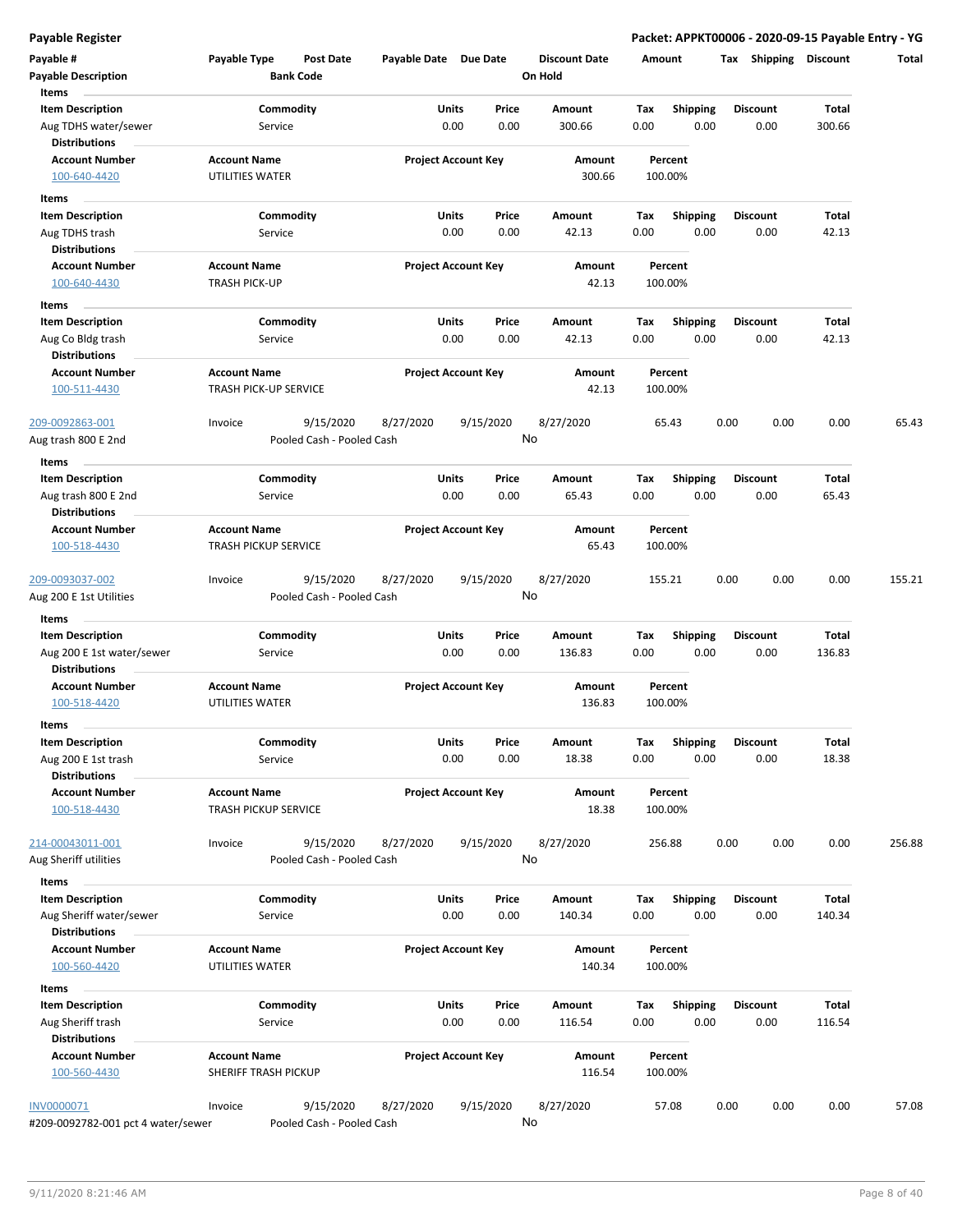## Payable Register

**Packet: APPKT00006 - 2020-09-15 Payable Entry - YG**

| Payable # | Payable Type | Post Date | Payable Date | Due Date | Discount Date | Amount | Tax | Shipping | Discount | Total |
|---|---|---|---|---|---|---|---|---|---|---|
| **Payable Description** | | **Bank Code** | | | **On Hold** | | | | | |

**Items**

| Item Description | Commodity | Units | Price | Amount | Tax | Shipping | Discount | Total |
|---|---|---|---|---|---|---|---|---|
| Aug TDHS water/sewer | Service | 0.00 | 0.00 | 300.66 | 0.00 | 0.00 | 0.00 | 300.66 |

**Distributions**

| Account Number | Account Name | Project Account Key | Amount | Percent |
|---|---|---|---|---|
| 100-640-4420 | UTILITIES WATER | | 300.66 | 100.00% |

**Items**

| Item Description | Commodity | Units | Price | Amount | Tax | Shipping | Discount | Total |
|---|---|---|---|---|---|---|---|---|
| Aug TDHS trash | Service | 0.00 | 0.00 | 42.13 | 0.00 | 0.00 | 0.00 | 42.13 |

**Distributions**

| Account Number | Account Name | Project Account Key | Amount | Percent |
|---|---|---|---|---|
| 100-640-4430 | TRASH PICK-UP | | 42.13 | 100.00% |

**Items**

| Item Description | Commodity | Units | Price | Amount | Tax | Shipping | Discount | Total |
|---|---|---|---|---|---|---|---|---|
| Aug Co Bldg trash | Service | 0.00 | 0.00 | 42.13 | 0.00 | 0.00 | 0.00 | 42.13 |

**Distributions**

| Account Number | Account Name | Project Account Key | Amount | Percent |
|---|---|---|---|---|
| 100-511-4430 | TRASH PICK-UP SERVICE | | 42.13 | 100.00% |

| Payable # | Payable Type | Post Date | Payable Date | Due Date | Discount Date | Amount | Tax | Shipping | Discount | Total |
|---|---|---|---|---|---|---|---|---|---|---|
| 209-0092863-001 | Invoice | 9/15/2020 | 8/27/2020 | 9/15/2020 | 8/27/2020 | 65.43 | 0.00 | 0.00 | 0.00 | 65.43 |
| Aug trash 800 E 2nd | | Pooled Cash - Pooled Cash | | | No | | | | | |

**Items**

| Item Description | Commodity | Units | Price | Amount | Tax | Shipping | Discount | Total |
|---|---|---|---|---|---|---|---|---|
| Aug trash 800 E 2nd | Service | 0.00 | 0.00 | 65.43 | 0.00 | 0.00 | 0.00 | 65.43 |

**Distributions**

| Account Number | Account Name | Project Account Key | Amount | Percent |
|---|---|---|---|---|
| 100-518-4430 | TRASH PICKUP SERVICE | | 65.43 | 100.00% |

| Payable # | Payable Type | Post Date | Payable Date | Due Date | Discount Date | Amount | Tax | Shipping | Discount | Total |
|---|---|---|---|---|---|---|---|---|---|---|
| 209-0093037-002 | Invoice | 9/15/2020 | 8/27/2020 | 9/15/2020 | 8/27/2020 | 155.21 | 0.00 | 0.00 | 0.00 | 155.21 |
| Aug 200 E 1st Utilities | | Pooled Cash - Pooled Cash | | | No | | | | | |

**Items**

| Item Description | Commodity | Units | Price | Amount | Tax | Shipping | Discount | Total |
|---|---|---|---|---|---|---|---|---|
| Aug 200 E 1st water/sewer | Service | 0.00 | 0.00 | 136.83 | 0.00 | 0.00 | 0.00 | 136.83 |

**Distributions**

| Account Number | Account Name | Project Account Key | Amount | Percent |
|---|---|---|---|---|
| 100-518-4420 | UTILITIES WATER | | 136.83 | 100.00% |

**Items**

| Item Description | Commodity | Units | Price | Amount | Tax | Shipping | Discount | Total |
|---|---|---|---|---|---|---|---|---|
| Aug 200 E 1st trash | Service | 0.00 | 0.00 | 18.38 | 0.00 | 0.00 | 0.00 | 18.38 |

**Distributions**

| Account Number | Account Name | Project Account Key | Amount | Percent |
|---|---|---|---|---|
| 100-518-4430 | TRASH PICKUP SERVICE | | 18.38 | 100.00% |

| Payable # | Payable Type | Post Date | Payable Date | Due Date | Discount Date | Amount | Tax | Shipping | Discount | Total |
|---|---|---|---|---|---|---|---|---|---|---|
| 214-00043011-001 | Invoice | 9/15/2020 | 8/27/2020 | 9/15/2020 | 8/27/2020 | 256.88 | 0.00 | 0.00 | 0.00 | 256.88 |
| Aug Sheriff utilities | | Pooled Cash - Pooled Cash | | | No | | | | | |

**Items**

| Item Description | Commodity | Units | Price | Amount | Tax | Shipping | Discount | Total |
|---|---|---|---|---|---|---|---|---|
| Aug Sheriff water/sewer | Service | 0.00 | 0.00 | 140.34 | 0.00 | 0.00 | 0.00 | 140.34 |

**Distributions**

| Account Number | Account Name | Project Account Key | Amount | Percent |
|---|---|---|---|---|
| 100-560-4420 | UTILITIES WATER | | 140.34 | 100.00% |

**Items**

| Item Description | Commodity | Units | Price | Amount | Tax | Shipping | Discount | Total |
|---|---|---|---|---|---|---|---|---|
| Aug Sheriff trash | Service | 0.00 | 0.00 | 116.54 | 0.00 | 0.00 | 0.00 | 116.54 |

**Distributions**

| Account Number | Account Name | Project Account Key | Amount | Percent |
|---|---|---|---|---|
| 100-560-4430 | SHERIFF TRASH PICKUP | | 116.54 | 100.00% |

| Payable # | Payable Type | Post Date | Payable Date | Due Date | Discount Date | Amount | Tax | Shipping | Discount | Total |
|---|---|---|---|---|---|---|---|---|---|---|
| INV0000071 | Invoice | 9/15/2020 | 8/27/2020 | 9/15/2020 | 8/27/2020 | 57.08 | 0.00 | 0.00 | 0.00 | 57.08 |
| #209-0092782-001 pct 4 water/sewer | | Pooled Cash - Pooled Cash | | | No | | | | | |

9/11/2020 8:21:46 AM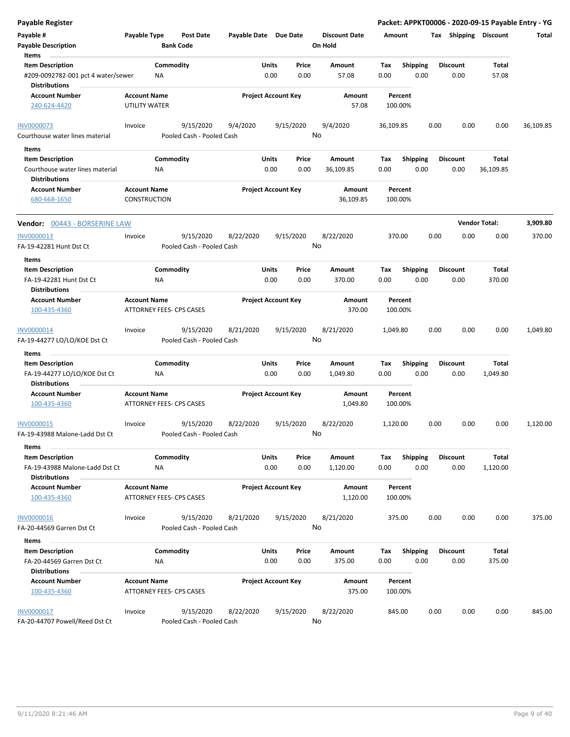**Payable Register** — **Packet: APPKT00006 - 2020-09-15 Payable Entry - YG**

| Payable # | Payable Type | Post Date | Payable Date | Due Date | Discount Date | Amount | Tax | Shipping | Discount | Total |
|---|---|---|---|---|---|---|---|---|---|---|
| Payable Description | | Bank Code | | | On Hold | | | | | |

Items

| Item Description | Commodity | Units | Price | Amount | Tax | Shipping | Discount | Total |
|---|---|---|---|---|---|---|---|---|
| #209-0092782-001 pct 4 water/sewer | NA | 0.00 | 0.00 | 57.08 | 0.00 | 0.00 | 0.00 | 57.08 |

Distributions

| Account Number | Account Name | Project Account Key | Amount | Percent |
|---|---|---|---|---|
| 240-624-4420 | UTILITY WATER | | 57.08 | 100.00% |

| Payable # | Payable Type | Post Date | Payable Date | Due Date | Discount Date | Amount | Tax | Shipping | Discount | Total |
|---|---|---|---|---|---|---|---|---|---|---|
| INV0000073 | Invoice | 9/15/2020 | 9/4/2020 | 9/15/2020 | 9/4/2020 | 36,109.85 | 0.00 | 0.00 | 0.00 | 36,109.85 |
| Courthouse water lines material | | Pooled Cash - Pooled Cash | | | No | | | | | |

Items

| Item Description | Commodity | Units | Price | Amount | Tax | Shipping | Discount | Total |
|---|---|---|---|---|---|---|---|---|
| Courthouse water lines material | NA | 0.00 | 0.00 | 36,109.85 | 0.00 | 0.00 | 0.00 | 36,109.85 |

Distributions

| Account Number | Account Name | Project Account Key | Amount | Percent |
|---|---|---|---|---|
| 680-668-1650 | CONSTRUCTION | | 36,109.85 | 100.00% |

**Vendor:** 00443 - BORSERINE LAW — **Vendor Total: 3,909.80**

| Payable # | Payable Type | Post Date | Payable Date | Due Date | Discount Date | Amount | Tax | Shipping | Discount | Total |
|---|---|---|---|---|---|---|---|---|---|---|
| INV0000013 | Invoice | 9/15/2020 | 8/22/2020 | 9/15/2020 | 8/22/2020 | 370.00 | 0.00 | 0.00 | 0.00 | 370.00 |
| FA-19-42281 Hunt Dst Ct | | Pooled Cash - Pooled Cash | | | No | | | | | |

Items

| Item Description | Commodity | Units | Price | Amount | Tax | Shipping | Discount | Total |
|---|---|---|---|---|---|---|---|---|
| FA-19-42281 Hunt Dst Ct | NA | 0.00 | 0.00 | 370.00 | 0.00 | 0.00 | 0.00 | 370.00 |

Distributions

| Account Number | Account Name | Project Account Key | Amount | Percent |
|---|---|---|---|---|
| 100-435-4360 | ATTORNEY FEES- CPS CASES | | 370.00 | 100.00% |

| Payable # | Payable Type | Post Date | Payable Date | Due Date | Discount Date | Amount | Tax | Shipping | Discount | Total |
|---|---|---|---|---|---|---|---|---|---|---|
| INV0000014 | Invoice | 9/15/2020 | 8/21/2020 | 9/15/2020 | 8/21/2020 | 1,049.80 | 0.00 | 0.00 | 0.00 | 1,049.80 |
| FA-19-44277 LO/LO/KOE Dst Ct | | Pooled Cash - Pooled Cash | | | No | | | | | |

Items

| Item Description | Commodity | Units | Price | Amount | Tax | Shipping | Discount | Total |
|---|---|---|---|---|---|---|---|---|
| FA-19-44277 LO/LO/KOE Dst Ct | NA | 0.00 | 0.00 | 1,049.80 | 0.00 | 0.00 | 0.00 | 1,049.80 |

Distributions

| Account Number | Account Name | Project Account Key | Amount | Percent |
|---|---|---|---|---|
| 100-435-4360 | ATTORNEY FEES- CPS CASES | | 1,049.80 | 100.00% |

| Payable # | Payable Type | Post Date | Payable Date | Due Date | Discount Date | Amount | Tax | Shipping | Discount | Total |
|---|---|---|---|---|---|---|---|---|---|---|
| INV0000015 | Invoice | 9/15/2020 | 8/22/2020 | 9/15/2020 | 8/22/2020 | 1,120.00 | 0.00 | 0.00 | 0.00 | 1,120.00 |
| FA-19-43988 Malone-Ladd Dst Ct | | Pooled Cash - Pooled Cash | | | No | | | | | |

Items

| Item Description | Commodity | Units | Price | Amount | Tax | Shipping | Discount | Total |
|---|---|---|---|---|---|---|---|---|
| FA-19-43988 Malone-Ladd Dst Ct | NA | 0.00 | 0.00 | 1,120.00 | 0.00 | 0.00 | 0.00 | 1,120.00 |

Distributions

| Account Number | Account Name | Project Account Key | Amount | Percent |
|---|---|---|---|---|
| 100-435-4360 | ATTORNEY FEES- CPS CASES | | 1,120.00 | 100.00% |

| Payable # | Payable Type | Post Date | Payable Date | Due Date | Discount Date | Amount | Tax | Shipping | Discount | Total |
|---|---|---|---|---|---|---|---|---|---|---|
| INV0000016 | Invoice | 9/15/2020 | 8/21/2020 | 9/15/2020 | 8/21/2020 | 375.00 | 0.00 | 0.00 | 0.00 | 375.00 |
| FA-20-44569 Garren Dst Ct | | Pooled Cash - Pooled Cash | | | No | | | | | |

Items

| Item Description | Commodity | Units | Price | Amount | Tax | Shipping | Discount | Total |
|---|---|---|---|---|---|---|---|---|
| FA-20-44569 Garren Dst Ct | NA | 0.00 | 0.00 | 375.00 | 0.00 | 0.00 | 0.00 | 375.00 |

Distributions

| Account Number | Account Name | Project Account Key | Amount | Percent |
|---|---|---|---|---|
| 100-435-4360 | ATTORNEY FEES- CPS CASES | | 375.00 | 100.00% |

| Payable # | Payable Type | Post Date | Payable Date | Due Date | Discount Date | Amount | Tax | Shipping | Discount | Total |
|---|---|---|---|---|---|---|---|---|---|---|
| INV0000017 | Invoice | 9/15/2020 | 8/22/2020 | 9/15/2020 | 8/22/2020 | 845.00 | 0.00 | 0.00 | 0.00 | 845.00 |
| FA-20-44707 Powell/Reed Dst Ct | | Pooled Cash - Pooled Cash | | | No | | | | | |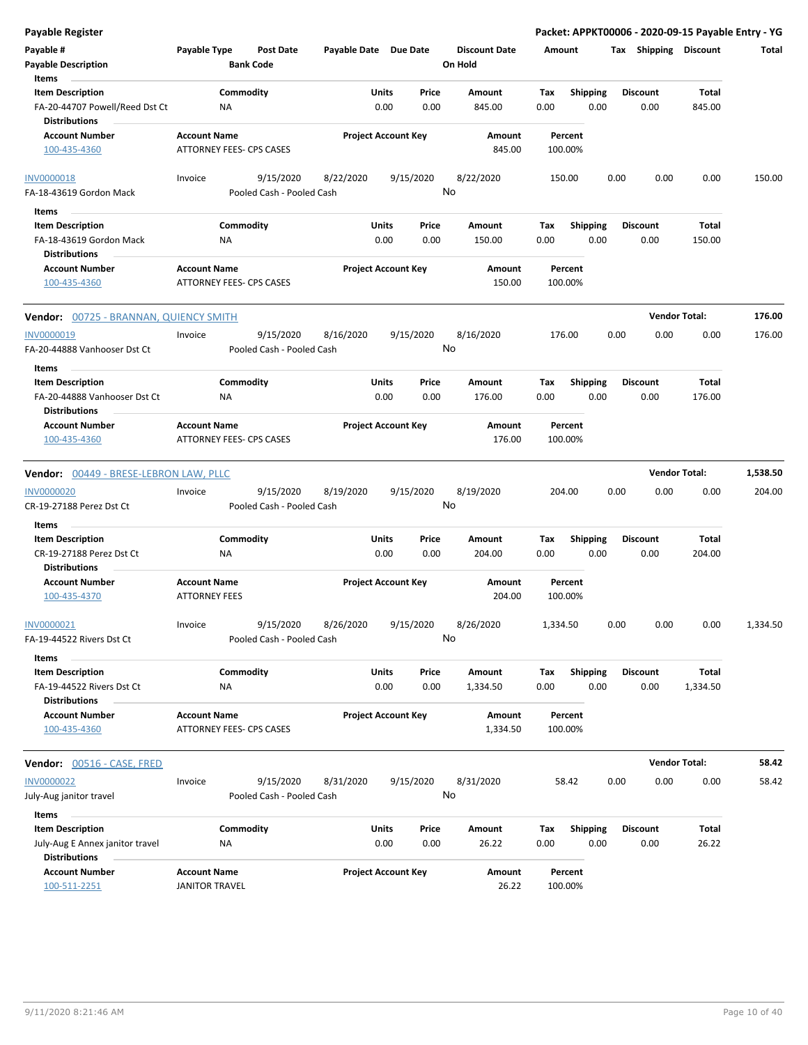| Payable # | Payable Type | Post Date | Payable Date | Due Date | Discount Date | Amount | Tax | Shipping | Discount | Total |
|---|---|---|---|---|---|---|---|---|---|---|
| Payable Description | | Bank Code | | | On Hold | | | | | |

**Items**

| Item Description | Commodity | Units | Price | Amount | Tax | Shipping | Discount | Total |
|---|---|---|---|---|---|---|---|---|
| FA-20-44707 Powell/Reed Dst Ct | NA | 0.00 | 0.00 | 845.00 | 0.00 | 0.00 | 0.00 | 845.00 |

**Distributions**

| Account Number | Account Name | Project Account Key | Amount | Percent |
|---|---|---|---|---|
| 100-435-4360 | ATTORNEY FEES- CPS CASES | | 845.00 | 100.00% |

| Payable # | Payable Type | Post Date | Payable Date | Due Date | Discount Date | Amount | Tax | Shipping | Discount | Total |
|---|---|---|---|---|---|---|---|---|---|---|
| INV0000018 | Invoice | 9/15/2020 | 8/22/2020 | 9/15/2020 | 8/22/2020 | 150.00 | 0.00 | 0.00 | 0.00 | 150.00 |
| FA-18-43619 Gordon Mack | | Pooled Cash - Pooled Cash | | | No | | | | | |

**Items**

| Item Description | Commodity | Units | Price | Amount | Tax | Shipping | Discount | Total |
|---|---|---|---|---|---|---|---|---|
| FA-18-43619 Gordon Mack | NA | 0.00 | 0.00 | 150.00 | 0.00 | 0.00 | 0.00 | 150.00 |

**Distributions**

| Account Number | Account Name | Project Account Key | Amount | Percent |
|---|---|---|---|---|
| 100-435-4360 | ATTORNEY FEES- CPS CASES | | 150.00 | 100.00% |

## Vendor: 00725 - BRANNAN, QUIENCY SMITH — Vendor Total: 176.00

| Payable # | Payable Type | Post Date | Payable Date | Due Date | Discount Date | Amount | Tax | Shipping | Discount | Total |
|---|---|---|---|---|---|---|---|---|---|---|
| INV0000019 | Invoice | 9/15/2020 | 8/16/2020 | 9/15/2020 | 8/16/2020 | 176.00 | 0.00 | 0.00 | 0.00 | 176.00 |
| FA-20-44888 Vanhooser Dst Ct | | Pooled Cash - Pooled Cash | | | No | | | | | |

**Items**

| Item Description | Commodity | Units | Price | Amount | Tax | Shipping | Discount | Total |
|---|---|---|---|---|---|---|---|---|
| FA-20-44888 Vanhooser Dst Ct | NA | 0.00 | 0.00 | 176.00 | 0.00 | 0.00 | 0.00 | 176.00 |

**Distributions**

| Account Number | Account Name | Project Account Key | Amount | Percent |
|---|---|---|---|---|
| 100-435-4360 | ATTORNEY FEES- CPS CASES | | 176.00 | 100.00% |

## Vendor: 00449 - BRESE-LEBRON LAW, PLLC — Vendor Total: 1,538.50

| Payable # | Payable Type | Post Date | Payable Date | Due Date | Discount Date | Amount | Tax | Shipping | Discount | Total |
|---|---|---|---|---|---|---|---|---|---|---|
| INV0000020 | Invoice | 9/15/2020 | 8/19/2020 | 9/15/2020 | 8/19/2020 | 204.00 | 0.00 | 0.00 | 0.00 | 204.00 |
| CR-19-27188 Perez Dst Ct | | Pooled Cash - Pooled Cash | | | No | | | | | |

**Items**

| Item Description | Commodity | Units | Price | Amount | Tax | Shipping | Discount | Total |
|---|---|---|---|---|---|---|---|---|
| CR-19-27188 Perez Dst Ct | NA | 0.00 | 0.00 | 204.00 | 0.00 | 0.00 | 0.00 | 204.00 |

**Distributions**

| Account Number | Account Name | Project Account Key | Amount | Percent |
|---|---|---|---|---|
| 100-435-4370 | ATTORNEY FEES | | 204.00 | 100.00% |

| Payable # | Payable Type | Post Date | Payable Date | Due Date | Discount Date | Amount | Tax | Shipping | Discount | Total |
|---|---|---|---|---|---|---|---|---|---|---|
| INV0000021 | Invoice | 9/15/2020 | 8/26/2020 | 9/15/2020 | 8/26/2020 | 1,334.50 | 0.00 | 0.00 | 0.00 | 1,334.50 |
| FA-19-44522 Rivers Dst Ct | | Pooled Cash - Pooled Cash | | | No | | | | | |

**Items**

| Item Description | Commodity | Units | Price | Amount | Tax | Shipping | Discount | Total |
|---|---|---|---|---|---|---|---|---|
| FA-19-44522 Rivers Dst Ct | NA | 0.00 | 0.00 | 1,334.50 | 0.00 | 0.00 | 0.00 | 1,334.50 |

**Distributions**

| Account Number | Account Name | Project Account Key | Amount | Percent |
|---|---|---|---|---|
| 100-435-4360 | ATTORNEY FEES- CPS CASES | | 1,334.50 | 100.00% |

## Vendor: 00516 - CASE, FRED — Vendor Total: 58.42

| Payable # | Payable Type | Post Date | Payable Date | Due Date | Discount Date | Amount | Tax | Shipping | Discount | Total |
|---|---|---|---|---|---|---|---|---|---|---|
| INV0000022 | Invoice | 9/15/2020 | 8/31/2020 | 9/15/2020 | 8/31/2020 | 58.42 | 0.00 | 0.00 | 0.00 | 58.42 |
| July-Aug janitor travel | | Pooled Cash - Pooled Cash | | | No | | | | | |

**Items**

| Item Description | Commodity | Units | Price | Amount | Tax | Shipping | Discount | Total |
|---|---|---|---|---|---|---|---|---|
| July-Aug E Annex janitor travel | NA | 0.00 | 0.00 | 26.22 | 0.00 | 0.00 | 0.00 | 26.22 |

**Distributions**

| Account Number | Account Name | Project Account Key | Amount | Percent |
|---|---|---|---|---|
| 100-511-2251 | JANITOR TRAVEL | | 26.22 | 100.00% |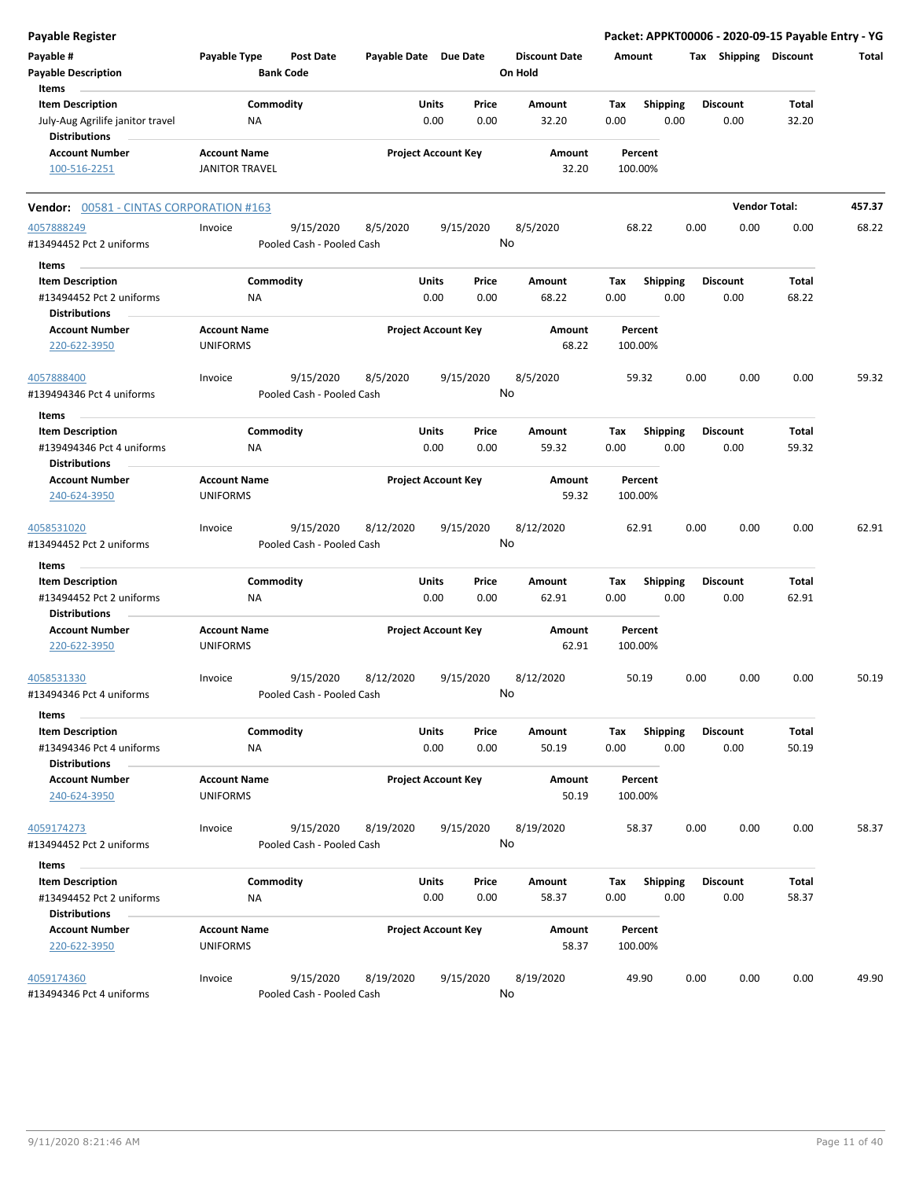**Payable Register** — **Packet: APPKT00006 - 2020-09-15 Payable Entry - YG**

| Payable # | Payable Type | Post Date | Payable Date | Due Date | Discount Date | Amount | Tax | Shipping | Discount | Total |
|---|---|---|---|---|---|---|---|---|---|---|
| Payable Description | | Bank Code | | | On Hold | | | | | |

**Items**

| Item Description | Commodity | Units | Price | Amount | Tax | Shipping | Discount | Total |
|---|---|---|---|---|---|---|---|---|
| July-Aug Agrilife janitor travel | NA | 0.00 | 0.00 | 32.20 | 0.00 | 0.00 | 0.00 | 32.20 |

**Distributions**

| Account Number | Account Name | Project Account Key | Amount | Percent |
|---|---|---|---|---|
| 100-516-2251 | JANITOR TRAVEL | | 32.20 | 100.00% |

**Vendor:** 00581 - CINTAS CORPORATION #163 — **Vendor Total:** 457.37

| Payable # | Payable Type | Post Date | Payable Date | Due Date | Discount Date | Amount | Tax | Shipping | Discount | Total |
|---|---|---|---|---|---|---|---|---|---|---|
| 4057888249 | Invoice | 9/15/2020 | 8/5/2020 | 9/15/2020 | 8/5/2020 | 68.22 | 0.00 | 0.00 | 0.00 | 68.22 |
| #13494452 Pct 2 uniforms | | Pooled Cash - Pooled Cash | | | No | | | | | |

**Items**

| Item Description | Commodity | Units | Price | Amount | Tax | Shipping | Discount | Total |
|---|---|---|---|---|---|---|---|---|
| #13494452 Pct 2 uniforms | NA | 0.00 | 0.00 | 68.22 | 0.00 | 0.00 | 0.00 | 68.22 |

**Distributions**

| Account Number | Account Name | Project Account Key | Amount | Percent |
|---|---|---|---|---|
| 220-622-3950 | UNIFORMS | | 68.22 | 100.00% |

| Payable # | Payable Type | Post Date | Payable Date | Due Date | Discount Date | Amount | Tax | Shipping | Discount | Total |
|---|---|---|---|---|---|---|---|---|---|---|
| 4057888400 | Invoice | 9/15/2020 | 8/5/2020 | 9/15/2020 | 8/5/2020 | 59.32 | 0.00 | 0.00 | 0.00 | 59.32 |
| #139494346 Pct 4 uniforms | | Pooled Cash - Pooled Cash | | | No | | | | | |

**Items**

| Item Description | Commodity | Units | Price | Amount | Tax | Shipping | Discount | Total |
|---|---|---|---|---|---|---|---|---|
| #139494346 Pct 4 uniforms | NA | 0.00 | 0.00 | 59.32 | 0.00 | 0.00 | 0.00 | 59.32 |

**Distributions**

| Account Number | Account Name | Project Account Key | Amount | Percent |
|---|---|---|---|---|
| 240-624-3950 | UNIFORMS | | 59.32 | 100.00% |

| Payable # | Payable Type | Post Date | Payable Date | Due Date | Discount Date | Amount | Tax | Shipping | Discount | Total |
|---|---|---|---|---|---|---|---|---|---|---|
| 4058531020 | Invoice | 9/15/2020 | 8/12/2020 | 9/15/2020 | 8/12/2020 | 62.91 | 0.00 | 0.00 | 0.00 | 62.91 |
| #13494452 Pct 2 uniforms | | Pooled Cash - Pooled Cash | | | No | | | | | |

**Items**

| Item Description | Commodity | Units | Price | Amount | Tax | Shipping | Discount | Total |
|---|---|---|---|---|---|---|---|---|
| #13494452 Pct 2 uniforms | NA | 0.00 | 0.00 | 62.91 | 0.00 | 0.00 | 0.00 | 62.91 |

**Distributions**

| Account Number | Account Name | Project Account Key | Amount | Percent |
|---|---|---|---|---|
| 220-622-3950 | UNIFORMS | | 62.91 | 100.00% |

| Payable # | Payable Type | Post Date | Payable Date | Due Date | Discount Date | Amount | Tax | Shipping | Discount | Total |
|---|---|---|---|---|---|---|---|---|---|---|
| 4058531330 | Invoice | 9/15/2020 | 8/12/2020 | 9/15/2020 | 8/12/2020 | 50.19 | 0.00 | 0.00 | 0.00 | 50.19 |
| #13494346 Pct 4 uniforms | | Pooled Cash - Pooled Cash | | | No | | | | | |

**Items**

| Item Description | Commodity | Units | Price | Amount | Tax | Shipping | Discount | Total |
|---|---|---|---|---|---|---|---|---|
| #13494346 Pct 4 uniforms | NA | 0.00 | 0.00 | 50.19 | 0.00 | 0.00 | 0.00 | 50.19 |

**Distributions**

| Account Number | Account Name | Project Account Key | Amount | Percent |
|---|---|---|---|---|
| 240-624-3950 | UNIFORMS | | 50.19 | 100.00% |

| Payable # | Payable Type | Post Date | Payable Date | Due Date | Discount Date | Amount | Tax | Shipping | Discount | Total |
|---|---|---|---|---|---|---|---|---|---|---|
| 4059174273 | Invoice | 9/15/2020 | 8/19/2020 | 9/15/2020 | 8/19/2020 | 58.37 | 0.00 | 0.00 | 0.00 | 58.37 |
| #13494452 Pct 2 uniforms | | Pooled Cash - Pooled Cash | | | No | | | | | |

**Items**

| Item Description | Commodity | Units | Price | Amount | Tax | Shipping | Discount | Total |
|---|---|---|---|---|---|---|---|---|
| #13494452 Pct 2 uniforms | NA | 0.00 | 0.00 | 58.37 | 0.00 | 0.00 | 0.00 | 58.37 |

**Distributions**

| Account Number | Account Name | Project Account Key | Amount | Percent |
|---|---|---|---|---|
| 220-622-3950 | UNIFORMS | | 58.37 | 100.00% |

| Payable # | Payable Type | Post Date | Payable Date | Due Date | Discount Date | Amount | Tax | Shipping | Discount | Total |
|---|---|---|---|---|---|---|---|---|---|---|
| 4059174360 | Invoice | 9/15/2020 | 8/19/2020 | 9/15/2020 | 8/19/2020 | 49.90 | 0.00 | 0.00 | 0.00 | 49.90 |
| #13494346 Pct 4 uniforms | | Pooled Cash - Pooled Cash | | | No | | | | | |

9/11/2020 8:21:46 AM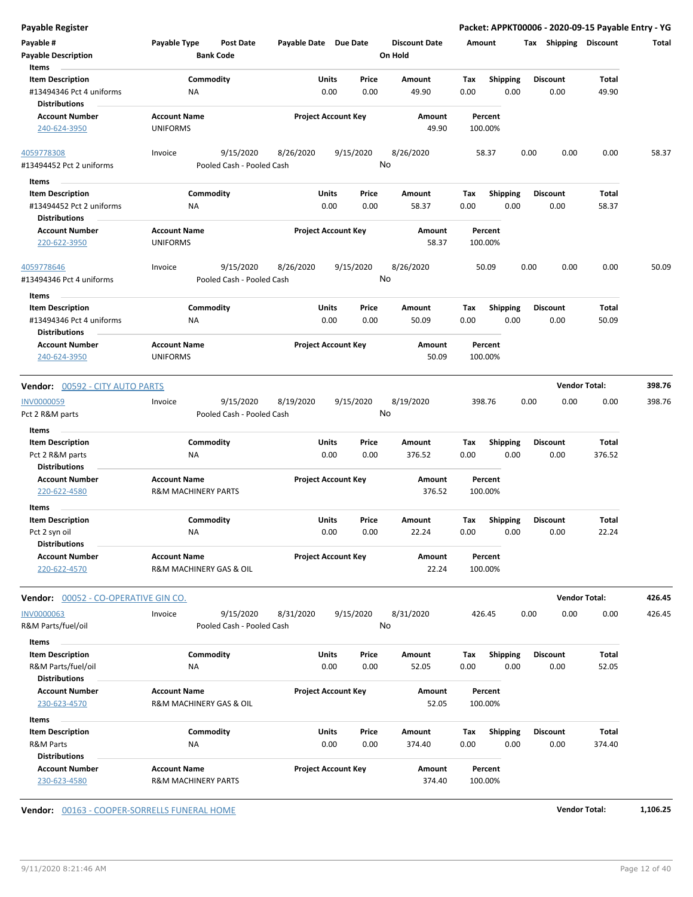**Payable Register** — Packet: APPKT00006 - 2020-09-15 Payable Entry - YG

| Payable # / Payable Description | Payable Type | Post Date / Bank Code | Payable Date | Due Date | Discount Date / On Hold | Amount | Tax | Shipping | Discount | Total |
|---|---|---|---|---|---|---|---|---|---|---|

**Items**

| Item Description | Commodity | Units | Price | Amount | Tax | Shipping | Discount | Total |
|---|---|---|---|---|---|---|---|---|
| #13494346 Pct 4 uniforms | NA | 0.00 | 0.00 | 49.90 | 0.00 | 0.00 | 0.00 | 49.90 |

**Distributions**

| Account Number | Account Name | Project Account Key | Amount | Percent |
|---|---|---|---|---|
| 240-624-3950 | UNIFORMS | | 49.90 | 100.00% |

| Payable # | Payable Type | Post Date | Payable Date | Due Date | Discount Date | Amount | Tax | Shipping | Discount | Total |
|---|---|---|---|---|---|---|---|---|---|---|
| 4059778308 | Invoice | 9/15/2020 | 8/26/2020 | 9/15/2020 | 8/26/2020 | 58.37 | 0.00 | 0.00 | 0.00 | 58.37 |
| #13494452 Pct 2 uniforms | | Pooled Cash - Pooled Cash | | | No | | | | | |

**Items**

| Item Description | Commodity | Units | Price | Amount | Tax | Shipping | Discount | Total |
|---|---|---|---|---|---|---|---|---|
| #13494452 Pct 2 uniforms | NA | 0.00 | 0.00 | 58.37 | 0.00 | 0.00 | 0.00 | 58.37 |

**Distributions**

| Account Number | Account Name | Project Account Key | Amount | Percent |
|---|---|---|---|---|
| 220-622-3950 | UNIFORMS | | 58.37 | 100.00% |

| Payable # | Payable Type | Post Date | Payable Date | Due Date | Discount Date | Amount | Tax | Shipping | Discount | Total |
|---|---|---|---|---|---|---|---|---|---|---|
| 4059778646 | Invoice | 9/15/2020 | 8/26/2020 | 9/15/2020 | 8/26/2020 | 50.09 | 0.00 | 0.00 | 0.00 | 50.09 |
| #13494346 Pct 4 uniforms | | Pooled Cash - Pooled Cash | | | No | | | | | |

**Items**

| Item Description | Commodity | Units | Price | Amount | Tax | Shipping | Discount | Total |
|---|---|---|---|---|---|---|---|---|
| #13494346 Pct 4 uniforms | NA | 0.00 | 0.00 | 50.09 | 0.00 | 0.00 | 0.00 | 50.09 |

**Distributions**

| Account Number | Account Name | Project Account Key | Amount | Percent |
|---|---|---|---|---|
| 240-624-3950 | UNIFORMS | | 50.09 | 100.00% |

**Vendor: 00592 - CITY AUTO PARTS** — **Vendor Total: 398.76**

| Payable # | Payable Type | Post Date | Payable Date | Due Date | Discount Date | Amount | Tax | Shipping | Discount | Total |
|---|---|---|---|---|---|---|---|---|---|---|
| INV0000059 | Invoice | 9/15/2020 | 8/19/2020 | 9/15/2020 | 8/19/2020 | 398.76 | 0.00 | 0.00 | 0.00 | 398.76 |
| Pct 2 R&M parts | | Pooled Cash - Pooled Cash | | | No | | | | | |

**Items**

| Item Description | Commodity | Units | Price | Amount | Tax | Shipping | Discount | Total |
|---|---|---|---|---|---|---|---|---|
| Pct 2 R&M parts | NA | 0.00 | 0.00 | 376.52 | 0.00 | 0.00 | 0.00 | 376.52 |

**Distributions**

| Account Number | Account Name | Project Account Key | Amount | Percent |
|---|---|---|---|---|
| 220-622-4580 | R&M MACHINERY PARTS | | 376.52 | 100.00% |

**Items**

| Item Description | Commodity | Units | Price | Amount | Tax | Shipping | Discount | Total |
|---|---|---|---|---|---|---|---|---|
| Pct 2 syn oil | NA | 0.00 | 0.00 | 22.24 | 0.00 | 0.00 | 0.00 | 22.24 |

**Distributions**

| Account Number | Account Name | Project Account Key | Amount | Percent |
|---|---|---|---|---|
| 220-622-4570 | R&M MACHINERY GAS & OIL | | 22.24 | 100.00% |

**Vendor: 00052 - CO-OPERATIVE GIN CO.** — **Vendor Total: 426.45**

| Payable # | Payable Type | Post Date | Payable Date | Due Date | Discount Date | Amount | Tax | Shipping | Discount | Total |
|---|---|---|---|---|---|---|---|---|---|---|
| INV0000063 | Invoice | 9/15/2020 | 8/31/2020 | 9/15/2020 | 8/31/2020 | 426.45 | 0.00 | 0.00 | 0.00 | 426.45 |
| R&M Parts/fuel/oil | | Pooled Cash - Pooled Cash | | | No | | | | | |

**Items**

| Item Description | Commodity | Units | Price | Amount | Tax | Shipping | Discount | Total |
|---|---|---|---|---|---|---|---|---|
| R&M Parts/fuel/oil | NA | 0.00 | 0.00 | 52.05 | 0.00 | 0.00 | 0.00 | 52.05 |

**Distributions**

| Account Number | Account Name | Project Account Key | Amount | Percent |
|---|---|---|---|---|
| 230-623-4570 | R&M MACHINERY GAS & OIL | | 52.05 | 100.00% |

**Items**

| Item Description | Commodity | Units | Price | Amount | Tax | Shipping | Discount | Total |
|---|---|---|---|---|---|---|---|---|
| R&M Parts | NA | 0.00 | 0.00 | 374.40 | 0.00 | 0.00 | 0.00 | 374.40 |

**Distributions**

| Account Number | Account Name | Project Account Key | Amount | Percent |
|---|---|---|---|---|
| 230-623-4580 | R&M MACHINERY PARTS | | 374.40 | 100.00% |

**Vendor: 00163 - COOPER-SORRELLS FUNERAL HOME** — **Vendor Total: 1,106.25**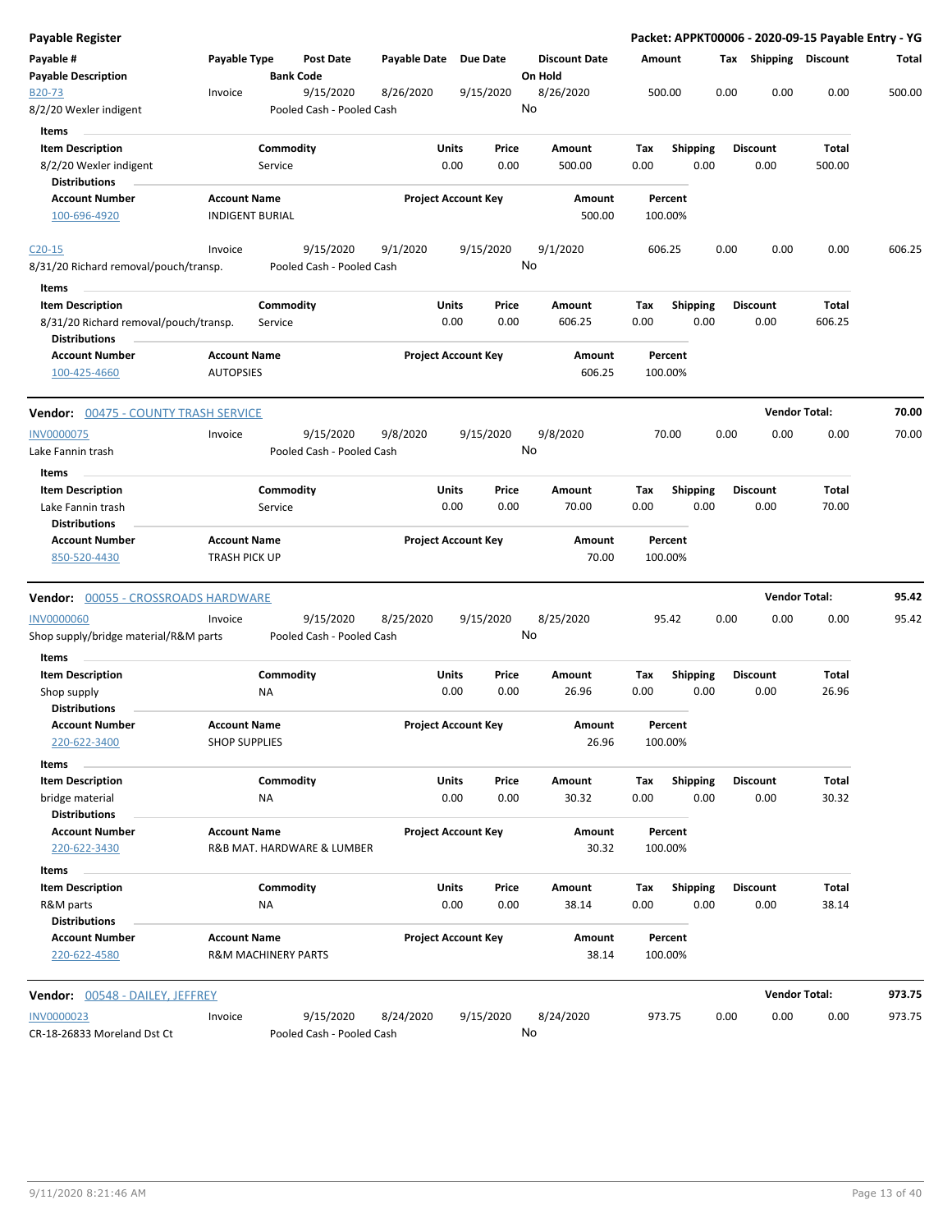**Payable Register** — Packet: APPKT00006 - 2020-09-15 Payable Entry - YG

| Payable # / Payable Description | Payable Type | Post Date / Bank Code | Payable Date | Due Date | Discount Date / On Hold | Amount | Tax | Shipping | Discount | Total |
|---|---|---|---|---|---|---|---|---|---|---|
| B20-73 | Invoice | 9/15/2020 | 8/26/2020 | 9/15/2020 | 8/26/2020 | 500.00 | 0.00 | 0.00 | 0.00 | 500.00 |
| 8/2/20 Wexler indigent | | Pooled Cash - Pooled Cash | | | No | | | | | |

Items

| Item Description | Commodity | Units | Price | Amount | Tax | Shipping | Discount | Total |
|---|---|---|---|---|---|---|---|---|
| 8/2/20 Wexler indigent | Service | 0.00 | 0.00 | 500.00 | 0.00 | 0.00 | 0.00 | 500.00 |

Distributions

| Account Number | Account Name | Project Account Key | Amount | Percent |
|---|---|---|---|---|
| 100-696-4920 | INDIGENT BURIAL | | 500.00 | 100.00% |

| Payable # / Payable Description | Payable Type | Post Date / Bank Code | Payable Date | Due Date | Discount Date / On Hold | Amount | Tax | Shipping | Discount | Total |
|---|---|---|---|---|---|---|---|---|---|---|
| C20-15 | Invoice | 9/15/2020 | 9/1/2020 | 9/15/2020 | 9/1/2020 | 606.25 | 0.00 | 0.00 | 0.00 | 606.25 |
| 8/31/20 Richard removal/pouch/transp. | | Pooled Cash - Pooled Cash | | | No | | | | | |

Items

| Item Description | Commodity | Units | Price | Amount | Tax | Shipping | Discount | Total |
|---|---|---|---|---|---|---|---|---|
| 8/31/20 Richard removal/pouch/transp. | Service | 0.00 | 0.00 | 606.25 | 0.00 | 0.00 | 0.00 | 606.25 |

Distributions

| Account Number | Account Name | Project Account Key | Amount | Percent |
|---|---|---|---|---|
| 100-425-4660 | AUTOPSIES | | 606.25 | 100.00% |

**Vendor: 00475 - COUNTY TRASH SERVICE** — Vendor Total: **70.00**

| Payable # / Payable Description | Payable Type | Post Date / Bank Code | Payable Date | Due Date | Discount Date / On Hold | Amount | Tax | Shipping | Discount | Total |
|---|---|---|---|---|---|---|---|---|---|---|
| INV0000075 | Invoice | 9/15/2020 | 9/8/2020 | 9/15/2020 | 9/8/2020 | 70.00 | 0.00 | 0.00 | 0.00 | 70.00 |
| Lake Fannin trash | | Pooled Cash - Pooled Cash | | | No | | | | | |

Items

| Item Description | Commodity | Units | Price | Amount | Tax | Shipping | Discount | Total |
|---|---|---|---|---|---|---|---|---|
| Lake Fannin trash | Service | 0.00 | 0.00 | 70.00 | 0.00 | 0.00 | 0.00 | 70.00 |

Distributions

| Account Number | Account Name | Project Account Key | Amount | Percent |
|---|---|---|---|---|
| 850-520-4430 | TRASH PICK UP | | 70.00 | 100.00% |

**Vendor: 00055 - CROSSROADS HARDWARE** — Vendor Total: **95.42**

| Payable # / Payable Description | Payable Type | Post Date / Bank Code | Payable Date | Due Date | Discount Date / On Hold | Amount | Tax | Shipping | Discount | Total |
|---|---|---|---|---|---|---|---|---|---|---|
| INV0000060 | Invoice | 9/15/2020 | 8/25/2020 | 9/15/2020 | 8/25/2020 | 95.42 | 0.00 | 0.00 | 0.00 | 95.42 |
| Shop supply/bridge material/R&M parts | | Pooled Cash - Pooled Cash | | | No | | | | | |

Items

| Item Description | Commodity | Units | Price | Amount | Tax | Shipping | Discount | Total |
|---|---|---|---|---|---|---|---|---|
| Shop supply | NA | 0.00 | 0.00 | 26.96 | 0.00 | 0.00 | 0.00 | 26.96 |

Distributions

| Account Number | Account Name | Project Account Key | Amount | Percent |
|---|---|---|---|---|
| 220-622-3400 | SHOP SUPPLIES | | 26.96 | 100.00% |

Items

| Item Description | Commodity | Units | Price | Amount | Tax | Shipping | Discount | Total |
|---|---|---|---|---|---|---|---|---|
| bridge material | NA | 0.00 | 0.00 | 30.32 | 0.00 | 0.00 | 0.00 | 30.32 |

Distributions

| Account Number | Account Name | Project Account Key | Amount | Percent |
|---|---|---|---|---|
| 220-622-3430 | R&B MAT. HARDWARE & LUMBER | | 30.32 | 100.00% |

Items

| Item Description | Commodity | Units | Price | Amount | Tax | Shipping | Discount | Total |
|---|---|---|---|---|---|---|---|---|
| R&M parts | NA | 0.00 | 0.00 | 38.14 | 0.00 | 0.00 | 0.00 | 38.14 |

Distributions

| Account Number | Account Name | Project Account Key | Amount | Percent |
|---|---|---|---|---|
| 220-622-4580 | R&M MACHINERY PARTS | | 38.14 | 100.00% |

**Vendor: 00548 - DAILEY, JEFFREY** — Vendor Total: **973.75**

| Payable # / Payable Description | Payable Type | Post Date / Bank Code | Payable Date | Due Date | Discount Date / On Hold | Amount | Tax | Shipping | Discount | Total |
|---|---|---|---|---|---|---|---|---|---|---|
| INV0000023 | Invoice | 9/15/2020 | 8/24/2020 | 9/15/2020 | 8/24/2020 | 973.75 | 0.00 | 0.00 | 0.00 | 973.75 |
| CR-18-26833 Moreland Dst Ct | | Pooled Cash - Pooled Cash | | | No | | | | | |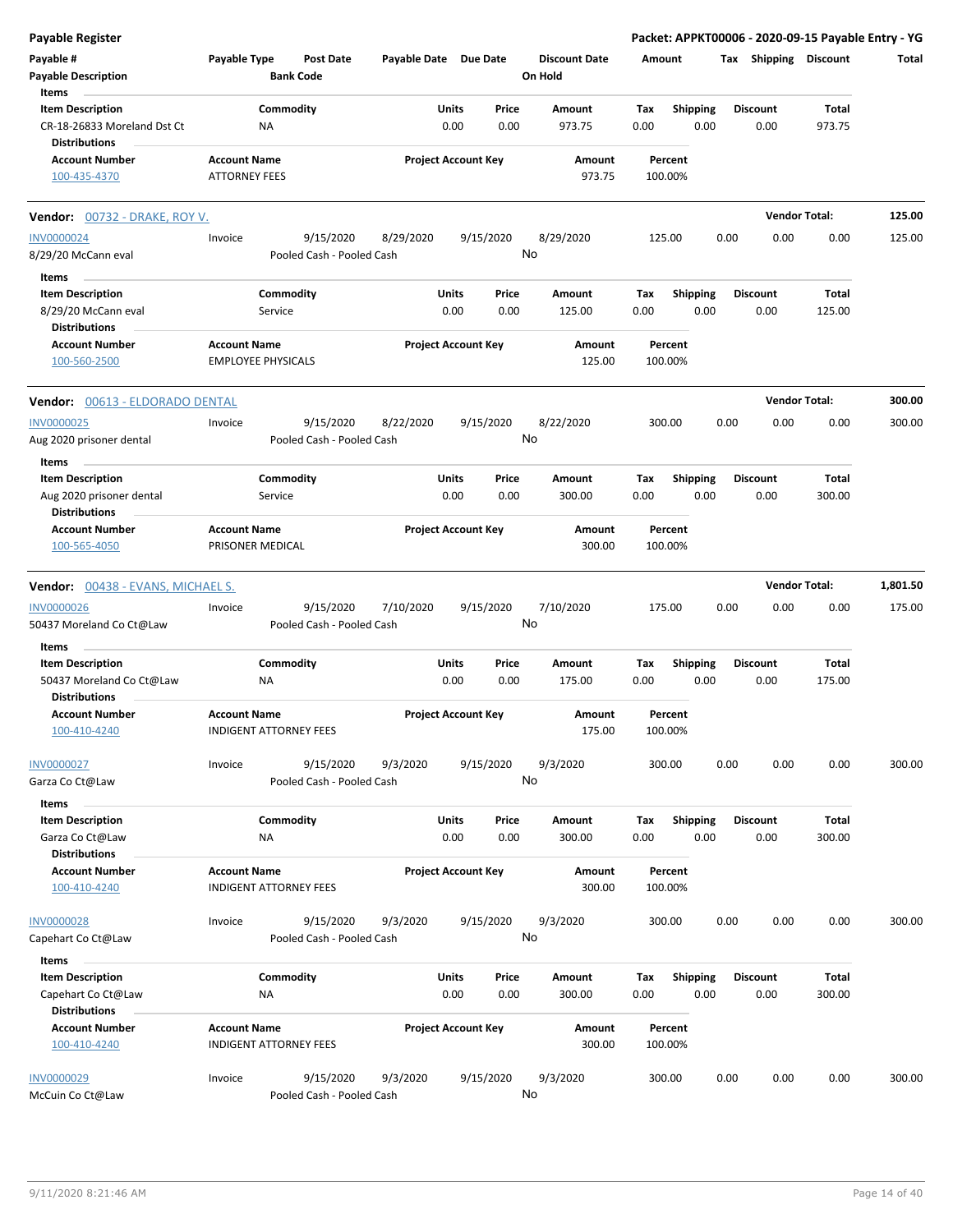**Payable Register** — Packet: APPKT00006 - 2020-09-15 Payable Entry - YG

| Payable # | Payable Type | Post Date | Payable Date | Due Date | Discount Date | Amount | Tax | Shipping | Discount | Total |
|---|---|---|---|---|---|---|---|---|---|---|
| Payable Description | | Bank Code | | | On Hold | | | | | |

**Items**

| Item Description | Commodity | Units | Price | Amount | Tax | Shipping | Discount | Total |
|---|---|---|---|---|---|---|---|---|
| CR-18-26833 Moreland Dst Ct | NA | 0.00 | 0.00 | 973.75 | 0.00 | 0.00 | 0.00 | 973.75 |

**Distributions**

| Account Number | Account Name | Project Account Key | Amount | Percent |
|---|---|---|---|---|
| 100-435-4370 | ATTORNEY FEES | | 973.75 | 100.00% |

---

**Vendor: 00732 - DRAKE, ROY V.** — Vendor Total: 125.00

| Payable # | Payable Type | Post Date | Payable Date | Due Date | Discount Date | Amount | Tax | Shipping | Discount | Total |
|---|---|---|---|---|---|---|---|---|---|---|
| INV0000024 | Invoice | 9/15/2020 | 8/29/2020 | 9/15/2020 | 8/29/2020 | 125.00 | 0.00 | 0.00 | 0.00 | 125.00 |
| 8/29/20 McCann eval | | Pooled Cash - Pooled Cash | | | No | | | | | |

**Items**

| Item Description | Commodity | Units | Price | Amount | Tax | Shipping | Discount | Total |
|---|---|---|---|---|---|---|---|---|
| 8/29/20 McCann eval | Service | 0.00 | 0.00 | 125.00 | 0.00 | 0.00 | 0.00 | 125.00 |

**Distributions**

| Account Number | Account Name | Project Account Key | Amount | Percent |
|---|---|---|---|---|
| 100-560-2500 | EMPLOYEE PHYSICALS | | 125.00 | 100.00% |

---

**Vendor: 00613 - ELDORADO DENTAL** — Vendor Total: 300.00

| Payable # | Payable Type | Post Date | Payable Date | Due Date | Discount Date | Amount | Tax | Shipping | Discount | Total |
|---|---|---|---|---|---|---|---|---|---|---|
| INV0000025 | Invoice | 9/15/2020 | 8/22/2020 | 9/15/2020 | 8/22/2020 | 300.00 | 0.00 | 0.00 | 0.00 | 300.00 |
| Aug 2020 prisoner dental | | Pooled Cash - Pooled Cash | | | No | | | | | |

**Items**

| Item Description | Commodity | Units | Price | Amount | Tax | Shipping | Discount | Total |
|---|---|---|---|---|---|---|---|---|
| Aug 2020 prisoner dental | Service | 0.00 | 0.00 | 300.00 | 0.00 | 0.00 | 0.00 | 300.00 |

**Distributions**

| Account Number | Account Name | Project Account Key | Amount | Percent |
|---|---|---|---|---|
| 100-565-4050 | PRISONER MEDICAL | | 300.00 | 100.00% |

---

**Vendor: 00438 - EVANS, MICHAEL S.** — Vendor Total: 1,801.50

| Payable # | Payable Type | Post Date | Payable Date | Due Date | Discount Date | Amount | Tax | Shipping | Discount | Total |
|---|---|---|---|---|---|---|---|---|---|---|
| INV0000026 | Invoice | 9/15/2020 | 7/10/2020 | 9/15/2020 | 7/10/2020 | 175.00 | 0.00 | 0.00 | 0.00 | 175.00 |
| 50437 Moreland Co Ct@Law | | Pooled Cash - Pooled Cash | | | No | | | | | |

**Items**

| Item Description | Commodity | Units | Price | Amount | Tax | Shipping | Discount | Total |
|---|---|---|---|---|---|---|---|---|
| 50437 Moreland Co Ct@Law | NA | 0.00 | 0.00 | 175.00 | 0.00 | 0.00 | 0.00 | 175.00 |

**Distributions**

| Account Number | Account Name | Project Account Key | Amount | Percent |
|---|---|---|---|---|
| 100-410-4240 | INDIGENT ATTORNEY FEES | | 175.00 | 100.00% |

| Payable # | Payable Type | Post Date | Payable Date | Due Date | Discount Date | Amount | Tax | Shipping | Discount | Total |
|---|---|---|---|---|---|---|---|---|---|---|
| INV0000027 | Invoice | 9/15/2020 | 9/3/2020 | 9/15/2020 | 9/3/2020 | 300.00 | 0.00 | 0.00 | 0.00 | 300.00 |
| Garza Co Ct@Law | | Pooled Cash - Pooled Cash | | | No | | | | | |

**Items**

| Item Description | Commodity | Units | Price | Amount | Tax | Shipping | Discount | Total |
|---|---|---|---|---|---|---|---|---|
| Garza Co Ct@Law | NA | 0.00 | 0.00 | 300.00 | 0.00 | 0.00 | 0.00 | 300.00 |

**Distributions**

| Account Number | Account Name | Project Account Key | Amount | Percent |
|---|---|---|---|---|
| 100-410-4240 | INDIGENT ATTORNEY FEES | | 300.00 | 100.00% |

| Payable # | Payable Type | Post Date | Payable Date | Due Date | Discount Date | Amount | Tax | Shipping | Discount | Total |
|---|---|---|---|---|---|---|---|---|---|---|
| INV0000028 | Invoice | 9/15/2020 | 9/3/2020 | 9/15/2020 | 9/3/2020 | 300.00 | 0.00 | 0.00 | 0.00 | 300.00 |
| Capehart Co Ct@Law | | Pooled Cash - Pooled Cash | | | No | | | | | |

**Items**

| Item Description | Commodity | Units | Price | Amount | Tax | Shipping | Discount | Total |
|---|---|---|---|---|---|---|---|---|
| Capehart Co Ct@Law | NA | 0.00 | 0.00 | 300.00 | 0.00 | 0.00 | 0.00 | 300.00 |

**Distributions**

| Account Number | Account Name | Project Account Key | Amount | Percent |
|---|---|---|---|---|
| 100-410-4240 | INDIGENT ATTORNEY FEES | | 300.00 | 100.00% |

| Payable # | Payable Type | Post Date | Payable Date | Due Date | Discount Date | Amount | Tax | Shipping | Discount | Total |
|---|---|---|---|---|---|---|---|---|---|---|
| INV0000029 | Invoice | 9/15/2020 | 9/3/2020 | 9/15/2020 | 9/3/2020 | 300.00 | 0.00 | 0.00 | 0.00 | 300.00 |
| McCuin Co Ct@Law | | Pooled Cash - Pooled Cash | | | No | | | | | |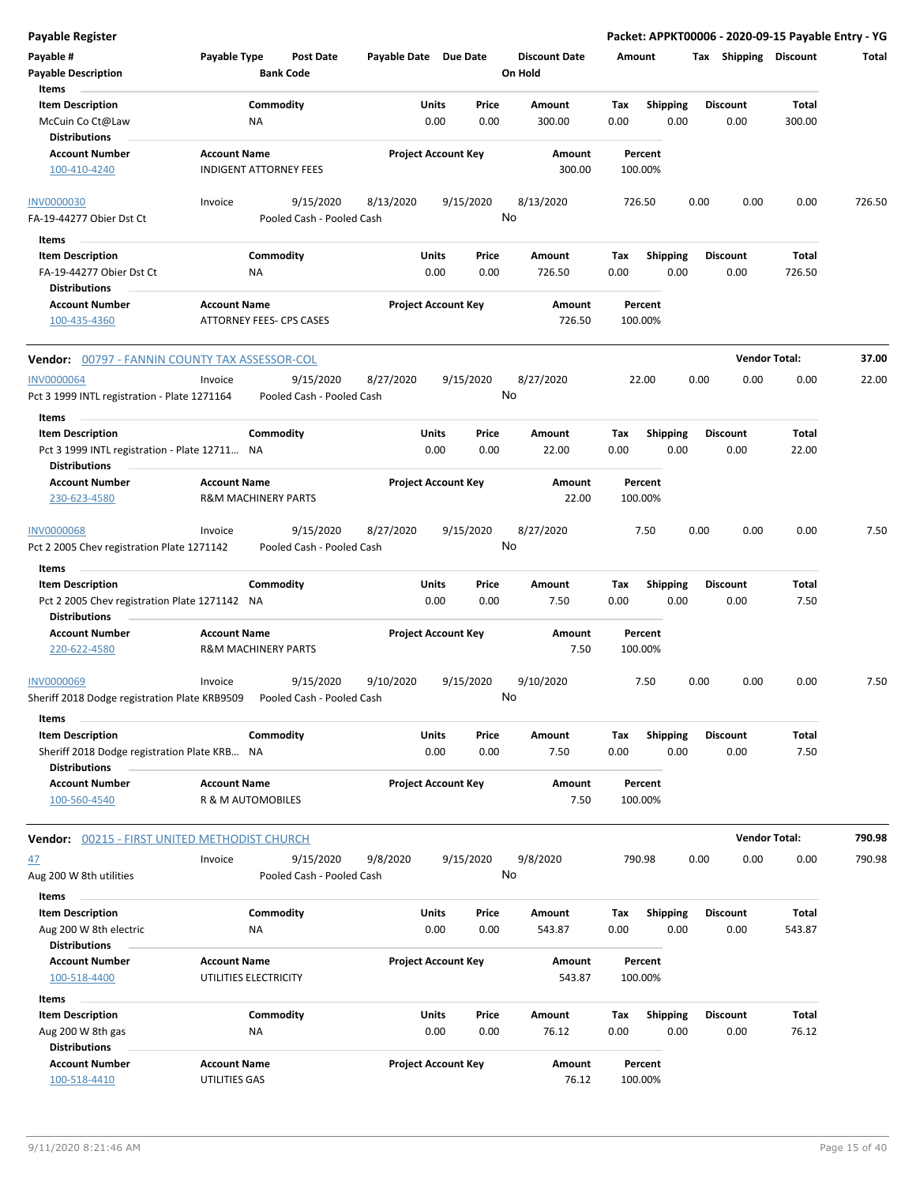**Payable Register** — Packet: APPKT00006 - 2020-09-15 Payable Entry - YG

| Payable # / Payable Description | Payable Type | Post Date / Bank Code | Payable Date | Due Date | Discount Date / On Hold | Amount | Tax | Shipping | Discount | Total |
|---|---|---|---|---|---|---|---|---|---|---|

**Items**

| Item Description | Commodity | Units | Price | Amount | Tax | Shipping | Discount | Total |
|---|---|---|---|---|---|---|---|---|
| McCuin Co Ct@Law | NA | 0.00 | 0.00 | 300.00 | 0.00 | 0.00 | 0.00 | 300.00 |

**Distributions**

| Account Number | Account Name | Project Account Key | Amount | Percent |
|---|---|---|---|---|
| 100-410-4240 | INDIGENT ATTORNEY FEES | | 300.00 | 100.00% |

| Payable # | Payable Type | Post Date | Payable Date | Due Date | Discount Date | Amount | Tax | Shipping | Discount | Total |
|---|---|---|---|---|---|---|---|---|---|---|
| INV0000030 | Invoice | 9/15/2020 | 8/13/2020 | 9/15/2020 | 8/13/2020 | 726.50 | 0.00 | 0.00 | 0.00 | 726.50 |
| FA-19-44277 Obier Dst Ct | | Pooled Cash - Pooled Cash | | | No | | | | | |

**Items**

| Item Description | Commodity | Units | Price | Amount | Tax | Shipping | Discount | Total |
|---|---|---|---|---|---|---|---|---|
| FA-19-44277 Obier Dst Ct | NA | 0.00 | 0.00 | 726.50 | 0.00 | 0.00 | 0.00 | 726.50 |

**Distributions**

| Account Number | Account Name | Project Account Key | Amount | Percent |
|---|---|---|---|---|
| 100-435-4360 | ATTORNEY FEES- CPS CASES | | 726.50 | 100.00% |

**Vendor:** 00797 - FANNIN COUNTY TAX ASSESSOR-COL — **Vendor Total: 37.00**

| Payable # | Payable Type | Post Date | Payable Date | Due Date | Discount Date | Amount | Tax | Shipping | Discount | Total |
|---|---|---|---|---|---|---|---|---|---|---|
| INV0000064 | Invoice | 9/15/2020 | 8/27/2020 | 9/15/2020 | 8/27/2020 | 22.00 | 0.00 | 0.00 | 0.00 | 22.00 |
| Pct 3 1999 INTL registration - Plate 1271164 | | Pooled Cash - Pooled Cash | | | No | | | | | |

**Items**

| Item Description | Commodity | Units | Price | Amount | Tax | Shipping | Discount | Total |
|---|---|---|---|---|---|---|---|---|
| Pct 3 1999 INTL registration - Plate 12711... | NA | 0.00 | 0.00 | 22.00 | 0.00 | 0.00 | 0.00 | 22.00 |

**Distributions**

| Account Number | Account Name | Project Account Key | Amount | Percent |
|---|---|---|---|---|
| 230-623-4580 | R&M MACHINERY PARTS | | 22.00 | 100.00% |

| Payable # | Payable Type | Post Date | Payable Date | Due Date | Discount Date | Amount | Tax | Shipping | Discount | Total |
|---|---|---|---|---|---|---|---|---|---|---|
| INV0000068 | Invoice | 9/15/2020 | 8/27/2020 | 9/15/2020 | 8/27/2020 | 7.50 | 0.00 | 0.00 | 0.00 | 7.50 |
| Pct 2 2005 Chev registration Plate 1271142 | | Pooled Cash - Pooled Cash | | | No | | | | | |

**Items**

| Item Description | Commodity | Units | Price | Amount | Tax | Shipping | Discount | Total |
|---|---|---|---|---|---|---|---|---|
| Pct 2 2005 Chev registration Plate 1271142 | NA | 0.00 | 0.00 | 7.50 | 0.00 | 0.00 | 0.00 | 7.50 |

**Distributions**

| Account Number | Account Name | Project Account Key | Amount | Percent |
|---|---|---|---|---|
| 220-622-4580 | R&M MACHINERY PARTS | | 7.50 | 100.00% |

| Payable # | Payable Type | Post Date | Payable Date | Due Date | Discount Date | Amount | Tax | Shipping | Discount | Total |
|---|---|---|---|---|---|---|---|---|---|---|
| INV0000069 | Invoice | 9/15/2020 | 9/10/2020 | 9/15/2020 | 9/10/2020 | 7.50 | 0.00 | 0.00 | 0.00 | 7.50 |
| Sheriff 2018 Dodge registration Plate KRB9509 | | Pooled Cash - Pooled Cash | | | No | | | | | |

**Items**

| Item Description | Commodity | Units | Price | Amount | Tax | Shipping | Discount | Total |
|---|---|---|---|---|---|---|---|---|
| Sheriff 2018 Dodge registration Plate KRB... | NA | 0.00 | 0.00 | 7.50 | 0.00 | 0.00 | 0.00 | 7.50 |

**Distributions**

| Account Number | Account Name | Project Account Key | Amount | Percent |
|---|---|---|---|---|
| 100-560-4540 | R & M AUTOMOBILES | | 7.50 | 100.00% |

**Vendor:** 00215 - FIRST UNITED METHODIST CHURCH — **Vendor Total: 790.98**

| Payable # | Payable Type | Post Date | Payable Date | Due Date | Discount Date | Amount | Tax | Shipping | Discount | Total |
|---|---|---|---|---|---|---|---|---|---|---|
| 47 | Invoice | 9/15/2020 | 9/8/2020 | 9/15/2020 | 9/8/2020 | 790.98 | 0.00 | 0.00 | 0.00 | 790.98 |
| Aug 200 W 8th utilities | | Pooled Cash - Pooled Cash | | | No | | | | | |

**Items**

| Item Description | Commodity | Units | Price | Amount | Tax | Shipping | Discount | Total |
|---|---|---|---|---|---|---|---|---|
| Aug 200 W 8th electric | NA | 0.00 | 0.00 | 543.87 | 0.00 | 0.00 | 0.00 | 543.87 |

**Distributions**

| Account Number | Account Name | Project Account Key | Amount | Percent |
|---|---|---|---|---|
| 100-518-4400 | UTILITIES ELECTRICITY | | 543.87 | 100.00% |

**Items**

| Item Description | Commodity | Units | Price | Amount | Tax | Shipping | Discount | Total |
|---|---|---|---|---|---|---|---|---|
| Aug 200 W 8th gas | NA | 0.00 | 0.00 | 76.12 | 0.00 | 0.00 | 0.00 | 76.12 |

**Distributions**

| Account Number | Account Name | Project Account Key | Amount | Percent |
|---|---|---|---|---|
| 100-518-4410 | UTILITIES GAS | | 76.12 | 100.00% |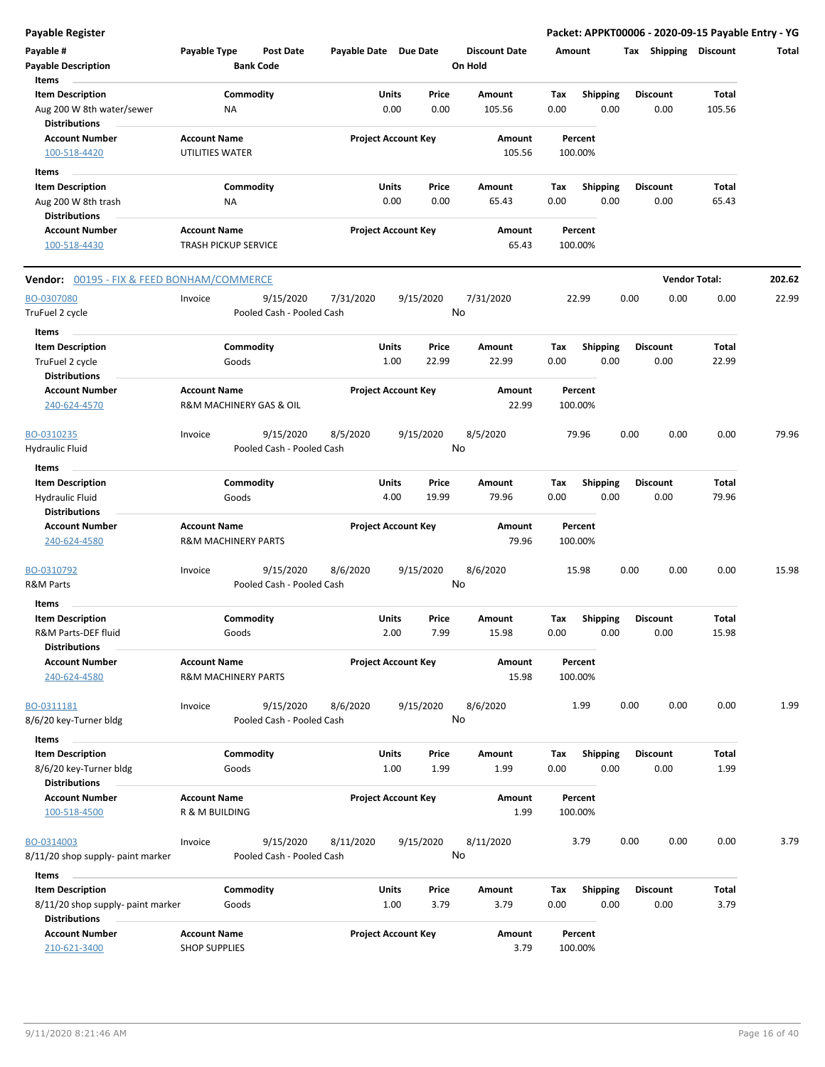**Payable Register** — **Packet: APPKT00006 - 2020-09-15 Payable Entry - YG**

| Payable # | Payable Type | Post Date | Payable Date | Due Date | Discount Date | Amount | Tax | Shipping | Discount | Total |
|---|---|---|---|---|---|---|---|---|---|---|
| Payable Description | | Bank Code | | | On Hold | | | | | |

**Items**

| Item Description | Commodity | Units | Price | Amount | Tax | Shipping | Discount | Total |
|---|---|---|---|---|---|---|---|---|
| Aug 200 W 8th water/sewer | NA | 0.00 | 0.00 | 105.56 | 0.00 | 0.00 | 0.00 | 105.56 |

**Distributions**

| Account Number | Account Name | Project Account Key | Amount | Percent |
|---|---|---|---|---|
| 100-518-4420 | UTILITIES WATER | | 105.56 | 100.00% |

**Items**

| Item Description | Commodity | Units | Price | Amount | Tax | Shipping | Discount | Total |
|---|---|---|---|---|---|---|---|---|
| Aug 200 W 8th trash | NA | 0.00 | 0.00 | 65.43 | 0.00 | 0.00 | 0.00 | 65.43 |

**Distributions**

| Account Number | Account Name | Project Account Key | Amount | Percent |
|---|---|---|---|---|
| 100-518-4430 | TRASH PICKUP SERVICE | | 65.43 | 100.00% |

---

**Vendor: 00195 - FIX & FEED BONHAM/COMMERCE** — **Vendor Total: 202.62**

| Payable # | Payable Type | Post Date | Payable Date | Due Date | Discount Date | Amount | Tax | Shipping | Discount | Total |
|---|---|---|---|---|---|---|---|---|---|---|
| BO-0307080 | Invoice | 9/15/2020 | 7/31/2020 | 9/15/2020 | 7/31/2020 | 22.99 | 0.00 | 0.00 | 0.00 | 22.99 |
| TruFuel 2 cycle | | Pooled Cash - Pooled Cash | | | No | | | | | |

**Items**

| Item Description | Commodity | Units | Price | Amount | Tax | Shipping | Discount | Total |
|---|---|---|---|---|---|---|---|---|
| TruFuel 2 cycle | Goods | 1.00 | 22.99 | 22.99 | 0.00 | 0.00 | 0.00 | 22.99 |

**Distributions**

| Account Number | Account Name | Project Account Key | Amount | Percent |
|---|---|---|---|---|
| 240-624-4570 | R&M MACHINERY GAS & OIL | | 22.99 | 100.00% |

| Payable # | Payable Type | Post Date | Payable Date | Due Date | Discount Date | Amount | Tax | Shipping | Discount | Total |
|---|---|---|---|---|---|---|---|---|---|---|
| BO-0310235 | Invoice | 9/15/2020 | 8/5/2020 | 9/15/2020 | 8/5/2020 | 79.96 | 0.00 | 0.00 | 0.00 | 79.96 |
| Hydraulic Fluid | | Pooled Cash - Pooled Cash | | | No | | | | | |

**Items**

| Item Description | Commodity | Units | Price | Amount | Tax | Shipping | Discount | Total |
|---|---|---|---|---|---|---|---|---|
| Hydraulic Fluid | Goods | 4.00 | 19.99 | 79.96 | 0.00 | 0.00 | 0.00 | 79.96 |

**Distributions**

| Account Number | Account Name | Project Account Key | Amount | Percent |
|---|---|---|---|---|
| 240-624-4580 | R&M MACHINERY PARTS | | 79.96 | 100.00% |

| Payable # | Payable Type | Post Date | Payable Date | Due Date | Discount Date | Amount | Tax | Shipping | Discount | Total |
|---|---|---|---|---|---|---|---|---|---|---|
| BO-0310792 | Invoice | 9/15/2020 | 8/6/2020 | 9/15/2020 | 8/6/2020 | 15.98 | 0.00 | 0.00 | 0.00 | 15.98 |
| R&M Parts | | Pooled Cash - Pooled Cash | | | No | | | | | |

**Items**

| Item Description | Commodity | Units | Price | Amount | Tax | Shipping | Discount | Total |
|---|---|---|---|---|---|---|---|---|
| R&M Parts-DEF fluid | Goods | 2.00 | 7.99 | 15.98 | 0.00 | 0.00 | 0.00 | 15.98 |

**Distributions**

| Account Number | Account Name | Project Account Key | Amount | Percent |
|---|---|---|---|---|
| 240-624-4580 | R&M MACHINERY PARTS | | 15.98 | 100.00% |

| Payable # | Payable Type | Post Date | Payable Date | Due Date | Discount Date | Amount | Tax | Shipping | Discount | Total |
|---|---|---|---|---|---|---|---|---|---|---|
| BO-0311181 | Invoice | 9/15/2020 | 8/6/2020 | 9/15/2020 | 8/6/2020 | 1.99 | 0.00 | 0.00 | 0.00 | 1.99 |
| 8/6/20 key-Turner bldg | | Pooled Cash - Pooled Cash | | | No | | | | | |

**Items**

| Item Description | Commodity | Units | Price | Amount | Tax | Shipping | Discount | Total |
|---|---|---|---|---|---|---|---|---|
| 8/6/20 key-Turner bldg | Goods | 1.00 | 1.99 | 1.99 | 0.00 | 0.00 | 0.00 | 1.99 |

**Distributions**

| Account Number | Account Name | Project Account Key | Amount | Percent |
|---|---|---|---|---|
| 100-518-4500 | R & M BUILDING | | 1.99 | 100.00% |

| Payable # | Payable Type | Post Date | Payable Date | Due Date | Discount Date | Amount | Tax | Shipping | Discount | Total |
|---|---|---|---|---|---|---|---|---|---|---|
| BO-0314003 | Invoice | 9/15/2020 | 8/11/2020 | 9/15/2020 | 8/11/2020 | 3.79 | 0.00 | 0.00 | 0.00 | 3.79 |
| 8/11/20 shop supply- paint marker | | Pooled Cash - Pooled Cash | | | No | | | | | |

**Items**

| Item Description | Commodity | Units | Price | Amount | Tax | Shipping | Discount | Total |
|---|---|---|---|---|---|---|---|---|
| 8/11/20 shop supply- paint marker | Goods | 1.00 | 3.79 | 3.79 | 0.00 | 0.00 | 0.00 | 3.79 |

**Distributions**

| Account Number | Account Name | Project Account Key | Amount | Percent |
|---|---|---|---|---|
| 210-621-3400 | SHOP SUPPLIES | | 3.79 | 100.00% |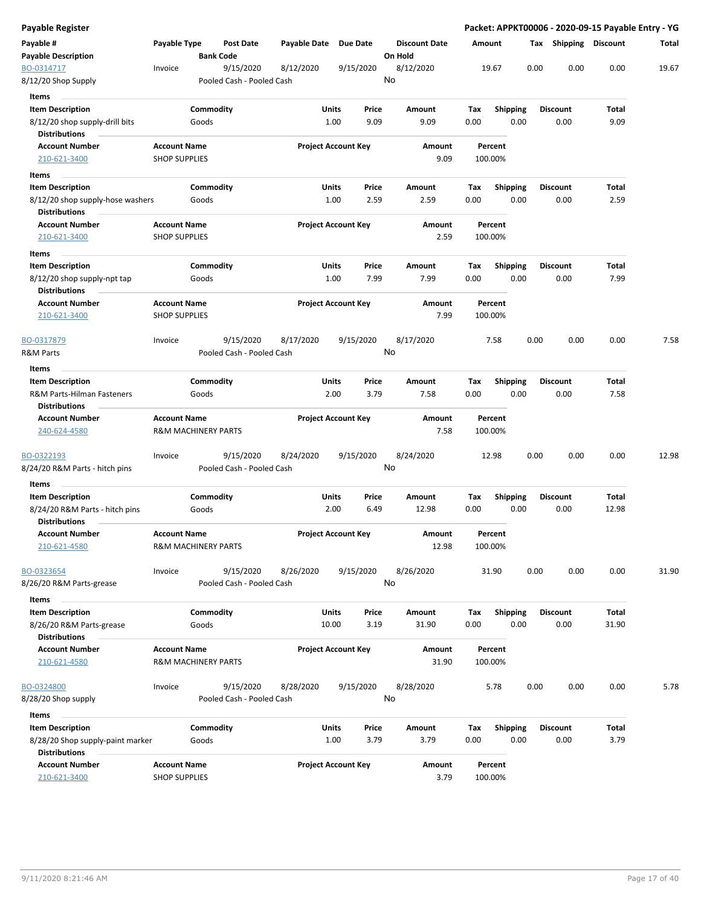**Payable Register** — Packet: APPKT00006 - 2020-09-15 Payable Entry - YG

| Payable # / Payable Description | Payable Type | Post Date / Bank Code | Payable Date | Due Date | Discount Date / On Hold | Amount | Tax | Shipping | Discount | Total |
|---|---|---|---|---|---|---|---|---|---|---|
| BO-0314717 | Invoice | 9/15/2020 | 8/12/2020 | 9/15/2020 | 8/12/2020 | 19.67 | 0.00 | 0.00 | 0.00 | 19.67 |
| 8/12/20 Shop Supply | | Pooled Cash - Pooled Cash | | | No | | | | | |

**Items**

| Item Description | Commodity | Units | Price | Amount | Tax | Shipping | Discount | Total |
|---|---|---|---|---|---|---|---|---|
| 8/12/20 shop supply-drill bits | Goods | 1.00 | 9.09 | 9.09 | 0.00 | 0.00 | 0.00 | 9.09 |

**Distributions**

| Account Number | Account Name | Project Account Key | Amount | Percent |
|---|---|---|---|---|
| 210-621-3400 | SHOP SUPPLIES | | 9.09 | 100.00% |

**Items**

| Item Description | Commodity | Units | Price | Amount | Tax | Shipping | Discount | Total |
|---|---|---|---|---|---|---|---|---|
| 8/12/20 shop supply-hose washers | Goods | 1.00 | 2.59 | 2.59 | 0.00 | 0.00 | 0.00 | 2.59 |

**Distributions**

| Account Number | Account Name | Project Account Key | Amount | Percent |
|---|---|---|---|---|
| 210-621-3400 | SHOP SUPPLIES | | 2.59 | 100.00% |

**Items**

| Item Description | Commodity | Units | Price | Amount | Tax | Shipping | Discount | Total |
|---|---|---|---|---|---|---|---|---|
| 8/12/20 shop supply-npt tap | Goods | 1.00 | 7.99 | 7.99 | 0.00 | 0.00 | 0.00 | 7.99 |

**Distributions**

| Account Number | Account Name | Project Account Key | Amount | Percent |
|---|---|---|---|---|
| 210-621-3400 | SHOP SUPPLIES | | 7.99 | 100.00% |

| Payable # / Payable Description | Payable Type | Post Date / Bank Code | Payable Date | Due Date | Discount Date / On Hold | Amount | Tax | Shipping | Discount | Total |
|---|---|---|---|---|---|---|---|---|---|---|
| BO-0317879 | Invoice | 9/15/2020 | 8/17/2020 | 9/15/2020 | 8/17/2020 | 7.58 | 0.00 | 0.00 | 0.00 | 7.58 |
| R&M Parts | | Pooled Cash - Pooled Cash | | | No | | | | | |

**Items**

| Item Description | Commodity | Units | Price | Amount | Tax | Shipping | Discount | Total |
|---|---|---|---|---|---|---|---|---|
| R&M Parts-Hilman Fasteners | Goods | 2.00 | 3.79 | 7.58 | 0.00 | 0.00 | 0.00 | 7.58 |

**Distributions**

| Account Number | Account Name | Project Account Key | Amount | Percent |
|---|---|---|---|---|
| 240-624-4580 | R&M MACHINERY PARTS | | 7.58 | 100.00% |

| Payable # / Payable Description | Payable Type | Post Date / Bank Code | Payable Date | Due Date | Discount Date / On Hold | Amount | Tax | Shipping | Discount | Total |
|---|---|---|---|---|---|---|---|---|---|---|
| BO-0322193 | Invoice | 9/15/2020 | 8/24/2020 | 9/15/2020 | 8/24/2020 | 12.98 | 0.00 | 0.00 | 0.00 | 12.98 |
| 8/24/20 R&M Parts - hitch pins | | Pooled Cash - Pooled Cash | | | No | | | | | |

**Items**

| Item Description | Commodity | Units | Price | Amount | Tax | Shipping | Discount | Total |
|---|---|---|---|---|---|---|---|---|
| 8/24/20 R&M Parts - hitch pins | Goods | 2.00 | 6.49 | 12.98 | 0.00 | 0.00 | 0.00 | 12.98 |

**Distributions**

| Account Number | Account Name | Project Account Key | Amount | Percent |
|---|---|---|---|---|
| 210-621-4580 | R&M MACHINERY PARTS | | 12.98 | 100.00% |

| Payable # / Payable Description | Payable Type | Post Date / Bank Code | Payable Date | Due Date | Discount Date / On Hold | Amount | Tax | Shipping | Discount | Total |
|---|---|---|---|---|---|---|---|---|---|---|
| BO-0323654 | Invoice | 9/15/2020 | 8/26/2020 | 9/15/2020 | 8/26/2020 | 31.90 | 0.00 | 0.00 | 0.00 | 31.90 |
| 8/26/20 R&M Parts-grease | | Pooled Cash - Pooled Cash | | | No | | | | | |

**Items**

| Item Description | Commodity | Units | Price | Amount | Tax | Shipping | Discount | Total |
|---|---|---|---|---|---|---|---|---|
| 8/26/20 R&M Parts-grease | Goods | 10.00 | 3.19 | 31.90 | 0.00 | 0.00 | 0.00 | 31.90 |

**Distributions**

| Account Number | Account Name | Project Account Key | Amount | Percent |
|---|---|---|---|---|
| 210-621-4580 | R&M MACHINERY PARTS | | 31.90 | 100.00% |

| Payable # / Payable Description | Payable Type | Post Date / Bank Code | Payable Date | Due Date | Discount Date / On Hold | Amount | Tax | Shipping | Discount | Total |
|---|---|---|---|---|---|---|---|---|---|---|
| BO-0324800 | Invoice | 9/15/2020 | 8/28/2020 | 9/15/2020 | 8/28/2020 | 5.78 | 0.00 | 0.00 | 0.00 | 5.78 |
| 8/28/20 Shop supply | | Pooled Cash - Pooled Cash | | | No | | | | | |

**Items**

| Item Description | Commodity | Units | Price | Amount | Tax | Shipping | Discount | Total |
|---|---|---|---|---|---|---|---|---|
| 8/28/20 Shop supply-paint marker | Goods | 1.00 | 3.79 | 3.79 | 0.00 | 0.00 | 0.00 | 3.79 |

**Distributions**

| Account Number | Account Name | Project Account Key | Amount | Percent |
|---|---|---|---|---|
| 210-621-3400 | SHOP SUPPLIES | | 3.79 | 100.00% |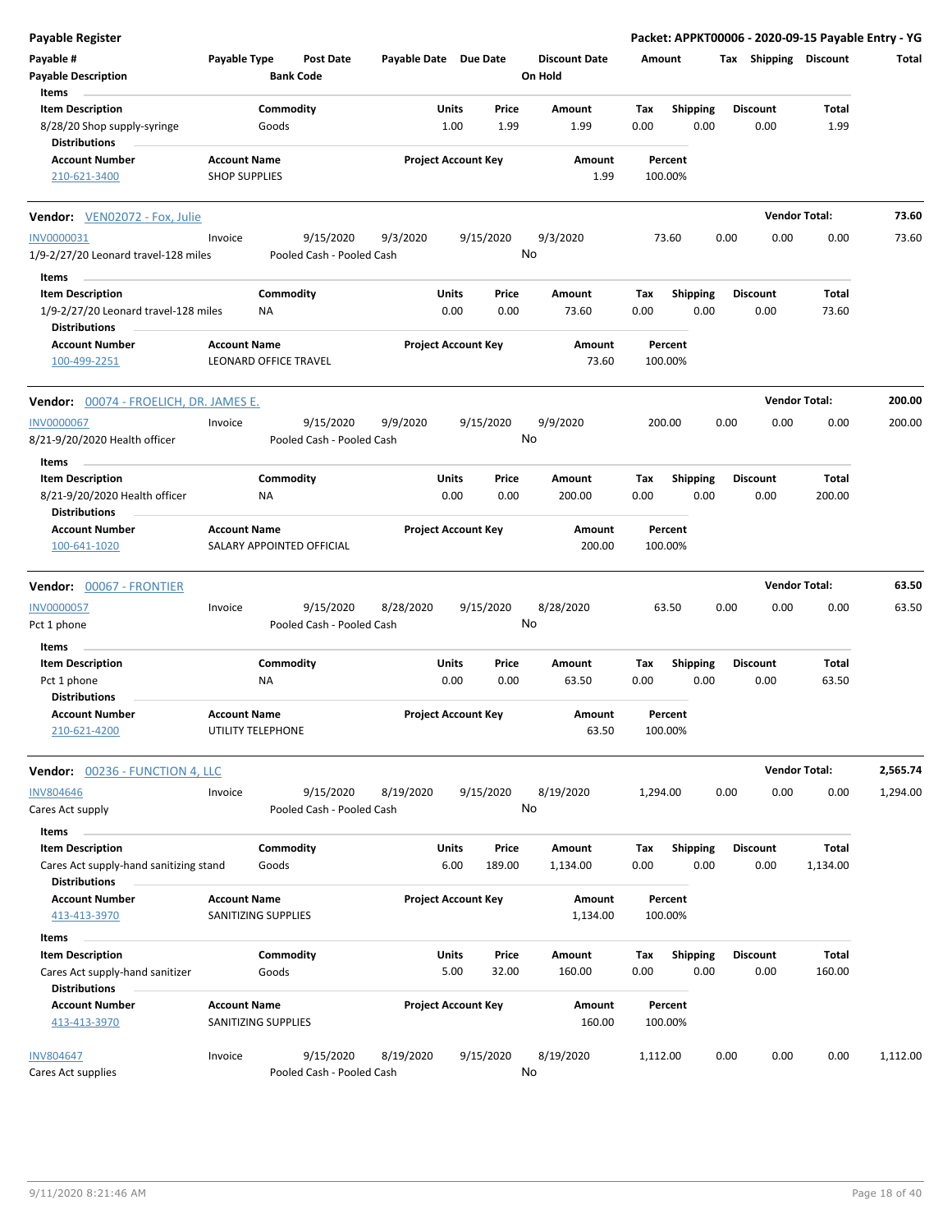## Payable Register

**Packet: APPKT00006 - 2020-09-15 Payable Entry - YG**

| Payable # | Payable Type | Post Date | Payable Date | Due Date | Discount Date | Amount | Tax | Shipping | Discount | Total |
|---|---|---|---|---|---|---|---|---|---|---|
| Payable Description | | Bank Code | | | On Hold | | | | | |

**Items**

| Item Description | Commodity | Units | Price | Amount | Tax | Shipping | Discount | Total |
|---|---|---|---|---|---|---|---|---|
| 8/28/20 Shop supply-syringe | Goods | 1.00 | 1.99 | 1.99 | 0.00 | 0.00 | 0.00 | 1.99 |

**Distributions**

| Account Number | Account Name | Project Account Key | Amount | Percent |
|---|---|---|---|---|
| 210-621-3400 | SHOP SUPPLIES | | 1.99 | 100.00% |

---

**Vendor: VEN02072 - Fox, Julie** — **Vendor Total: 73.60**

| Payable # | Payable Type | Post Date | Payable Date | Due Date | Discount Date | Amount | Tax | Shipping | Discount | Total |
|---|---|---|---|---|---|---|---|---|---|---|
| INV0000031 | Invoice | 9/15/2020 | 9/3/2020 | 9/15/2020 | 9/3/2020 | 73.60 | 0.00 | 0.00 | 0.00 | 73.60 |
| 1/9-2/27/20 Leonard travel-128 miles | | Pooled Cash - Pooled Cash | | | No | | | | | |

**Items**

| Item Description | Commodity | Units | Price | Amount | Tax | Shipping | Discount | Total |
|---|---|---|---|---|---|---|---|---|
| 1/9-2/27/20 Leonard travel-128 miles | NA | 0.00 | 0.00 | 73.60 | 0.00 | 0.00 | 0.00 | 73.60 |

**Distributions**

| Account Number | Account Name | Project Account Key | Amount | Percent |
|---|---|---|---|---|
| 100-499-2251 | LEONARD OFFICE TRAVEL | | 73.60 | 100.00% |

---

**Vendor: 00074 - FROELICH, DR. JAMES E.** — **Vendor Total: 200.00**

| Payable # | Payable Type | Post Date | Payable Date | Due Date | Discount Date | Amount | Tax | Shipping | Discount | Total |
|---|---|---|---|---|---|---|---|---|---|---|
| INV0000067 | Invoice | 9/15/2020 | 9/9/2020 | 9/15/2020 | 9/9/2020 | 200.00 | 0.00 | 0.00 | 0.00 | 200.00 |
| 8/21-9/20/2020 Health officer | | Pooled Cash - Pooled Cash | | | No | | | | | |

**Items**

| Item Description | Commodity | Units | Price | Amount | Tax | Shipping | Discount | Total |
|---|---|---|---|---|---|---|---|---|
| 8/21-9/20/2020 Health officer | NA | 0.00 | 0.00 | 200.00 | 0.00 | 0.00 | 0.00 | 200.00 |

**Distributions**

| Account Number | Account Name | Project Account Key | Amount | Percent |
|---|---|---|---|---|
| 100-641-1020 | SALARY APPOINTED OFFICIAL | | 200.00 | 100.00% |

---

**Vendor: 00067 - FRONTIER** — **Vendor Total: 63.50**

| Payable # | Payable Type | Post Date | Payable Date | Due Date | Discount Date | Amount | Tax | Shipping | Discount | Total |
|---|---|---|---|---|---|---|---|---|---|---|
| INV0000057 | Invoice | 9/15/2020 | 8/28/2020 | 9/15/2020 | 8/28/2020 | 63.50 | 0.00 | 0.00 | 0.00 | 63.50 |
| Pct 1 phone | | Pooled Cash - Pooled Cash | | | No | | | | | |

**Items**

| Item Description | Commodity | Units | Price | Amount | Tax | Shipping | Discount | Total |
|---|---|---|---|---|---|---|---|---|
| Pct 1 phone | NA | 0.00 | 0.00 | 63.50 | 0.00 | 0.00 | 0.00 | 63.50 |

**Distributions**

| Account Number | Account Name | Project Account Key | Amount | Percent |
|---|---|---|---|---|
| 210-621-4200 | UTILITY TELEPHONE | | 63.50 | 100.00% |

---

**Vendor: 00236 - FUNCTION 4, LLC** — **Vendor Total: 2,565.74**

| Payable # | Payable Type | Post Date | Payable Date | Due Date | Discount Date | Amount | Tax | Shipping | Discount | Total |
|---|---|---|---|---|---|---|---|---|---|---|
| INV804646 | Invoice | 9/15/2020 | 8/19/2020 | 9/15/2020 | 8/19/2020 | 1,294.00 | 0.00 | 0.00 | 0.00 | 1,294.00 |
| Cares Act supply | | Pooled Cash - Pooled Cash | | | No | | | | | |

**Items**

| Item Description | Commodity | Units | Price | Amount | Tax | Shipping | Discount | Total |
|---|---|---|---|---|---|---|---|---|
| Cares Act supply-hand sanitizing stand | Goods | 6.00 | 189.00 | 1,134.00 | 0.00 | 0.00 | 0.00 | 1,134.00 |

**Distributions**

| Account Number | Account Name | Project Account Key | Amount | Percent |
|---|---|---|---|---|
| 413-413-3970 | SANITIZING SUPPLIES | | 1,134.00 | 100.00% |

**Items**

| Item Description | Commodity | Units | Price | Amount | Tax | Shipping | Discount | Total |
|---|---|---|---|---|---|---|---|---|
| Cares Act supply-hand sanitizer | Goods | 5.00 | 32.00 | 160.00 | 0.00 | 0.00 | 0.00 | 160.00 |

**Distributions**

| Account Number | Account Name | Project Account Key | Amount | Percent |
|---|---|---|---|---|
| 413-413-3970 | SANITIZING SUPPLIES | | 160.00 | 100.00% |

| Payable # | Payable Type | Post Date | Payable Date | Due Date | Discount Date | Amount | Tax | Shipping | Discount | Total |
|---|---|---|---|---|---|---|---|---|---|---|
| INV804647 | Invoice | 9/15/2020 | 8/19/2020 | 9/15/2020 | 8/19/2020 | 1,112.00 | 0.00 | 0.00 | 0.00 | 1,112.00 |
| Cares Act supplies | | Pooled Cash - Pooled Cash | | | No | | | | | |

9/11/2020 8:21:46 AM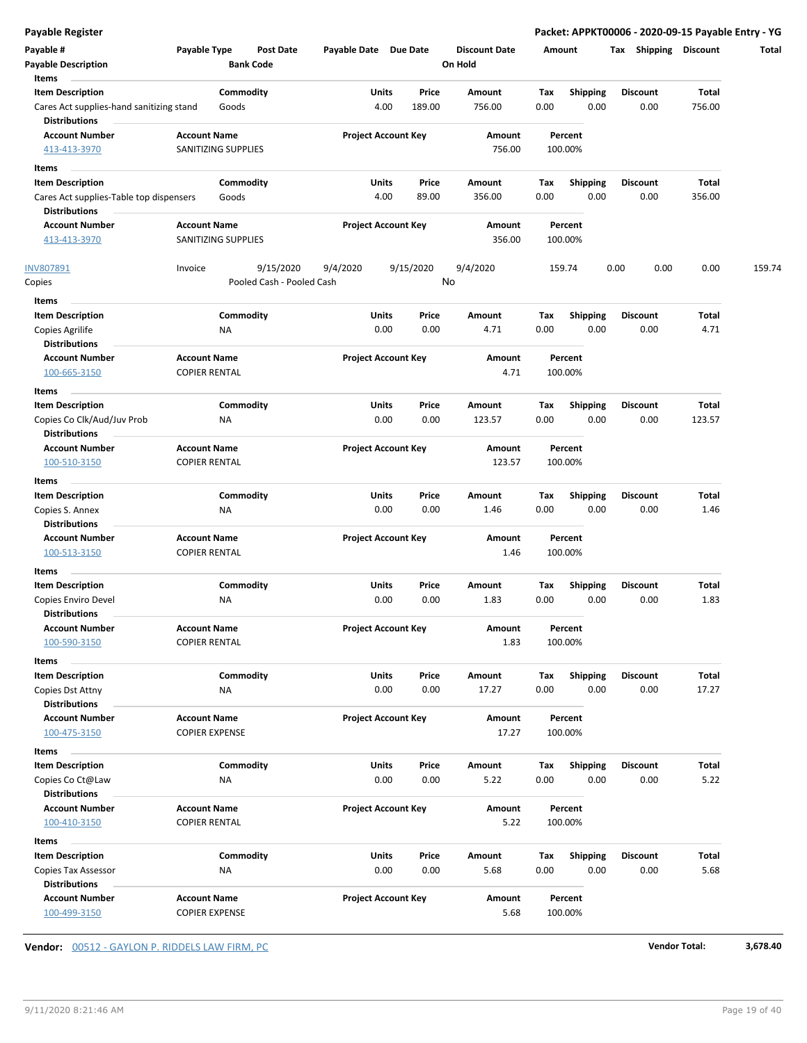**Payable Register** — Packet: APPKT00006 - 2020-09-15 Payable Entry - YG

| Payable # | Payable Type | Post Date | Payable Date | Due Date | Discount Date | Amount | Tax | Shipping | Discount | Total |
|---|---|---|---|---|---|---|---|---|---|---|
| **Payable Description** | | **Bank Code** | | | **On Hold** | | | | | |

**Items**

| Item Description | Commodity | Units | Price | Amount | Tax | Shipping | Discount | Total |
|---|---|---|---|---|---|---|---|---|
| Cares Act supplies-hand sanitizing stand | Goods | 4.00 | 189.00 | 756.00 | 0.00 | 0.00 | 0.00 | 756.00 |

**Distributions**

| Account Number | Account Name | Project Account Key | Amount | Percent |
|---|---|---|---|---|
| 413-413-3970 | SANITIZING SUPPLIES | | 756.00 | 100.00% |

**Items**

| Item Description | Commodity | Units | Price | Amount | Tax | Shipping | Discount | Total |
|---|---|---|---|---|---|---|---|---|
| Cares Act supplies-Table top dispensers | Goods | 4.00 | 89.00 | 356.00 | 0.00 | 0.00 | 0.00 | 356.00 |

**Distributions**

| Account Number | Account Name | Project Account Key | Amount | Percent |
|---|---|---|---|---|
| 413-413-3970 | SANITIZING SUPPLIES | | 356.00 | 100.00% |

| Payable # | Payable Type | Post Date | Payable Date | Due Date | Discount Date | Amount | Tax | Shipping | Discount | Total |
|---|---|---|---|---|---|---|---|---|---|---|
| INV807891 | Invoice | 9/15/2020 | 9/4/2020 | 9/15/2020 | 9/4/2020 | 159.74 | 0.00 | 0.00 | 0.00 | 159.74 |
| Copies | | Pooled Cash - Pooled Cash | | | No | | | | | |

**Items**

| Item Description | Commodity | Units | Price | Amount | Tax | Shipping | Discount | Total |
|---|---|---|---|---|---|---|---|---|
| Copies Agrilife | NA | 0.00 | 0.00 | 4.71 | 0.00 | 0.00 | 0.00 | 4.71 |

**Distributions**

| Account Number | Account Name | Project Account Key | Amount | Percent |
|---|---|---|---|---|
| 100-665-3150 | COPIER RENTAL | | 4.71 | 100.00% |

**Items**

| Item Description | Commodity | Units | Price | Amount | Tax | Shipping | Discount | Total |
|---|---|---|---|---|---|---|---|---|
| Copies Co Clk/Aud/Juv Prob | NA | 0.00 | 0.00 | 123.57 | 0.00 | 0.00 | 0.00 | 123.57 |

**Distributions**

| Account Number | Account Name | Project Account Key | Amount | Percent |
|---|---|---|---|---|
| 100-510-3150 | COPIER RENTAL | | 123.57 | 100.00% |

**Items**

| Item Description | Commodity | Units | Price | Amount | Tax | Shipping | Discount | Total |
|---|---|---|---|---|---|---|---|---|
| Copies S. Annex | NA | 0.00 | 0.00 | 1.46 | 0.00 | 0.00 | 0.00 | 1.46 |

**Distributions**

| Account Number | Account Name | Project Account Key | Amount | Percent |
|---|---|---|---|---|
| 100-513-3150 | COPIER RENTAL | | 1.46 | 100.00% |

**Items**

| Item Description | Commodity | Units | Price | Amount | Tax | Shipping | Discount | Total |
|---|---|---|---|---|---|---|---|---|
| Copies Enviro Devel | NA | 0.00 | 0.00 | 1.83 | 0.00 | 0.00 | 0.00 | 1.83 |

**Distributions**

| Account Number | Account Name | Project Account Key | Amount | Percent |
|---|---|---|---|---|
| 100-590-3150 | COPIER RENTAL | | 1.83 | 100.00% |

**Items**

| Item Description | Commodity | Units | Price | Amount | Tax | Shipping | Discount | Total |
|---|---|---|---|---|---|---|---|---|
| Copies Dst Attny | NA | 0.00 | 0.00 | 17.27 | 0.00 | 0.00 | 0.00 | 17.27 |

**Distributions**

| Account Number | Account Name | Project Account Key | Amount | Percent |
|---|---|---|---|---|
| 100-475-3150 | COPIER EXPENSE | | 17.27 | 100.00% |

**Items**

| Item Description | Commodity | Units | Price | Amount | Tax | Shipping | Discount | Total |
|---|---|---|---|---|---|---|---|---|
| Copies Co Ct@Law | NA | 0.00 | 0.00 | 5.22 | 0.00 | 0.00 | 0.00 | 5.22 |

**Distributions**

| Account Number | Account Name | Project Account Key | Amount | Percent |
|---|---|---|---|---|
| 100-410-3150 | COPIER RENTAL | | 5.22 | 100.00% |

**Items**

| Item Description | Commodity | Units | Price | Amount | Tax | Shipping | Discount | Total |
|---|---|---|---|---|---|---|---|---|
| Copies Tax Assessor | NA | 0.00 | 0.00 | 5.68 | 0.00 | 0.00 | 0.00 | 5.68 |

**Distributions**

| Account Number | Account Name | Project Account Key | Amount | Percent |
|---|---|---|---|---|
| 100-499-3150 | COPIER EXPENSE | | 5.68 | 100.00% |

**Vendor:** 00512 - GAYLON P. RIDDELS LAW FIRM, PC — **Vendor Total:** **3,678.40**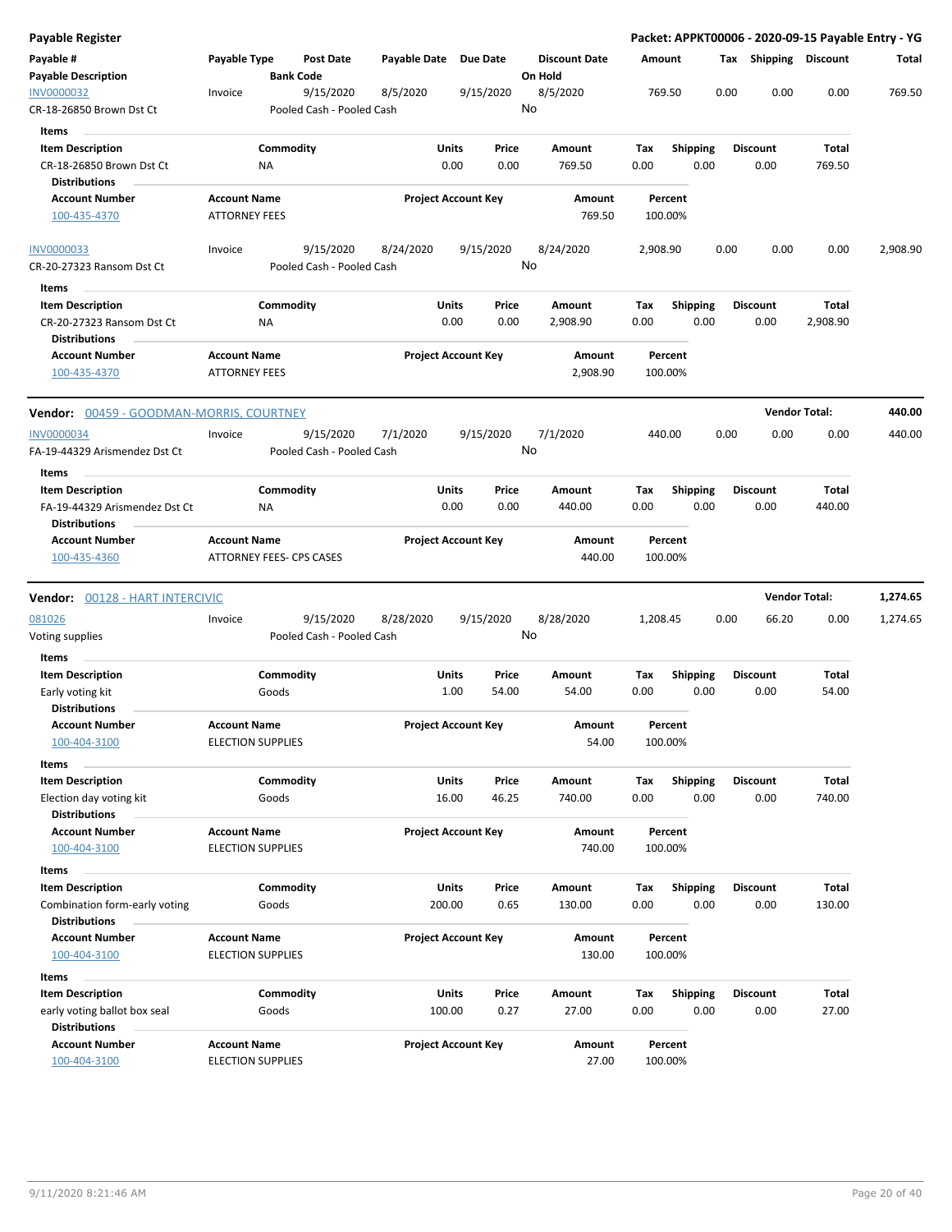**Payable Register** — Packet: APPKT00006 - 2020-09-15 Payable Entry - YG

| Payable # / Payable Description | Payable Type | Post Date / Bank Code | Payable Date | Due Date | Discount Date / On Hold | Amount | Tax | Shipping | Discount | Total |
|---|---|---|---|---|---|---|---|---|---|---|
| INV0000032 | Invoice | 9/15/2020 | 8/5/2020 | 9/15/2020 | 8/5/2020 | 769.50 | 0.00 | 0.00 | 0.00 | 769.50 |
| CR-18-26850 Brown Dst Ct | | Pooled Cash - Pooled Cash | | | No | | | | | |

**Items**

| Item Description | Commodity | Units | Price | Amount | Tax | Shipping | Discount | Total |
|---|---|---|---|---|---|---|---|---|
| CR-18-26850 Brown Dst Ct | NA | 0.00 | 0.00 | 769.50 | 0.00 | 0.00 | 0.00 | 769.50 |

**Distributions**

| Account Number | Account Name | Project Account Key | Amount | Percent |
|---|---|---|---|---|
| 100-435-4370 | ATTORNEY FEES | | 769.50 | 100.00% |

| Payable # / Payable Description | Payable Type | Post Date / Bank Code | Payable Date | Due Date | Discount Date / On Hold | Amount | Tax | Shipping | Discount | Total |
|---|---|---|---|---|---|---|---|---|---|---|
| INV0000033 | Invoice | 9/15/2020 | 8/24/2020 | 9/15/2020 | 8/24/2020 | 2,908.90 | 0.00 | 0.00 | 0.00 | 2,908.90 |
| CR-20-27323 Ransom Dst Ct | | Pooled Cash - Pooled Cash | | | No | | | | | |

**Items**

| Item Description | Commodity | Units | Price | Amount | Tax | Shipping | Discount | Total |
|---|---|---|---|---|---|---|---|---|
| CR-20-27323 Ransom Dst Ct | NA | 0.00 | 0.00 | 2,908.90 | 0.00 | 0.00 | 0.00 | 2,908.90 |

**Distributions**

| Account Number | Account Name | Project Account Key | Amount | Percent |
|---|---|---|---|---|
| 100-435-4370 | ATTORNEY FEES | | 2,908.90 | 100.00% |

**Vendor: 00459 - GOODMAN-MORRIS, COURTNEY** — Vendor Total: **440.00**

| Payable # / Payable Description | Payable Type | Post Date / Bank Code | Payable Date | Due Date | Discount Date / On Hold | Amount | Tax | Shipping | Discount | Total |
|---|---|---|---|---|---|---|---|---|---|---|
| INV0000034 | Invoice | 9/15/2020 | 7/1/2020 | 9/15/2020 | 7/1/2020 | 440.00 | 0.00 | 0.00 | 0.00 | 440.00 |
| FA-19-44329 Arismendez Dst Ct | | Pooled Cash - Pooled Cash | | | No | | | | | |

**Items**

| Item Description | Commodity | Units | Price | Amount | Tax | Shipping | Discount | Total |
|---|---|---|---|---|---|---|---|---|
| FA-19-44329 Arismendez Dst Ct | NA | 0.00 | 0.00 | 440.00 | 0.00 | 0.00 | 0.00 | 440.00 |

**Distributions**

| Account Number | Account Name | Project Account Key | Amount | Percent |
|---|---|---|---|---|
| 100-435-4360 | ATTORNEY FEES- CPS CASES | | 440.00 | 100.00% |

**Vendor: 00128 - HART INTERCIVIC** — Vendor Total: **1,274.65**

| Payable # / Payable Description | Payable Type | Post Date / Bank Code | Payable Date | Due Date | Discount Date / On Hold | Amount | Tax | Shipping | Discount | Total |
|---|---|---|---|---|---|---|---|---|---|---|
| 081026 | Invoice | 9/15/2020 | 8/28/2020 | 9/15/2020 | 8/28/2020 | 1,208.45 | 0.00 | 66.20 | 0.00 | 1,274.65 |
| Voting supplies | | Pooled Cash - Pooled Cash | | | No | | | | | |

**Items**

| Item Description | Commodity | Units | Price | Amount | Tax | Shipping | Discount | Total |
|---|---|---|---|---|---|---|---|---|
| Early voting kit | Goods | 1.00 | 54.00 | 54.00 | 0.00 | 0.00 | 0.00 | 54.00 |

**Distributions**

| Account Number | Account Name | Project Account Key | Amount | Percent |
|---|---|---|---|---|
| 100-404-3100 | ELECTION SUPPLIES | | 54.00 | 100.00% |

**Items**

| Item Description | Commodity | Units | Price | Amount | Tax | Shipping | Discount | Total |
|---|---|---|---|---|---|---|---|---|
| Election day voting kit | Goods | 16.00 | 46.25 | 740.00 | 0.00 | 0.00 | 0.00 | 740.00 |

**Distributions**

| Account Number | Account Name | Project Account Key | Amount | Percent |
|---|---|---|---|---|
| 100-404-3100 | ELECTION SUPPLIES | | 740.00 | 100.00% |

**Items**

| Item Description | Commodity | Units | Price | Amount | Tax | Shipping | Discount | Total |
|---|---|---|---|---|---|---|---|---|
| Combination form-early voting | Goods | 200.00 | 0.65 | 130.00 | 0.00 | 0.00 | 0.00 | 130.00 |

**Distributions**

| Account Number | Account Name | Project Account Key | Amount | Percent |
|---|---|---|---|---|
| 100-404-3100 | ELECTION SUPPLIES | | 130.00 | 100.00% |

**Items**

| Item Description | Commodity | Units | Price | Amount | Tax | Shipping | Discount | Total |
|---|---|---|---|---|---|---|---|---|
| early voting ballot box seal | Goods | 100.00 | 0.27 | 27.00 | 0.00 | 0.00 | 0.00 | 27.00 |

**Distributions**

| Account Number | Account Name | Project Account Key | Amount | Percent |
|---|---|---|---|---|
| 100-404-3100 | ELECTION SUPPLIES | | 27.00 | 100.00% |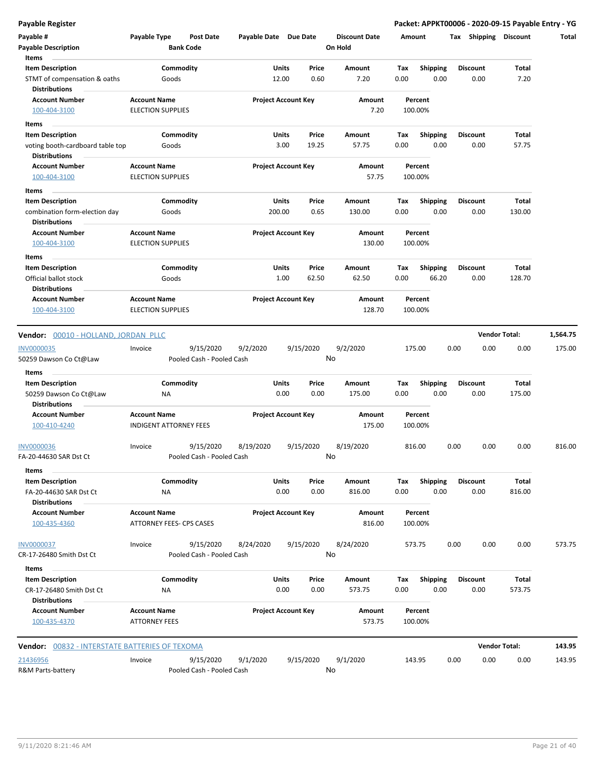**Payable Register** — Packet: APPKT00006 - 2020-09-15 Payable Entry - YG

| Payable # | Payable Type | Post Date | Payable Date | Due Date | Discount Date | Amount | Tax | Shipping | Discount | Total |
|---|---|---|---|---|---|---|---|---|---|---|
| Payable Description | | Bank Code | | | On Hold | | | | | |

**Items**

| Item Description | Commodity | Units | Price | Amount | Tax | Shipping | Discount | Total |
|---|---|---|---|---|---|---|---|---|
| STMT of compensation & oaths | Goods | 12.00 | 0.60 | 7.20 | 0.00 | 0.00 | 0.00 | 7.20 |

**Distributions**

| Account Number | Account Name | Project Account Key | Amount | Percent |
|---|---|---|---|---|
| 100-404-3100 | ELECTION SUPPLIES | | 7.20 | 100.00% |

**Items**

| Item Description | Commodity | Units | Price | Amount | Tax | Shipping | Discount | Total |
|---|---|---|---|---|---|---|---|---|
| voting booth-cardboard table top | Goods | 3.00 | 19.25 | 57.75 | 0.00 | 0.00 | 0.00 | 57.75 |

**Distributions**

| Account Number | Account Name | Project Account Key | Amount | Percent |
|---|---|---|---|---|
| 100-404-3100 | ELECTION SUPPLIES | | 57.75 | 100.00% |

**Items**

| Item Description | Commodity | Units | Price | Amount | Tax | Shipping | Discount | Total |
|---|---|---|---|---|---|---|---|---|
| combination form-election day | Goods | 200.00 | 0.65 | 130.00 | 0.00 | 0.00 | 0.00 | 130.00 |

**Distributions**

| Account Number | Account Name | Project Account Key | Amount | Percent |
|---|---|---|---|---|
| 100-404-3100 | ELECTION SUPPLIES | | 130.00 | 100.00% |

**Items**

| Item Description | Commodity | Units | Price | Amount | Tax | Shipping | Discount | Total |
|---|---|---|---|---|---|---|---|---|
| Official ballot stock | Goods | 1.00 | 62.50 | 62.50 | 0.00 | 66.20 | 0.00 | 128.70 |

**Distributions**

| Account Number | Account Name | Project Account Key | Amount | Percent |
|---|---|---|---|---|
| 100-404-3100 | ELECTION SUPPLIES | | 128.70 | 100.00% |

---

**Vendor: 00010 - HOLLAND, JORDAN PLLC** — **Vendor Total: 1,564.75**

| Payable # | Payable Type | Post Date | Payable Date | Due Date | Discount Date | Amount | Tax | Shipping | Discount | Total |
|---|---|---|---|---|---|---|---|---|---|---|
| INV0000035 | Invoice | 9/15/2020 | 9/2/2020 | 9/15/2020 | 9/2/2020 | 175.00 | 0.00 | 0.00 | 0.00 | 175.00 |
| 50259 Dawson Co Ct@Law | | Pooled Cash - Pooled Cash | | | No | | | | | |

**Items**

| Item Description | Commodity | Units | Price | Amount | Tax | Shipping | Discount | Total |
|---|---|---|---|---|---|---|---|---|
| 50259 Dawson Co Ct@Law | NA | 0.00 | 0.00 | 175.00 | 0.00 | 0.00 | 0.00 | 175.00 |

**Distributions**

| Account Number | Account Name | Project Account Key | Amount | Percent |
|---|---|---|---|---|
| 100-410-4240 | INDIGENT ATTORNEY FEES | | 175.00 | 100.00% |

| Payable # | Payable Type | Post Date | Payable Date | Due Date | Discount Date | Amount | Tax | Shipping | Discount | Total |
|---|---|---|---|---|---|---|---|---|---|---|
| INV0000036 | Invoice | 9/15/2020 | 8/19/2020 | 9/15/2020 | 8/19/2020 | 816.00 | 0.00 | 0.00 | 0.00 | 816.00 |
| FA-20-44630 SAR Dst Ct | | Pooled Cash - Pooled Cash | | | No | | | | | |

**Items**

| Item Description | Commodity | Units | Price | Amount | Tax | Shipping | Discount | Total |
|---|---|---|---|---|---|---|---|---|
| FA-20-44630 SAR Dst Ct | NA | 0.00 | 0.00 | 816.00 | 0.00 | 0.00 | 0.00 | 816.00 |

**Distributions**

| Account Number | Account Name | Project Account Key | Amount | Percent |
|---|---|---|---|---|
| 100-435-4360 | ATTORNEY FEES- CPS CASES | | 816.00 | 100.00% |

| Payable # | Payable Type | Post Date | Payable Date | Due Date | Discount Date | Amount | Tax | Shipping | Discount | Total |
|---|---|---|---|---|---|---|---|---|---|---|
| INV0000037 | Invoice | 9/15/2020 | 8/24/2020 | 9/15/2020 | 8/24/2020 | 573.75 | 0.00 | 0.00 | 0.00 | 573.75 |
| CR-17-26480 Smith Dst Ct | | Pooled Cash - Pooled Cash | | | No | | | | | |

**Items**

| Item Description | Commodity | Units | Price | Amount | Tax | Shipping | Discount | Total |
|---|---|---|---|---|---|---|---|---|
| CR-17-26480 Smith Dst Ct | NA | 0.00 | 0.00 | 573.75 | 0.00 | 0.00 | 0.00 | 573.75 |

**Distributions**

| Account Number | Account Name | Project Account Key | Amount | Percent |
|---|---|---|---|---|
| 100-435-4370 | ATTORNEY FEES | | 573.75 | 100.00% |

---

**Vendor: 00832 - INTERSTATE BATTERIES OF TEXOMA** — **Vendor Total: 143.95**

| Payable # | Payable Type | Post Date | Payable Date | Due Date | Discount Date | Amount | Tax | Shipping | Discount | Total |
|---|---|---|---|---|---|---|---|---|---|---|
| 21436956 | Invoice | 9/15/2020 | 9/1/2020 | 9/15/2020 | 9/1/2020 | 143.95 | 0.00 | 0.00 | 0.00 | 143.95 |
| R&M Parts-battery | | Pooled Cash - Pooled Cash | | | No | | | | | |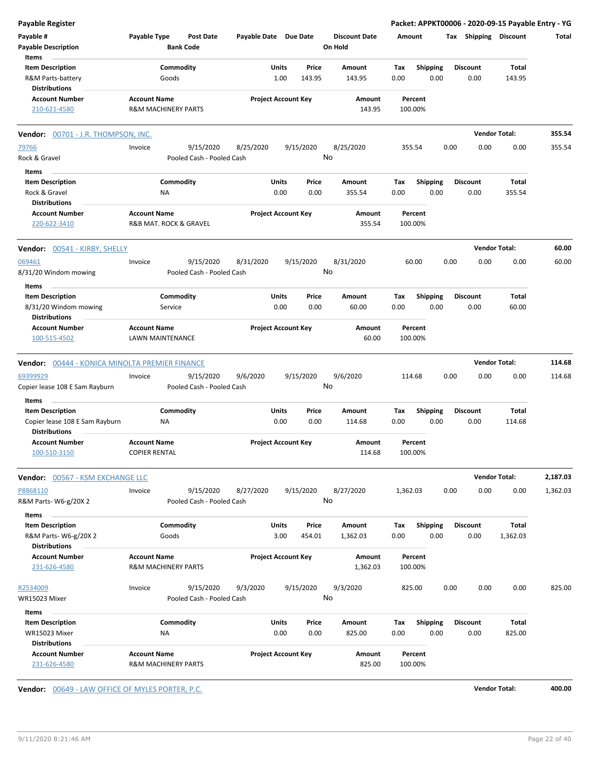**Payable Register** — **Packet: APPKT00006 - 2020-09-15 Payable Entry - YG**

| Payable # | Payable Type | Post Date | Payable Date | Due Date | Discount Date | Amount | Tax | Shipping | Discount | Total |
|---|---|---|---|---|---|---|---|---|---|---|
| Payable Description | | Bank Code | | | On Hold | | | | | |

**Items**

| Item Description | Commodity | Units | Price | Amount | Tax | Shipping | Discount | Total |
|---|---|---|---|---|---|---|---|---|
| R&M Parts-battery | Goods | 1.00 | 143.95 | 143.95 | 0.00 | 0.00 | 0.00 | 143.95 |

**Distributions**

| Account Number | Account Name | Project Account Key | Amount | Percent |
|---|---|---|---|---|
| 210-621-4580 | R&M MACHINERY PARTS | | 143.95 | 100.00% |

---

**Vendor:** 00701 - J.R. THOMPSON, INC. — **Vendor Total:** 355.54

| Payable # | Payable Type | Post Date | Payable Date | Due Date | Discount Date | Amount | Tax | Shipping | Discount | Total |
|---|---|---|---|---|---|---|---|---|---|---|
| 79766 | Invoice | 9/15/2020 | 8/25/2020 | 9/15/2020 | 8/25/2020 | 355.54 | 0.00 | 0.00 | 0.00 | 355.54 |
| Rock & Gravel | | Pooled Cash - Pooled Cash | | | No | | | | | |

**Items**

| Item Description | Commodity | Units | Price | Amount | Tax | Shipping | Discount | Total |
|---|---|---|---|---|---|---|---|---|
| Rock & Gravel | NA | 0.00 | 0.00 | 355.54 | 0.00 | 0.00 | 0.00 | 355.54 |

**Distributions**

| Account Number | Account Name | Project Account Key | Amount | Percent |
|---|---|---|---|---|
| 220-622-3410 | R&B MAT. ROCK & GRAVEL | | 355.54 | 100.00% |

---

**Vendor:** 00541 - KIRBY, SHELLY — **Vendor Total:** 60.00

| Payable # | Payable Type | Post Date | Payable Date | Due Date | Discount Date | Amount | Tax | Shipping | Discount | Total |
|---|---|---|---|---|---|---|---|---|---|---|
| 069461 | Invoice | 9/15/2020 | 8/31/2020 | 9/15/2020 | 8/31/2020 | 60.00 | 0.00 | 0.00 | 0.00 | 60.00 |
| 8/31/20 Windom mowing | | Pooled Cash - Pooled Cash | | | No | | | | | |

**Items**

| Item Description | Commodity | Units | Price | Amount | Tax | Shipping | Discount | Total |
|---|---|---|---|---|---|---|---|---|
| 8/31/20 Windom mowing | Service | 0.00 | 0.00 | 60.00 | 0.00 | 0.00 | 0.00 | 60.00 |

**Distributions**

| Account Number | Account Name | Project Account Key | Amount | Percent |
|---|---|---|---|---|
| 100-515-4502 | LAWN MAINTENANCE | | 60.00 | 100.00% |

---

**Vendor:** 00444 - KONICA MINOLTA PREMIER FINANCE — **Vendor Total:** 114.68

| Payable # | Payable Type | Post Date | Payable Date | Due Date | Discount Date | Amount | Tax | Shipping | Discount | Total |
|---|---|---|---|---|---|---|---|---|---|---|
| 69399929 | Invoice | 9/15/2020 | 9/6/2020 | 9/15/2020 | 9/6/2020 | 114.68 | 0.00 | 0.00 | 0.00 | 114.68 |
| Copier lease 108 E Sam Rayburn | | Pooled Cash - Pooled Cash | | | No | | | | | |

**Items**

| Item Description | Commodity | Units | Price | Amount | Tax | Shipping | Discount | Total |
|---|---|---|---|---|---|---|---|---|
| Copier lease 108 E Sam Rayburn | NA | 0.00 | 0.00 | 114.68 | 0.00 | 0.00 | 0.00 | 114.68 |

**Distributions**

| Account Number | Account Name | Project Account Key | Amount | Percent |
|---|---|---|---|---|
| 100-510-3150 | COPIER RENTAL | | 114.68 | 100.00% |

---

**Vendor:** 00567 - KSM EXCHANGE LLC — **Vendor Total:** 2,187.03

| Payable # | Payable Type | Post Date | Payable Date | Due Date | Discount Date | Amount | Tax | Shipping | Discount | Total |
|---|---|---|---|---|---|---|---|---|---|---|
| P8868110 | Invoice | 9/15/2020 | 8/27/2020 | 9/15/2020 | 8/27/2020 | 1,362.03 | 0.00 | 0.00 | 0.00 | 1,362.03 |
| R&M Parts- W6-g/20X 2 | | Pooled Cash - Pooled Cash | | | No | | | | | |

**Items**

| Item Description | Commodity | Units | Price | Amount | Tax | Shipping | Discount | Total |
|---|---|---|---|---|---|---|---|---|
| R&M Parts- W6-g/20X 2 | Goods | 3.00 | 454.01 | 1,362.03 | 0.00 | 0.00 | 0.00 | 1,362.03 |

**Distributions**

| Account Number | Account Name | Project Account Key | Amount | Percent |
|---|---|---|---|---|
| 231-626-4580 | R&M MACHINERY PARTS | | 1,362.03 | 100.00% |

| Payable # | Payable Type | Post Date | Payable Date | Due Date | Discount Date | Amount | Tax | Shipping | Discount | Total |
|---|---|---|---|---|---|---|---|---|---|---|
| R2534009 | Invoice | 9/15/2020 | 9/3/2020 | 9/15/2020 | 9/3/2020 | 825.00 | 0.00 | 0.00 | 0.00 | 825.00 |
| WR15023 Mixer | | Pooled Cash - Pooled Cash | | | No | | | | | |

**Items**

| Item Description | Commodity | Units | Price | Amount | Tax | Shipping | Discount | Total |
|---|---|---|---|---|---|---|---|---|
| WR15023 Mixer | NA | 0.00 | 0.00 | 825.00 | 0.00 | 0.00 | 0.00 | 825.00 |

**Distributions**

| Account Number | Account Name | Project Account Key | Amount | Percent |
|---|---|---|---|---|
| 231-626-4580 | R&M MACHINERY PARTS | | 825.00 | 100.00% |

---

**Vendor:** 00649 - LAW OFFICE OF MYLES PORTER, P.C. — **Vendor Total:** 400.00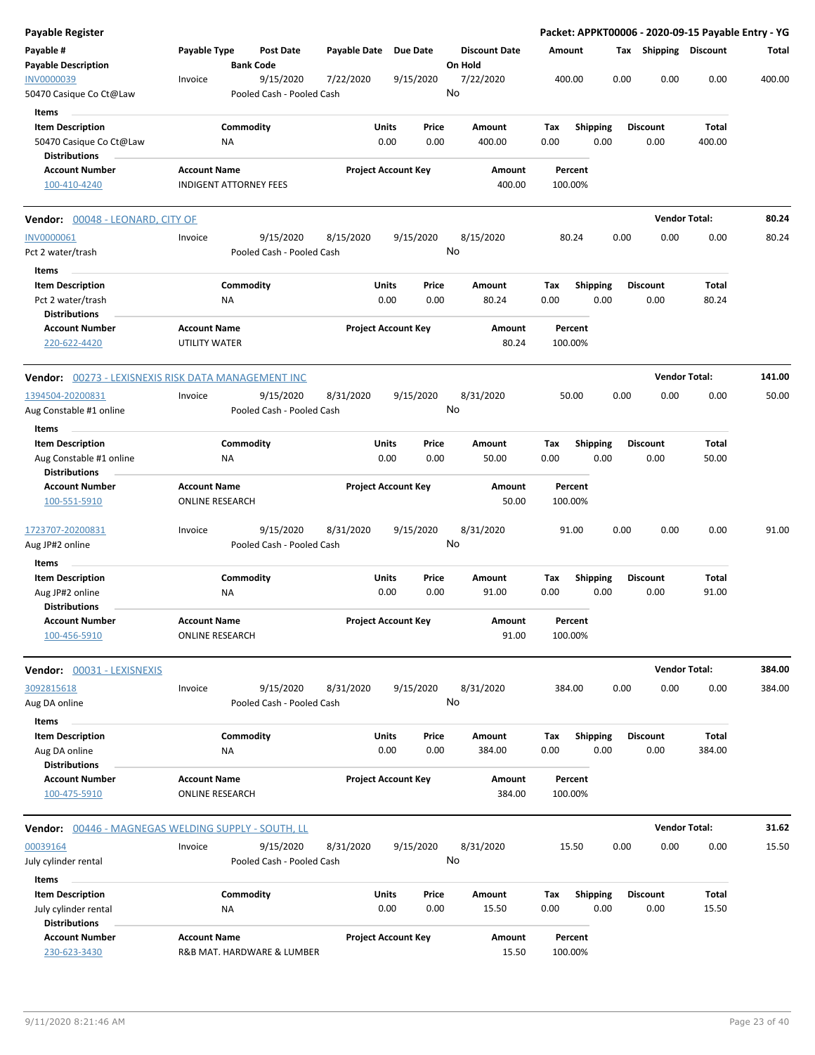# Payable Register

**Packet: APPKT00006 - 2020-09-15 Payable Entry - YG**

| Payable # / Payable Description | Payable Type | Post Date / Bank Code | Payable Date | Due Date | Discount Date / On Hold | Amount | Tax | Shipping | Discount | Total |
|---|---|---|---|---|---|---|---|---|---|---|
| INV0000039 / 50470 Casique Co Ct@Law | Invoice | 9/15/2020 / Pooled Cash - Pooled Cash | 7/22/2020 | 9/15/2020 | 7/22/2020 / No | 400.00 | 0.00 | 0.00 | 0.00 | 400.00 |

**Items**

| Item Description | Commodity | Units | Price | Amount | Tax | Shipping | Discount | Total |
|---|---|---|---|---|---|---|---|---|
| 50470 Casique Co Ct@Law | NA | 0.00 | 0.00 | 400.00 | 0.00 | 0.00 | 0.00 | 400.00 |

**Distributions**

| Account Number | Account Name | Project Account Key | Amount | Percent |
|---|---|---|---|---|
| 100-410-4240 | INDIGENT ATTORNEY FEES | | 400.00 | 100.00% |

---

## Vendor: 00048 - LEONARD, CITY OF — Vendor Total: 80.24

| Payable # / Payable Description | Payable Type | Post Date / Bank Code | Payable Date | Due Date | Discount Date / On Hold | Amount | Tax | Shipping | Discount | Total |
|---|---|---|---|---|---|---|---|---|---|---|
| INV0000061 / Pct 2 water/trash | Invoice | 9/15/2020 / Pooled Cash - Pooled Cash | 8/15/2020 | 9/15/2020 | 8/15/2020 / No | 80.24 | 0.00 | 0.00 | 0.00 | 80.24 |

**Items**

| Item Description | Commodity | Units | Price | Amount | Tax | Shipping | Discount | Total |
|---|---|---|---|---|---|---|---|---|
| Pct 2 water/trash | NA | 0.00 | 0.00 | 80.24 | 0.00 | 0.00 | 0.00 | 80.24 |

**Distributions**

| Account Number | Account Name | Project Account Key | Amount | Percent |
|---|---|---|---|---|
| 220-622-4420 | UTILITY WATER | | 80.24 | 100.00% |

---

## Vendor: 00273 - LEXISNEXIS RISK DATA MANAGEMENT INC — Vendor Total: 141.00

| Payable # / Payable Description | Payable Type | Post Date / Bank Code | Payable Date | Due Date | Discount Date / On Hold | Amount | Tax | Shipping | Discount | Total |
|---|---|---|---|---|---|---|---|---|---|---|
| 1394504-20200831 / Aug Constable #1 online | Invoice | 9/15/2020 / Pooled Cash - Pooled Cash | 8/31/2020 | 9/15/2020 | 8/31/2020 / No | 50.00 | 0.00 | 0.00 | 0.00 | 50.00 |

**Items**

| Item Description | Commodity | Units | Price | Amount | Tax | Shipping | Discount | Total |
|---|---|---|---|---|---|---|---|---|
| Aug Constable #1 online | NA | 0.00 | 0.00 | 50.00 | 0.00 | 0.00 | 0.00 | 50.00 |

**Distributions**

| Account Number | Account Name | Project Account Key | Amount | Percent |
|---|---|---|---|---|
| 100-551-5910 | ONLINE RESEARCH | | 50.00 | 100.00% |

| Payable # / Payable Description | Payable Type | Post Date / Bank Code | Payable Date | Due Date | Discount Date / On Hold | Amount | Tax | Shipping | Discount | Total |
|---|---|---|---|---|---|---|---|---|---|---|
| 1723707-20200831 / Aug JP#2 online | Invoice | 9/15/2020 / Pooled Cash - Pooled Cash | 8/31/2020 | 9/15/2020 | 8/31/2020 / No | 91.00 | 0.00 | 0.00 | 0.00 | 91.00 |

**Items**

| Item Description | Commodity | Units | Price | Amount | Tax | Shipping | Discount | Total |
|---|---|---|---|---|---|---|---|---|
| Aug JP#2 online | NA | 0.00 | 0.00 | 91.00 | 0.00 | 0.00 | 0.00 | 91.00 |

**Distributions**

| Account Number | Account Name | Project Account Key | Amount | Percent |
|---|---|---|---|---|
| 100-456-5910 | ONLINE RESEARCH | | 91.00 | 100.00% |

---

## Vendor: 00031 - LEXISNEXIS — Vendor Total: 384.00

| Payable # / Payable Description | Payable Type | Post Date / Bank Code | Payable Date | Due Date | Discount Date / On Hold | Amount | Tax | Shipping | Discount | Total |
|---|---|---|---|---|---|---|---|---|---|---|
| 3092815618 / Aug DA online | Invoice | 9/15/2020 / Pooled Cash - Pooled Cash | 8/31/2020 | 9/15/2020 | 8/31/2020 / No | 384.00 | 0.00 | 0.00 | 0.00 | 384.00 |

**Items**

| Item Description | Commodity | Units | Price | Amount | Tax | Shipping | Discount | Total |
|---|---|---|---|---|---|---|---|---|
| Aug DA online | NA | 0.00 | 0.00 | 384.00 | 0.00 | 0.00 | 0.00 | 384.00 |

**Distributions**

| Account Number | Account Name | Project Account Key | Amount | Percent |
|---|---|---|---|---|
| 100-475-5910 | ONLINE RESEARCH | | 384.00 | 100.00% |

---

## Vendor: 00446 - MAGNEGAS WELDING SUPPLY - SOUTH, LL — Vendor Total: 31.62

| Payable # / Payable Description | Payable Type | Post Date / Bank Code | Payable Date | Due Date | Discount Date / On Hold | Amount | Tax | Shipping | Discount | Total |
|---|---|---|---|---|---|---|---|---|---|---|
| 00039164 / July cylinder rental | Invoice | 9/15/2020 / Pooled Cash - Pooled Cash | 8/31/2020 | 9/15/2020 | 8/31/2020 / No | 15.50 | 0.00 | 0.00 | 0.00 | 15.50 |

**Items**

| Item Description | Commodity | Units | Price | Amount | Tax | Shipping | Discount | Total |
|---|---|---|---|---|---|---|---|---|
| July cylinder rental | NA | 0.00 | 0.00 | 15.50 | 0.00 | 0.00 | 0.00 | 15.50 |

**Distributions**

| Account Number | Account Name | Project Account Key | Amount | Percent |
|---|---|---|---|---|
| 230-623-3430 | R&B MAT. HARDWARE & LUMBER | | 15.50 | 100.00% |

9/11/2020 8:21:46 AM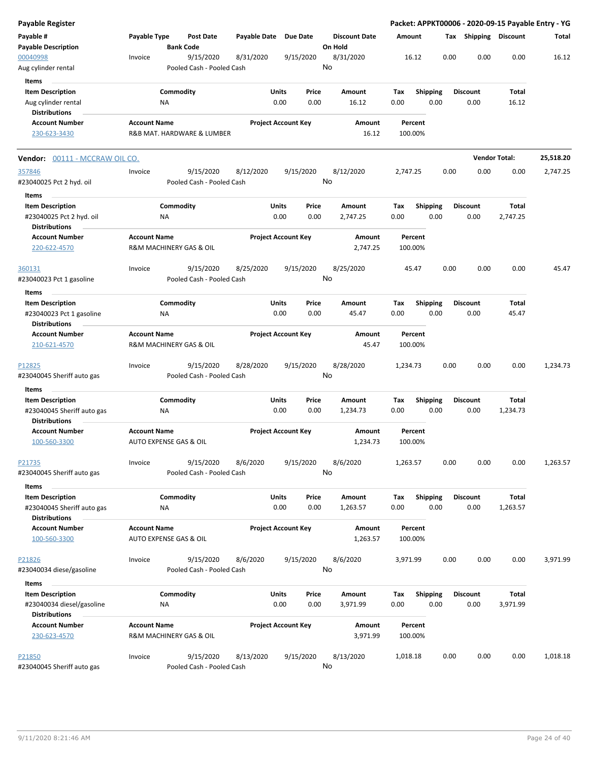**Payable Register** — Packet: APPKT00006 - 2020-09-15 Payable Entry - YG

| Payable # / Payable Description | Payable Type | Post Date / Bank Code | Payable Date | Due Date | Discount Date / On Hold | Amount | Tax | Shipping | Discount | Total |
|---|---|---|---|---|---|---|---|---|---|---|
| 00040998 / Aug cylinder rental | Invoice | 9/15/2020 / Pooled Cash - Pooled Cash | 8/31/2020 | 9/15/2020 | 8/31/2020 / No | 16.12 | 0.00 | 0.00 | 0.00 | 16.12 |

Items

| Item Description | Commodity | Units | Price | Amount | Tax | Shipping | Discount | Total |
|---|---|---|---|---|---|---|---|---|
| Aug cylinder rental | NA | 0.00 | 0.00 | 16.12 | 0.00 | 0.00 | 0.00 | 16.12 |

Distributions

| Account Number | Account Name | Project Account Key | Amount | Percent |
|---|---|---|---|---|
| 230-623-3430 | R&B MAT. HARDWARE & LUMBER | | 16.12 | 100.00% |

**Vendor: 00111 - MCCRAW OIL CO.** — **Vendor Total: 25,518.20**

| Payable # / Payable Description | Payable Type | Post Date / Bank Code | Payable Date | Due Date | Discount Date / On Hold | Amount | Tax | Shipping | Discount | Total |
|---|---|---|---|---|---|---|---|---|---|---|
| 357846 / #23040025 Pct 2 hyd. oil | Invoice | 9/15/2020 / Pooled Cash - Pooled Cash | 8/12/2020 | 9/15/2020 | 8/12/2020 / No | 2,747.25 | 0.00 | 0.00 | 0.00 | 2,747.25 |

Items

| Item Description | Commodity | Units | Price | Amount | Tax | Shipping | Discount | Total |
|---|---|---|---|---|---|---|---|---|
| #23040025 Pct 2 hyd. oil | NA | 0.00 | 0.00 | 2,747.25 | 0.00 | 0.00 | 0.00 | 2,747.25 |

Distributions

| Account Number | Account Name | Project Account Key | Amount | Percent |
|---|---|---|---|---|
| 220-622-4570 | R&M MACHINERY GAS & OIL | | 2,747.25 | 100.00% |

| Payable # / Payable Description | Payable Type | Post Date / Bank Code | Payable Date | Due Date | Discount Date / On Hold | Amount | Tax | Shipping | Discount | Total |
|---|---|---|---|---|---|---|---|---|---|---|
| 360131 / #23040023 Pct 1 gasoline | Invoice | 9/15/2020 / Pooled Cash - Pooled Cash | 8/25/2020 | 9/15/2020 | 8/25/2020 / No | 45.47 | 0.00 | 0.00 | 0.00 | 45.47 |

Items

| Item Description | Commodity | Units | Price | Amount | Tax | Shipping | Discount | Total |
|---|---|---|---|---|---|---|---|---|
| #23040023 Pct 1 gasoline | NA | 0.00 | 0.00 | 45.47 | 0.00 | 0.00 | 0.00 | 45.47 |

Distributions

| Account Number | Account Name | Project Account Key | Amount | Percent |
|---|---|---|---|---|
| 210-621-4570 | R&M MACHINERY GAS & OIL | | 45.47 | 100.00% |

| Payable # / Payable Description | Payable Type | Post Date / Bank Code | Payable Date | Due Date | Discount Date / On Hold | Amount | Tax | Shipping | Discount | Total |
|---|---|---|---|---|---|---|---|---|---|---|
| P12825 / #23040045 Sheriff auto gas | Invoice | 9/15/2020 / Pooled Cash - Pooled Cash | 8/28/2020 | 9/15/2020 | 8/28/2020 / No | 1,234.73 | 0.00 | 0.00 | 0.00 | 1,234.73 |

Items

| Item Description | Commodity | Units | Price | Amount | Tax | Shipping | Discount | Total |
|---|---|---|---|---|---|---|---|---|
| #23040045 Sheriff auto gas | NA | 0.00 | 0.00 | 1,234.73 | 0.00 | 0.00 | 0.00 | 1,234.73 |

Distributions

| Account Number | Account Name | Project Account Key | Amount | Percent |
|---|---|---|---|---|
| 100-560-3300 | AUTO EXPENSE GAS & OIL | | 1,234.73 | 100.00% |

| Payable # / Payable Description | Payable Type | Post Date / Bank Code | Payable Date | Due Date | Discount Date / On Hold | Amount | Tax | Shipping | Discount | Total |
|---|---|---|---|---|---|---|---|---|---|---|
| P21735 / #23040045 Sheriff auto gas | Invoice | 9/15/2020 / Pooled Cash - Pooled Cash | 8/6/2020 | 9/15/2020 | 8/6/2020 / No | 1,263.57 | 0.00 | 0.00 | 0.00 | 1,263.57 |

Items

| Item Description | Commodity | Units | Price | Amount | Tax | Shipping | Discount | Total |
|---|---|---|---|---|---|---|---|---|
| #23040045 Sheriff auto gas | NA | 0.00 | 0.00 | 1,263.57 | 0.00 | 0.00 | 0.00 | 1,263.57 |

Distributions

| Account Number | Account Name | Project Account Key | Amount | Percent |
|---|---|---|---|---|
| 100-560-3300 | AUTO EXPENSE GAS & OIL | | 1,263.57 | 100.00% |

| Payable # / Payable Description | Payable Type | Post Date / Bank Code | Payable Date | Due Date | Discount Date / On Hold | Amount | Tax | Shipping | Discount | Total |
|---|---|---|---|---|---|---|---|---|---|---|
| P21826 / #23040034 diese/gasoline | Invoice | 9/15/2020 / Pooled Cash - Pooled Cash | 8/6/2020 | 9/15/2020 | 8/6/2020 / No | 3,971.99 | 0.00 | 0.00 | 0.00 | 3,971.99 |

Items

| Item Description | Commodity | Units | Price | Amount | Tax | Shipping | Discount | Total |
|---|---|---|---|---|---|---|---|---|
| #23040034 diesel/gasoline | NA | 0.00 | 0.00 | 3,971.99 | 0.00 | 0.00 | 0.00 | 3,971.99 |

Distributions

| Account Number | Account Name | Project Account Key | Amount | Percent |
|---|---|---|---|---|
| 230-623-4570 | R&M MACHINERY GAS & OIL | | 3,971.99 | 100.00% |

| Payable # / Payable Description | Payable Type | Post Date / Bank Code | Payable Date | Due Date | Discount Date / On Hold | Amount | Tax | Shipping | Discount | Total |
|---|---|---|---|---|---|---|---|---|---|---|
| P21850 / #23040045 Sheriff auto gas | Invoice | 9/15/2020 / Pooled Cash - Pooled Cash | 8/13/2020 | 9/15/2020 | 8/13/2020 / No | 1,018.18 | 0.00 | 0.00 | 0.00 | 1,018.18 |

9/11/2020 8:21:46 AM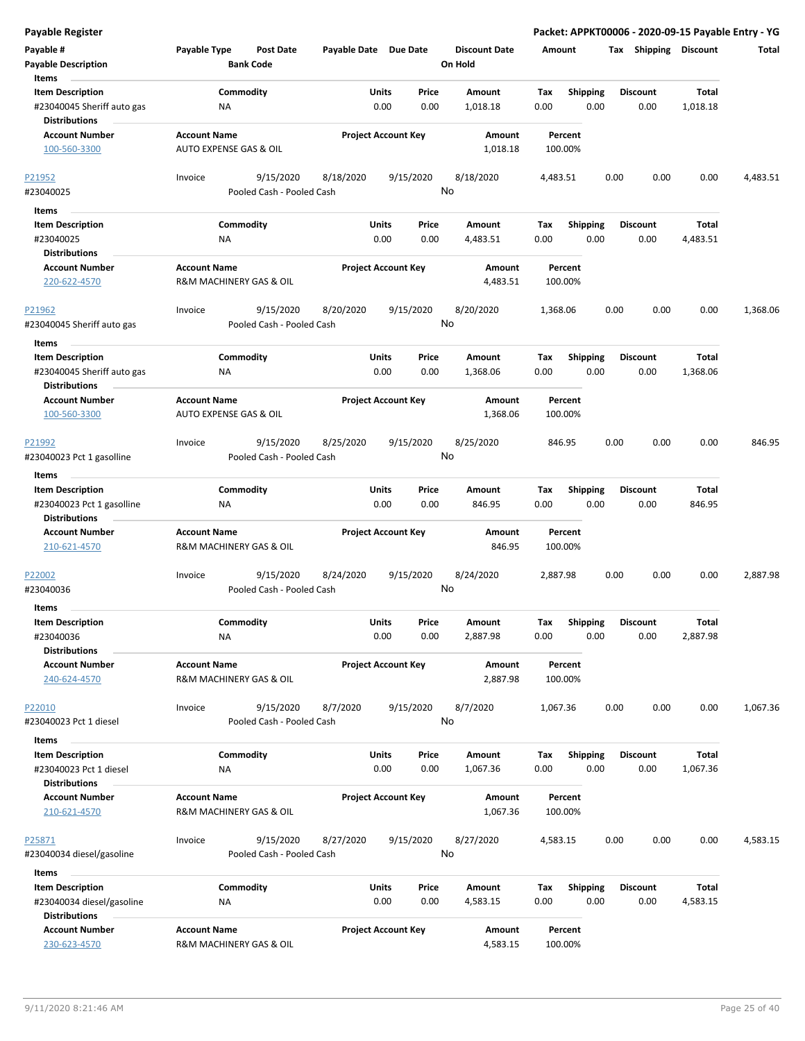**Payable Register** — Packet: APPKT00006 - 2020-09-15 Payable Entry - YG

| Payable # / Payable Description | Payable Type | Post Date / Bank Code | Payable Date | Due Date | Discount Date / On Hold | Amount | Tax | Shipping | Discount | Total |
|---|---|---|---|---|---|---|---|---|---|---|

**Items**

| Item Description | Commodity | Units | Price | Amount | Tax | Shipping | Discount | Total |
|---|---|---|---|---|---|---|---|---|
| #23040045 Sheriff auto gas | NA | 0.00 | 0.00 | 1,018.18 | 0.00 | 0.00 | 0.00 | 1,018.18 |

**Distributions**

| Account Number | Account Name | Project Account Key | Amount | Percent |
|---|---|---|---|---|
| 100-560-3300 | AUTO EXPENSE GAS & OIL | | 1,018.18 | 100.00% |

---

| Payable # | Payable Type | Post Date | Payable Date | Due Date | Discount Date | Amount | Tax | Shipping | Discount | Total |
|---|---|---|---|---|---|---|---|---|---|---|
| P21952 | Invoice | 9/15/2020 | 8/18/2020 | 9/15/2020 | 8/18/2020 | 4,483.51 | 0.00 | 0.00 | 0.00 | 4,483.51 |

#23040025 — Pooled Cash - Pooled Cash — On Hold: No

**Items**

| Item Description | Commodity | Units | Price | Amount | Tax | Shipping | Discount | Total |
|---|---|---|---|---|---|---|---|---|
| #23040025 | NA | 0.00 | 0.00 | 4,483.51 | 0.00 | 0.00 | 0.00 | 4,483.51 |

**Distributions**

| Account Number | Account Name | Project Account Key | Amount | Percent |
|---|---|---|---|---|
| 220-622-4570 | R&M MACHINERY GAS & OIL | | 4,483.51 | 100.00% |

---

| Payable # | Payable Type | Post Date | Payable Date | Due Date | Discount Date | Amount | Tax | Shipping | Discount | Total |
|---|---|---|---|---|---|---|---|---|---|---|
| P21962 | Invoice | 9/15/2020 | 8/20/2020 | 9/15/2020 | 8/20/2020 | 1,368.06 | 0.00 | 0.00 | 0.00 | 1,368.06 |

#23040045 Sheriff auto gas — Pooled Cash - Pooled Cash — On Hold: No

**Items**

| Item Description | Commodity | Units | Price | Amount | Tax | Shipping | Discount | Total |
|---|---|---|---|---|---|---|---|---|
| #23040045 Sheriff auto gas | NA | 0.00 | 0.00 | 1,368.06 | 0.00 | 0.00 | 0.00 | 1,368.06 |

**Distributions**

| Account Number | Account Name | Project Account Key | Amount | Percent |
|---|---|---|---|---|
| 100-560-3300 | AUTO EXPENSE GAS & OIL | | 1,368.06 | 100.00% |

---

| Payable # | Payable Type | Post Date | Payable Date | Due Date | Discount Date | Amount | Tax | Shipping | Discount | Total |
|---|---|---|---|---|---|---|---|---|---|---|
| P21992 | Invoice | 9/15/2020 | 8/25/2020 | 9/15/2020 | 8/25/2020 | 846.95 | 0.00 | 0.00 | 0.00 | 846.95 |

#23040023 Pct 1 gasolline — Pooled Cash - Pooled Cash — On Hold: No

**Items**

| Item Description | Commodity | Units | Price | Amount | Tax | Shipping | Discount | Total |
|---|---|---|---|---|---|---|---|---|
| #23040023 Pct 1 gasolline | NA | 0.00 | 0.00 | 846.95 | 0.00 | 0.00 | 0.00 | 846.95 |

**Distributions**

| Account Number | Account Name | Project Account Key | Amount | Percent |
|---|---|---|---|---|
| 210-621-4570 | R&M MACHINERY GAS & OIL | | 846.95 | 100.00% |

---

| Payable # | Payable Type | Post Date | Payable Date | Due Date | Discount Date | Amount | Tax | Shipping | Discount | Total |
|---|---|---|---|---|---|---|---|---|---|---|
| P22002 | Invoice | 9/15/2020 | 8/24/2020 | 9/15/2020 | 8/24/2020 | 2,887.98 | 0.00 | 0.00 | 0.00 | 2,887.98 |

#23040036 — Pooled Cash - Pooled Cash — On Hold: No

**Items**

| Item Description | Commodity | Units | Price | Amount | Tax | Shipping | Discount | Total |
|---|---|---|---|---|---|---|---|---|
| #23040036 | NA | 0.00 | 0.00 | 2,887.98 | 0.00 | 0.00 | 0.00 | 2,887.98 |

**Distributions**

| Account Number | Account Name | Project Account Key | Amount | Percent |
|---|---|---|---|---|
| 240-624-4570 | R&M MACHINERY GAS & OIL | | 2,887.98 | 100.00% |

---

| Payable # | Payable Type | Post Date | Payable Date | Due Date | Discount Date | Amount | Tax | Shipping | Discount | Total |
|---|---|---|---|---|---|---|---|---|---|---|
| P22010 | Invoice | 9/15/2020 | 8/7/2020 | 9/15/2020 | 8/7/2020 | 1,067.36 | 0.00 | 0.00 | 0.00 | 1,067.36 |

#23040023 Pct 1 diesel — Pooled Cash - Pooled Cash — On Hold: No

**Items**

| Item Description | Commodity | Units | Price | Amount | Tax | Shipping | Discount | Total |
|---|---|---|---|---|---|---|---|---|
| #23040023 Pct 1 diesel | NA | 0.00 | 0.00 | 1,067.36 | 0.00 | 0.00 | 0.00 | 1,067.36 |

**Distributions**

| Account Number | Account Name | Project Account Key | Amount | Percent |
|---|---|---|---|---|
| 210-621-4570 | R&M MACHINERY GAS & OIL | | 1,067.36 | 100.00% |

---

| Payable # | Payable Type | Post Date | Payable Date | Due Date | Discount Date | Amount | Tax | Shipping | Discount | Total |
|---|---|---|---|---|---|---|---|---|---|---|
| P25871 | Invoice | 9/15/2020 | 8/27/2020 | 9/15/2020 | 8/27/2020 | 4,583.15 | 0.00 | 0.00 | 0.00 | 4,583.15 |

#23040034 diesel/gasoline — Pooled Cash - Pooled Cash — On Hold: No

**Items**

| Item Description | Commodity | Units | Price | Amount | Tax | Shipping | Discount | Total |
|---|---|---|---|---|---|---|---|---|
| #23040034 diesel/gasoline | NA | 0.00 | 0.00 | 4,583.15 | 0.00 | 0.00 | 0.00 | 4,583.15 |

**Distributions**

| Account Number | Account Name | Project Account Key | Amount | Percent |
|---|---|---|---|---|
| 230-623-4570 | R&M MACHINERY GAS & OIL | | 4,583.15 | 100.00% |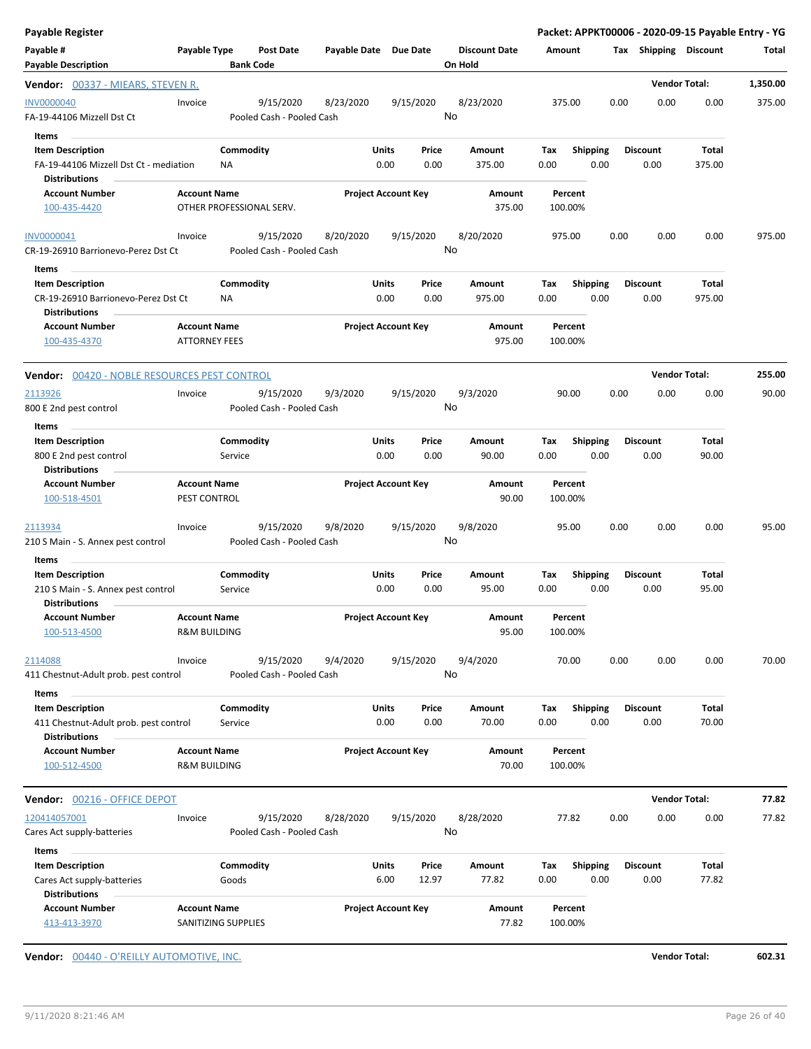**Payable Register** — **Packet: APPKT00006 - 2020-09-15 Payable Entry - YG**

| Payable # / Payable Description | Payable Type | Post Date / Bank Code | Payable Date | Due Date | Discount Date / On Hold | Amount | Tax | Shipping | Discount | Total |
|---|---|---|---|---|---|---|---|---|---|---|

**Vendor: 00337 - MIEARS, STEVEN R.** — Vendor Total: **1,350.00**

| Payable # | Payable Type | Post Date | Payable Date | Due Date | Discount Date | Amount | Tax | Shipping | Discount | Total |
|---|---|---|---|---|---|---|---|---|---|---|
| INV0000040 | Invoice | 9/15/2020 | 8/23/2020 | 9/15/2020 | 8/23/2020 | 375.00 | 0.00 | 0.00 | 0.00 | 375.00 |
| FA-19-44106 Mizzell Dst Ct | | Pooled Cash - Pooled Cash | | | No | | | | | |

Items

| Item Description | Commodity | Units | Price | Amount | Tax | Shipping | Discount | Total |
|---|---|---|---|---|---|---|---|---|
| FA-19-44106 Mizzell Dst Ct - mediation | NA | 0.00 | 0.00 | 375.00 | 0.00 | 0.00 | 0.00 | 375.00 |

Distributions

| Account Number | Account Name | Project Account Key | Amount | Percent |
|---|---|---|---|---|
| 100-435-4420 | OTHER PROFESSIONAL SERV. | | 375.00 | 100.00% |

| Payable # | Payable Type | Post Date | Payable Date | Due Date | Discount Date | Amount | Tax | Shipping | Discount | Total |
|---|---|---|---|---|---|---|---|---|---|---|
| INV0000041 | Invoice | 9/15/2020 | 8/20/2020 | 9/15/2020 | 8/20/2020 | 975.00 | 0.00 | 0.00 | 0.00 | 975.00 |
| CR-19-26910 Barrionevo-Perez Dst Ct | | Pooled Cash - Pooled Cash | | | No | | | | | |

Items

| Item Description | Commodity | Units | Price | Amount | Tax | Shipping | Discount | Total |
|---|---|---|---|---|---|---|---|---|
| CR-19-26910 Barrionevo-Perez Dst Ct | NA | 0.00 | 0.00 | 975.00 | 0.00 | 0.00 | 0.00 | 975.00 |

Distributions

| Account Number | Account Name | Project Account Key | Amount | Percent |
|---|---|---|---|---|
| 100-435-4370 | ATTORNEY FEES | | 975.00 | 100.00% |

**Vendor: 00420 - NOBLE RESOURCES PEST CONTROL** — Vendor Total: **255.00**

| Payable # | Payable Type | Post Date | Payable Date | Due Date | Discount Date | Amount | Tax | Shipping | Discount | Total |
|---|---|---|---|---|---|---|---|---|---|---|
| 2113926 | Invoice | 9/15/2020 | 9/3/2020 | 9/15/2020 | 9/3/2020 | 90.00 | 0.00 | 0.00 | 0.00 | 90.00 |
| 800 E 2nd pest control | | Pooled Cash - Pooled Cash | | | No | | | | | |

Items

| Item Description | Commodity | Units | Price | Amount | Tax | Shipping | Discount | Total |
|---|---|---|---|---|---|---|---|---|
| 800 E 2nd pest control | Service | 0.00 | 0.00 | 90.00 | 0.00 | 0.00 | 0.00 | 90.00 |

Distributions

| Account Number | Account Name | Project Account Key | Amount | Percent |
|---|---|---|---|---|
| 100-518-4501 | PEST CONTROL | | 90.00 | 100.00% |

| Payable # | Payable Type | Post Date | Payable Date | Due Date | Discount Date | Amount | Tax | Shipping | Discount | Total |
|---|---|---|---|---|---|---|---|---|---|---|
| 2113934 | Invoice | 9/15/2020 | 9/8/2020 | 9/15/2020 | 9/8/2020 | 95.00 | 0.00 | 0.00 | 0.00 | 95.00 |
| 210 S Main - S. Annex pest control | | Pooled Cash - Pooled Cash | | | No | | | | | |

Items

| Item Description | Commodity | Units | Price | Amount | Tax | Shipping | Discount | Total |
|---|---|---|---|---|---|---|---|---|
| 210 S Main - S. Annex pest control | Service | 0.00 | 0.00 | 95.00 | 0.00 | 0.00 | 0.00 | 95.00 |

Distributions

| Account Number | Account Name | Project Account Key | Amount | Percent |
|---|---|---|---|---|
| 100-513-4500 | R&M BUILDING | | 95.00 | 100.00% |

| Payable # | Payable Type | Post Date | Payable Date | Due Date | Discount Date | Amount | Tax | Shipping | Discount | Total |
|---|---|---|---|---|---|---|---|---|---|---|
| 2114088 | Invoice | 9/15/2020 | 9/4/2020 | 9/15/2020 | 9/4/2020 | 70.00 | 0.00 | 0.00 | 0.00 | 70.00 |
| 411 Chestnut-Adult prob. pest control | | Pooled Cash - Pooled Cash | | | No | | | | | |

Items

| Item Description | Commodity | Units | Price | Amount | Tax | Shipping | Discount | Total |
|---|---|---|---|---|---|---|---|---|
| 411 Chestnut-Adult prob. pest control | Service | 0.00 | 0.00 | 70.00 | 0.00 | 0.00 | 0.00 | 70.00 |

Distributions

| Account Number | Account Name | Project Account Key | Amount | Percent |
|---|---|---|---|---|
| 100-512-4500 | R&M BUILDING | | 70.00 | 100.00% |

**Vendor: 00216 - OFFICE DEPOT** — Vendor Total: **77.82**

| Payable # | Payable Type | Post Date | Payable Date | Due Date | Discount Date | Amount | Tax | Shipping | Discount | Total |
|---|---|---|---|---|---|---|---|---|---|---|
| 120414057001 | Invoice | 9/15/2020 | 8/28/2020 | 9/15/2020 | 8/28/2020 | 77.82 | 0.00 | 0.00 | 0.00 | 77.82 |
| Cares Act supply-batteries | | Pooled Cash - Pooled Cash | | | No | | | | | |

Items

| Item Description | Commodity | Units | Price | Amount | Tax | Shipping | Discount | Total |
|---|---|---|---|---|---|---|---|---|
| Cares Act supply-batteries | Goods | 6.00 | 12.97 | 77.82 | 0.00 | 0.00 | 0.00 | 77.82 |

Distributions

| Account Number | Account Name | Project Account Key | Amount | Percent |
|---|---|---|---|---|
| 413-413-3970 | SANITIZING SUPPLIES | | 77.82 | 100.00% |

**Vendor: 00440 - O'REILLY AUTOMOTIVE, INC.** — Vendor Total: **602.31**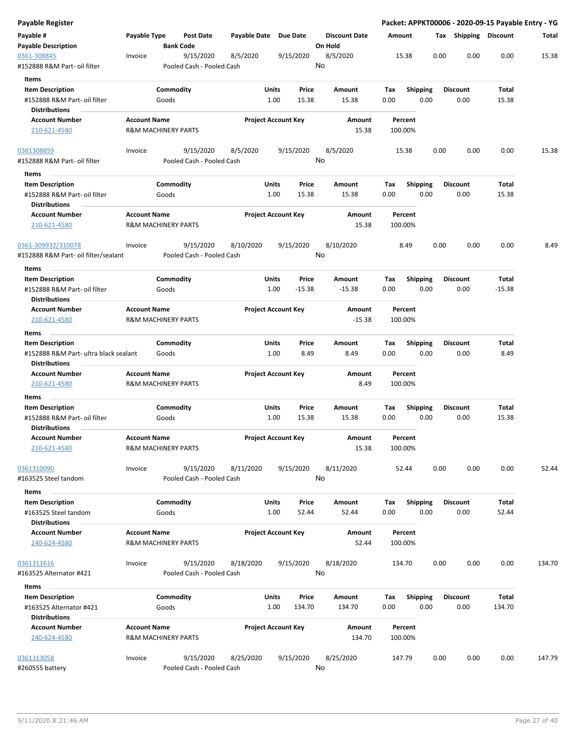**Payable Register** — Packet: APPKT00006 - 2020-09-15 Payable Entry - YG

| Payable # / Payable Description | Payable Type | Post Date / Bank Code | Payable Date | Due Date | Discount Date / On Hold | Amount | Tax | Shipping | Discount | Total |
|---|---|---|---|---|---|---|---|---|---|---|
| 0361-308845 / #152888 R&M Part- oil filter | Invoice | 9/15/2020 / Pooled Cash - Pooled Cash | 8/5/2020 | 9/15/2020 | 8/5/2020 / No | 15.38 | 0.00 | 0.00 | 0.00 | 15.38 |

Items

| Item Description | Commodity | Units | Price | Amount | Tax | Shipping | Discount | Total |
|---|---|---|---|---|---|---|---|---|
| #152888 R&M Part- oil filter | Goods | 1.00 | 15.38 | 15.38 | 0.00 | 0.00 | 0.00 | 15.38 |

Distributions

| Account Number | Account Name | Project Account Key | Amount | Percent |
|---|---|---|---|---|
| 210-621-4580 | R&M MACHINERY PARTS | | 15.38 | 100.00% |

| Payable # / Payable Description | Payable Type | Post Date / Bank Code | Payable Date | Due Date | Discount Date / On Hold | Amount | Tax | Shipping | Discount | Total |
|---|---|---|---|---|---|---|---|---|---|---|
| 0361308859 / #152888 R&M Part- oil filter | Invoice | 9/15/2020 / Pooled Cash - Pooled Cash | 8/5/2020 | 9/15/2020 | 8/5/2020 / No | 15.38 | 0.00 | 0.00 | 0.00 | 15.38 |

Items

| Item Description | Commodity | Units | Price | Amount | Tax | Shipping | Discount | Total |
|---|---|---|---|---|---|---|---|---|
| #152888 R&M Part- oil filter | Goods | 1.00 | 15.38 | 15.38 | 0.00 | 0.00 | 0.00 | 15.38 |

Distributions

| Account Number | Account Name | Project Account Key | Amount | Percent |
|---|---|---|---|---|
| 210-621-4580 | R&M MACHINERY PARTS | | 15.38 | 100.00% |

| Payable # / Payable Description | Payable Type | Post Date / Bank Code | Payable Date | Due Date | Discount Date / On Hold | Amount | Tax | Shipping | Discount | Total |
|---|---|---|---|---|---|---|---|---|---|---|
| 0361-309932/310078 / #152888 R&M Part- oil filter/sealant | Invoice | 9/15/2020 / Pooled Cash - Pooled Cash | 8/10/2020 | 9/15/2020 | 8/10/2020 / No | 8.49 | 0.00 | 0.00 | 0.00 | 8.49 |

Items

| Item Description | Commodity | Units | Price | Amount | Tax | Shipping | Discount | Total |
|---|---|---|---|---|---|---|---|---|
| #152888 R&M Part- oil filter | Goods | 1.00 | -15.38 | -15.38 | 0.00 | 0.00 | 0.00 | -15.38 |

Distributions

| Account Number | Account Name | Project Account Key | Amount | Percent |
|---|---|---|---|---|
| 210-621-4580 | R&M MACHINERY PARTS | | -15.38 | 100.00% |

Items

| Item Description | Commodity | Units | Price | Amount | Tax | Shipping | Discount | Total |
|---|---|---|---|---|---|---|---|---|
| #152888 R&M Part- ultra black sealant | Goods | 1.00 | 8.49 | 8.49 | 0.00 | 0.00 | 0.00 | 8.49 |

Distributions

| Account Number | Account Name | Project Account Key | Amount | Percent |
|---|---|---|---|---|
| 210-621-4580 | R&M MACHINERY PARTS | | 8.49 | 100.00% |

Items

| Item Description | Commodity | Units | Price | Amount | Tax | Shipping | Discount | Total |
|---|---|---|---|---|---|---|---|---|
| #152888 R&M Part- oil filter | Goods | 1.00 | 15.38 | 15.38 | 0.00 | 0.00 | 0.00 | 15.38 |

Distributions

| Account Number | Account Name | Project Account Key | Amount | Percent |
|---|---|---|---|---|
| 210-621-4580 | R&M MACHINERY PARTS | | 15.38 | 100.00% |

| Payable # / Payable Description | Payable Type | Post Date / Bank Code | Payable Date | Due Date | Discount Date / On Hold | Amount | Tax | Shipping | Discount | Total |
|---|---|---|---|---|---|---|---|---|---|---|
| 0361310090 / #163525 Steel tandom | Invoice | 9/15/2020 / Pooled Cash - Pooled Cash | 8/11/2020 | 9/15/2020 | 8/11/2020 / No | 52.44 | 0.00 | 0.00 | 0.00 | 52.44 |

Items

| Item Description | Commodity | Units | Price | Amount | Tax | Shipping | Discount | Total |
|---|---|---|---|---|---|---|---|---|
| #163525 Steel tandom | Goods | 1.00 | 52.44 | 52.44 | 0.00 | 0.00 | 0.00 | 52.44 |

Distributions

| Account Number | Account Name | Project Account Key | Amount | Percent |
|---|---|---|---|---|
| 240-624-4580 | R&M MACHINERY PARTS | | 52.44 | 100.00% |

| Payable # / Payable Description | Payable Type | Post Date / Bank Code | Payable Date | Due Date | Discount Date / On Hold | Amount | Tax | Shipping | Discount | Total |
|---|---|---|---|---|---|---|---|---|---|---|
| 0361311616 / #163525 Alternator #421 | Invoice | 9/15/2020 / Pooled Cash - Pooled Cash | 8/18/2020 | 9/15/2020 | 8/18/2020 / No | 134.70 | 0.00 | 0.00 | 0.00 | 134.70 |

Items

| Item Description | Commodity | Units | Price | Amount | Tax | Shipping | Discount | Total |
|---|---|---|---|---|---|---|---|---|
| #163525 Alternator #421 | Goods | 1.00 | 134.70 | 134.70 | 0.00 | 0.00 | 0.00 | 134.70 |

Distributions

| Account Number | Account Name | Project Account Key | Amount | Percent |
|---|---|---|---|---|
| 240-624-4580 | R&M MACHINERY PARTS | | 134.70 | 100.00% |

| Payable # / Payable Description | Payable Type | Post Date / Bank Code | Payable Date | Due Date | Discount Date / On Hold | Amount | Tax | Shipping | Discount | Total |
|---|---|---|---|---|---|---|---|---|---|---|
| 0361313058 / #260555 battery | Invoice | 9/15/2020 / Pooled Cash - Pooled Cash | 8/25/2020 | 9/15/2020 | 8/25/2020 / No | 147.79 | 0.00 | 0.00 | 0.00 | 147.79 |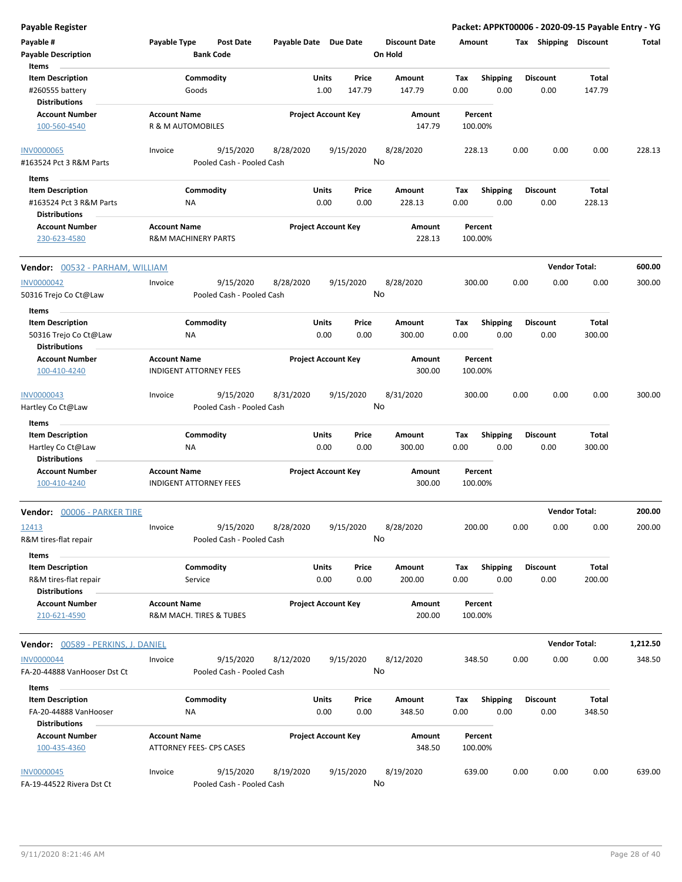**Payable Register**

**Packet: APPKT00006 - 2020-09-15 Payable Entry - YG**

| Payable # | Payable Type | Post Date | Payable Date | Due Date | Discount Date | Amount | Tax | Shipping | Discount | Total |
|---|---|---|---|---|---|---|---|---|---|---|
| Payable Description | | Bank Code | | | On Hold | | | | | |

| Item Description | Commodity | Units | Price | Amount | Tax | Shipping | Discount | Total |
|---|---|---|---|---|---|---|---|---|
| #260555 battery | Goods | 1.00 | 147.79 | 147.79 | 0.00 | 0.00 | 0.00 | 147.79 |

| Account Number | Account Name | Project Account Key | Amount | Percent |
|---|---|---|---|---|
| 100-560-4540 | R & M AUTOMOBILES | | 147.79 | 100.00% |

| Payable # | Payable Type | Post Date | Payable Date | Due Date | Discount Date | Amount | Tax | Shipping | Discount | Total |
|---|---|---|---|---|---|---|---|---|---|---|
| INV0000065 | Invoice | 9/15/2020 | 8/28/2020 | 9/15/2020 | 8/28/2020 | 228.13 | 0.00 | 0.00 | 0.00 | 228.13 |
| #163524 Pct 3 R&M Parts | | Pooled Cash - Pooled Cash | | | No | | | | | |

| Item Description | Commodity | Units | Price | Amount | Tax | Shipping | Discount | Total |
|---|---|---|---|---|---|---|---|---|
| #163524 Pct 3 R&M Parts | NA | 0.00 | 0.00 | 228.13 | 0.00 | 0.00 | 0.00 | 228.13 |

| Account Number | Account Name | Project Account Key | Amount | Percent |
|---|---|---|---|---|
| 230-623-4580 | R&M MACHINERY PARTS | | 228.13 | 100.00% |

**Vendor: 00532 - PARHAM, WILLIAM** — **Vendor Total: 600.00**

| Payable # | Payable Type | Post Date | Payable Date | Due Date | Discount Date | Amount | Tax | Shipping | Discount | Total |
|---|---|---|---|---|---|---|---|---|---|---|
| INV0000042 | Invoice | 9/15/2020 | 8/28/2020 | 9/15/2020 | 8/28/2020 | 300.00 | 0.00 | 0.00 | 0.00 | 300.00 |
| 50316 Trejo Co Ct@Law | | Pooled Cash - Pooled Cash | | | No | | | | | |

| Item Description | Commodity | Units | Price | Amount | Tax | Shipping | Discount | Total |
|---|---|---|---|---|---|---|---|---|
| 50316 Trejo Co Ct@Law | NA | 0.00 | 0.00 | 300.00 | 0.00 | 0.00 | 0.00 | 300.00 |

| Account Number | Account Name | Project Account Key | Amount | Percent |
|---|---|---|---|---|
| 100-410-4240 | INDIGENT ATTORNEY FEES | | 300.00 | 100.00% |

| Payable # | Payable Type | Post Date | Payable Date | Due Date | Discount Date | Amount | Tax | Shipping | Discount | Total |
|---|---|---|---|---|---|---|---|---|---|---|
| INV0000043 | Invoice | 9/15/2020 | 8/31/2020 | 9/15/2020 | 8/31/2020 | 300.00 | 0.00 | 0.00 | 0.00 | 300.00 |
| Hartley Co Ct@Law | | Pooled Cash - Pooled Cash | | | No | | | | | |

| Item Description | Commodity | Units | Price | Amount | Tax | Shipping | Discount | Total |
|---|---|---|---|---|---|---|---|---|
| Hartley Co Ct@Law | NA | 0.00 | 0.00 | 300.00 | 0.00 | 0.00 | 0.00 | 300.00 |

| Account Number | Account Name | Project Account Key | Amount | Percent |
|---|---|---|---|---|
| 100-410-4240 | INDIGENT ATTORNEY FEES | | 300.00 | 100.00% |

**Vendor: 00006 - PARKER TIRE** — **Vendor Total: 200.00**

| Payable # | Payable Type | Post Date | Payable Date | Due Date | Discount Date | Amount | Tax | Shipping | Discount | Total |
|---|---|---|---|---|---|---|---|---|---|---|
| 12413 | Invoice | 9/15/2020 | 8/28/2020 | 9/15/2020 | 8/28/2020 | 200.00 | 0.00 | 0.00 | 0.00 | 200.00 |
| R&M tires-flat repair | | Pooled Cash - Pooled Cash | | | No | | | | | |

| Item Description | Commodity | Units | Price | Amount | Tax | Shipping | Discount | Total |
|---|---|---|---|---|---|---|---|---|
| R&M tires-flat repair | Service | 0.00 | 0.00 | 200.00 | 0.00 | 0.00 | 0.00 | 200.00 |

| Account Number | Account Name | Project Account Key | Amount | Percent |
|---|---|---|---|---|
| 210-621-4590 | R&M MACH. TIRES & TUBES | | 200.00 | 100.00% |

**Vendor: 00589 - PERKINS, J. DANIEL** — **Vendor Total: 1,212.50**

| Payable # | Payable Type | Post Date | Payable Date | Due Date | Discount Date | Amount | Tax | Shipping | Discount | Total |
|---|---|---|---|---|---|---|---|---|---|---|
| INV0000044 | Invoice | 9/15/2020 | 8/12/2020 | 9/15/2020 | 8/12/2020 | 348.50 | 0.00 | 0.00 | 0.00 | 348.50 |
| FA-20-44888 VanHooser Dst Ct | | Pooled Cash - Pooled Cash | | | No | | | | | |

| Item Description | Commodity | Units | Price | Amount | Tax | Shipping | Discount | Total |
|---|---|---|---|---|---|---|---|---|
| FA-20-44888 VanHooser | NA | 0.00 | 0.00 | 348.50 | 0.00 | 0.00 | 0.00 | 348.50 |

| Account Number | Account Name | Project Account Key | Amount | Percent |
|---|---|---|---|---|
| 100-435-4360 | ATTORNEY FEES- CPS CASES | | 348.50 | 100.00% |

| Payable # | Payable Type | Post Date | Payable Date | Due Date | Discount Date | Amount | Tax | Shipping | Discount | Total |
|---|---|---|---|---|---|---|---|---|---|---|
| INV0000045 | Invoice | 9/15/2020 | 8/19/2020 | 9/15/2020 | 8/19/2020 | 639.00 | 0.00 | 0.00 | 0.00 | 639.00 |
| FA-19-44522 Rivera Dst Ct | | Pooled Cash - Pooled Cash | | | No | | | | | |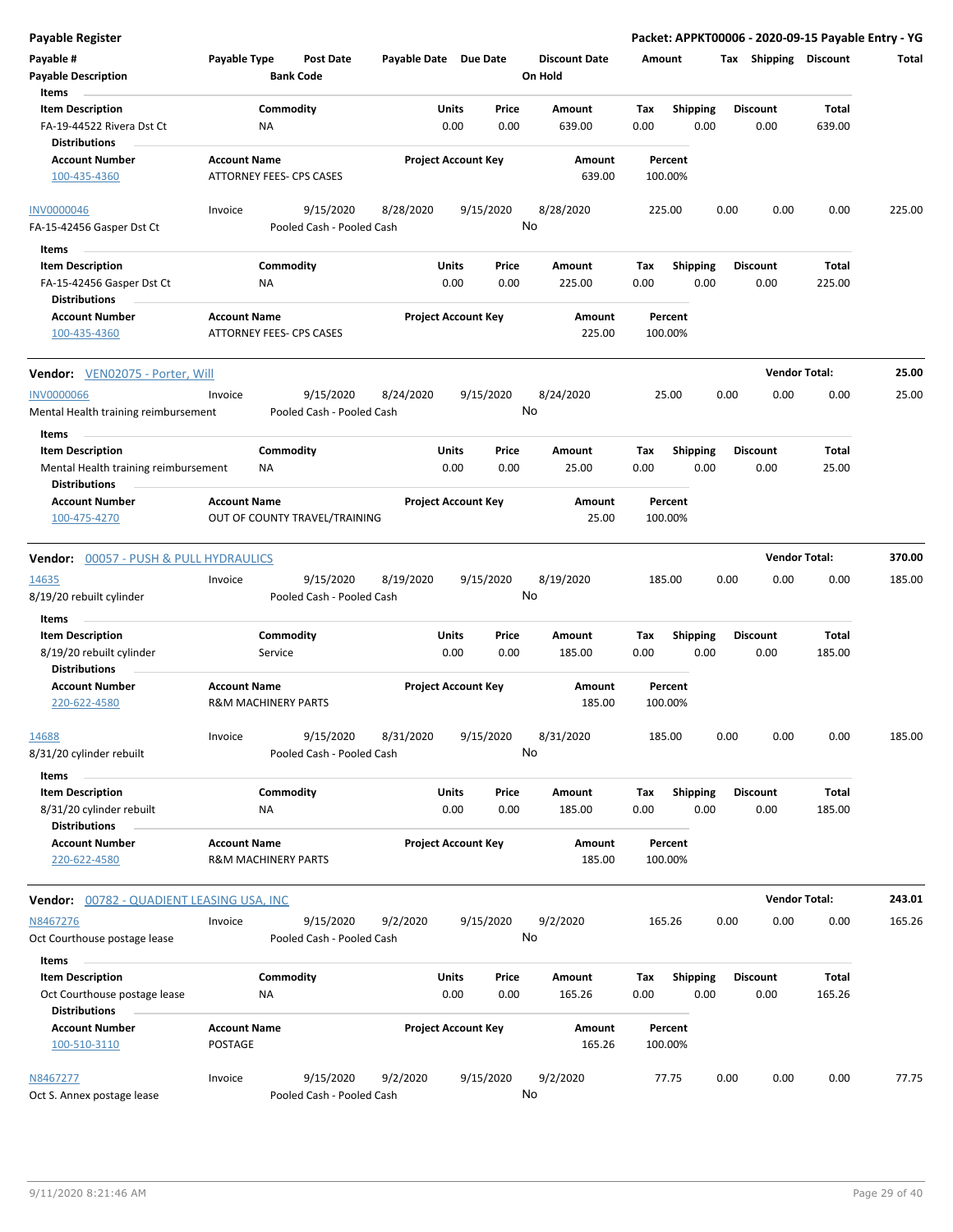**Payable Register** — Packet: APPKT00006 - 2020-09-15 Payable Entry - YG

| Payable # / Payable Description | Payable Type | Post Date / Bank Code | Payable Date | Due Date | Discount Date / On Hold | Amount | Tax | Shipping | Discount | Total |
|---|---|---|---|---|---|---|---|---|---|---|

Items

| Item Description | Commodity | Units | Price | Amount | Tax | Shipping | Discount | Total |
|---|---|---|---|---|---|---|---|---|
| FA-19-44522 Rivera Dst Ct | NA | 0.00 | 0.00 | 639.00 | 0.00 | 0.00 | 0.00 | 639.00 |

Distributions

| Account Number | Account Name | Project Account Key | Amount | Percent |
|---|---|---|---|---|
| 100-435-4360 | ATTORNEY FEES- CPS CASES | | 639.00 | 100.00% |

| Payable # | Payable Type | Post Date | Payable Date | Due Date | Discount Date | Amount | Tax | Shipping | Discount | Total |
|---|---|---|---|---|---|---|---|---|---|---|
| INV0000046 | Invoice | 9/15/2020 | 8/28/2020 | 9/15/2020 | 8/28/2020 | 225.00 | 0.00 | 0.00 | 0.00 | 225.00 |
| FA-15-42456 Gasper Dst Ct | | Pooled Cash - Pooled Cash | | | No | | | | | |

Items

| Item Description | Commodity | Units | Price | Amount | Tax | Shipping | Discount | Total |
|---|---|---|---|---|---|---|---|---|
| FA-15-42456 Gasper Dst Ct | NA | 0.00 | 0.00 | 225.00 | 0.00 | 0.00 | 0.00 | 225.00 |

Distributions

| Account Number | Account Name | Project Account Key | Amount | Percent |
|---|---|---|---|---|
| 100-435-4360 | ATTORNEY FEES- CPS CASES | | 225.00 | 100.00% |

**Vendor:** VEN02075 - Porter, Will — **Vendor Total: 25.00**

| Payable # | Payable Type | Post Date | Payable Date | Due Date | Discount Date | Amount | Tax | Shipping | Discount | Total |
|---|---|---|---|---|---|---|---|---|---|---|
| INV0000066 | Invoice | 9/15/2020 | 8/24/2020 | 9/15/2020 | 8/24/2020 | 25.00 | 0.00 | 0.00 | 0.00 | 25.00 |
| Mental Health training reimbursement | | Pooled Cash - Pooled Cash | | | No | | | | | |

Items

| Item Description | Commodity | Units | Price | Amount | Tax | Shipping | Discount | Total |
|---|---|---|---|---|---|---|---|---|
| Mental Health training reimbursement | NA | 0.00 | 0.00 | 25.00 | 0.00 | 0.00 | 0.00 | 25.00 |

Distributions

| Account Number | Account Name | Project Account Key | Amount | Percent |
|---|---|---|---|---|
| 100-475-4270 | OUT OF COUNTY TRAVEL/TRAINING | | 25.00 | 100.00% |

**Vendor:** 00057 - PUSH & PULL HYDRAULICS — **Vendor Total: 370.00**

| Payable # | Payable Type | Post Date | Payable Date | Due Date | Discount Date | Amount | Tax | Shipping | Discount | Total |
|---|---|---|---|---|---|---|---|---|---|---|
| 14635 | Invoice | 9/15/2020 | 8/19/2020 | 9/15/2020 | 8/19/2020 | 185.00 | 0.00 | 0.00 | 0.00 | 185.00 |
| 8/19/20 rebuilt cylinder | | Pooled Cash - Pooled Cash | | | No | | | | | |

Items

| Item Description | Commodity | Units | Price | Amount | Tax | Shipping | Discount | Total |
|---|---|---|---|---|---|---|---|---|
| 8/19/20 rebuilt cylinder | Service | 0.00 | 0.00 | 185.00 | 0.00 | 0.00 | 0.00 | 185.00 |

Distributions

| Account Number | Account Name | Project Account Key | Amount | Percent |
|---|---|---|---|---|
| 220-622-4580 | R&M MACHINERY PARTS | | 185.00 | 100.00% |

| Payable # | Payable Type | Post Date | Payable Date | Due Date | Discount Date | Amount | Tax | Shipping | Discount | Total |
|---|---|---|---|---|---|---|---|---|---|---|
| 14688 | Invoice | 9/15/2020 | 8/31/2020 | 9/15/2020 | 8/31/2020 | 185.00 | 0.00 | 0.00 | 0.00 | 185.00 |
| 8/31/20 cylinder rebuilt | | Pooled Cash - Pooled Cash | | | No | | | | | |

Items

| Item Description | Commodity | Units | Price | Amount | Tax | Shipping | Discount | Total |
|---|---|---|---|---|---|---|---|---|
| 8/31/20 cylinder rebuilt | NA | 0.00 | 0.00 | 185.00 | 0.00 | 0.00 | 0.00 | 185.00 |

Distributions

| Account Number | Account Name | Project Account Key | Amount | Percent |
|---|---|---|---|---|
| 220-622-4580 | R&M MACHINERY PARTS | | 185.00 | 100.00% |

**Vendor:** 00782 - QUADIENT LEASING USA, INC — **Vendor Total: 243.01**

| Payable # | Payable Type | Post Date | Payable Date | Due Date | Discount Date | Amount | Tax | Shipping | Discount | Total |
|---|---|---|---|---|---|---|---|---|---|---|
| N8467276 | Invoice | 9/15/2020 | 9/2/2020 | 9/15/2020 | 9/2/2020 | 165.26 | 0.00 | 0.00 | 0.00 | 165.26 |
| Oct Courthouse postage lease | | Pooled Cash - Pooled Cash | | | No | | | | | |

Items

| Item Description | Commodity | Units | Price | Amount | Tax | Shipping | Discount | Total |
|---|---|---|---|---|---|---|---|---|
| Oct Courthouse postage lease | NA | 0.00 | 0.00 | 165.26 | 0.00 | 0.00 | 0.00 | 165.26 |

Distributions

| Account Number | Account Name | Project Account Key | Amount | Percent |
|---|---|---|---|---|
| 100-510-3110 | POSTAGE | | 165.26 | 100.00% |

| Payable # | Payable Type | Post Date | Payable Date | Due Date | Discount Date | Amount | Tax | Shipping | Discount | Total |
|---|---|---|---|---|---|---|---|---|---|---|
| N8467277 | Invoice | 9/15/2020 | 9/2/2020 | 9/15/2020 | 9/2/2020 | 77.75 | 0.00 | 0.00 | 0.00 | 77.75 |
| Oct S. Annex postage lease | | Pooled Cash - Pooled Cash | | | No | | | | | |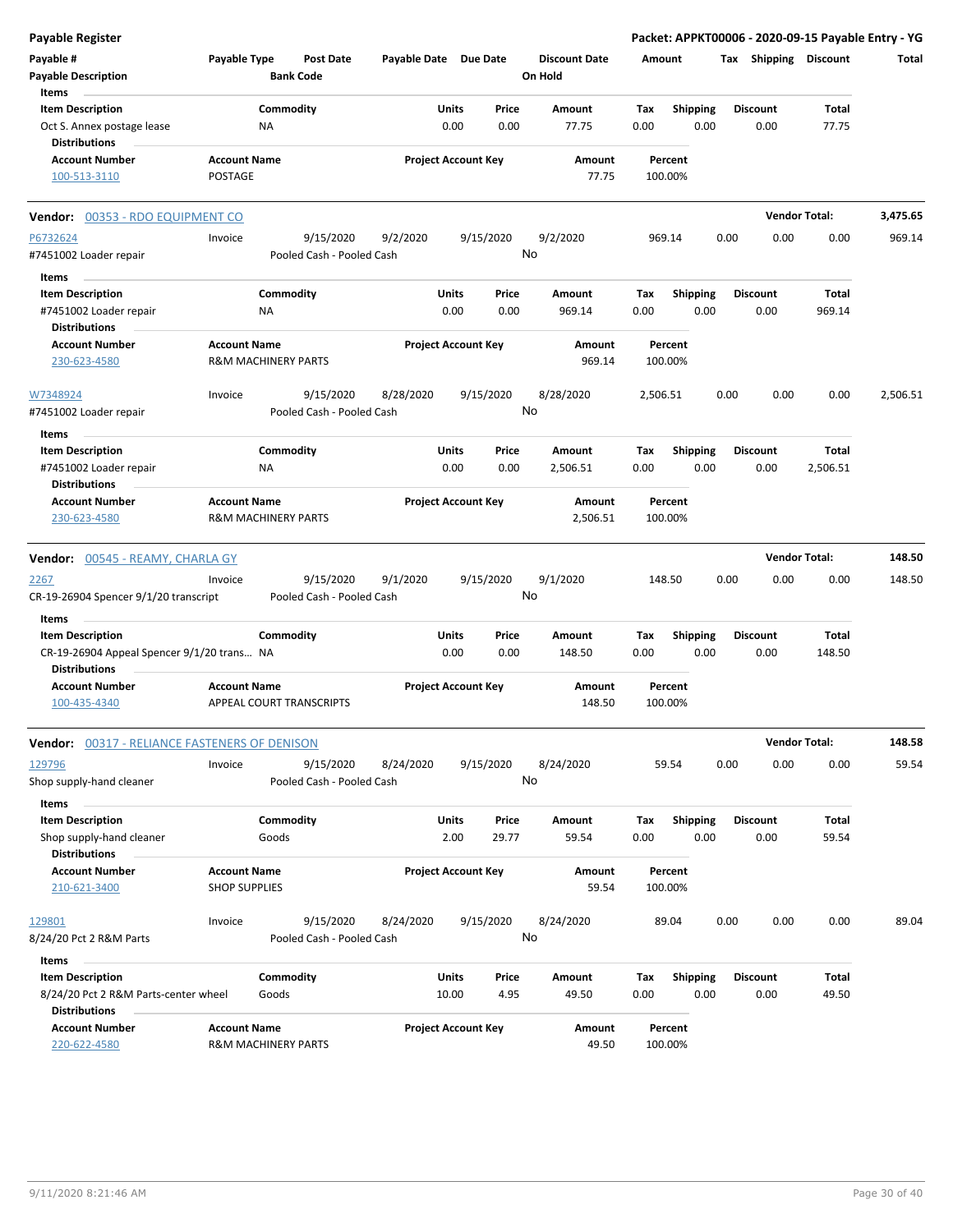**Payable Register** — Packet: APPKT00006 - 2020-09-15 Payable Entry - YG

| Payable # | Payable Type | Post Date | Payable Date | Due Date | Discount Date | Amount | Tax | Shipping | Discount | Total |
|---|---|---|---|---|---|---|---|---|---|---|
| Payable Description | | Bank Code | | | On Hold | | | | | |

Items

| Item Description | Commodity | Units | Price | Amount | Tax | Shipping | Discount | Total |
|---|---|---|---|---|---|---|---|---|
| Oct S. Annex postage lease | NA | 0.00 | 0.00 | 77.75 | 0.00 | 0.00 | 0.00 | 77.75 |

Distributions

| Account Number | Account Name | Project Account Key | Amount | Percent |
|---|---|---|---|---|
| 100-513-3110 | POSTAGE | | 77.75 | 100.00% |

## Vendor: 00353 - RDO EQUIPMENT CO — Vendor Total: 3,475.65

| Payable # | Payable Type | Post Date | Payable Date | Due Date | Discount Date | Amount | Tax | Shipping | Discount | Total |
|---|---|---|---|---|---|---|---|---|---|---|
| P6732624 | Invoice | 9/15/2020 | 9/2/2020 | 9/15/2020 | 9/2/2020 | 969.14 | 0.00 | 0.00 | 0.00 | 969.14 |
| #7451002 Loader repair | | Pooled Cash - Pooled Cash | | | No | | | | | |

Items

| Item Description | Commodity | Units | Price | Amount | Tax | Shipping | Discount | Total |
|---|---|---|---|---|---|---|---|---|
| #7451002 Loader repair | NA | 0.00 | 0.00 | 969.14 | 0.00 | 0.00 | 0.00 | 969.14 |

Distributions

| Account Number | Account Name | Project Account Key | Amount | Percent |
|---|---|---|---|---|
| 230-623-4580 | R&M MACHINERY PARTS | | 969.14 | 100.00% |

| Payable # | Payable Type | Post Date | Payable Date | Due Date | Discount Date | Amount | Tax | Shipping | Discount | Total |
|---|---|---|---|---|---|---|---|---|---|---|
| W7348924 | Invoice | 9/15/2020 | 8/28/2020 | 9/15/2020 | 8/28/2020 | 2,506.51 | 0.00 | 0.00 | 0.00 | 2,506.51 |
| #7451002 Loader repair | | Pooled Cash - Pooled Cash | | | No | | | | | |

Items

| Item Description | Commodity | Units | Price | Amount | Tax | Shipping | Discount | Total |
|---|---|---|---|---|---|---|---|---|
| #7451002 Loader repair | NA | 0.00 | 0.00 | 2,506.51 | 0.00 | 0.00 | 0.00 | 2,506.51 |

Distributions

| Account Number | Account Name | Project Account Key | Amount | Percent |
|---|---|---|---|---|
| 230-623-4580 | R&M MACHINERY PARTS | | 2,506.51 | 100.00% |

## Vendor: 00545 - REAMY, CHARLA GY — Vendor Total: 148.50

| Payable # | Payable Type | Post Date | Payable Date | Due Date | Discount Date | Amount | Tax | Shipping | Discount | Total |
|---|---|---|---|---|---|---|---|---|---|---|
| 2267 | Invoice | 9/15/2020 | 9/1/2020 | 9/15/2020 | 9/1/2020 | 148.50 | 0.00 | 0.00 | 0.00 | 148.50 |
| CR-19-26904 Spencer 9/1/20 transcript | | Pooled Cash - Pooled Cash | | | No | | | | | |

Items

| Item Description | Commodity | Units | Price | Amount | Tax | Shipping | Discount | Total |
|---|---|---|---|---|---|---|---|---|
| CR-19-26904 Appeal Spencer 9/1/20 trans... | NA | 0.00 | 0.00 | 148.50 | 0.00 | 0.00 | 0.00 | 148.50 |

Distributions

| Account Number | Account Name | Project Account Key | Amount | Percent |
|---|---|---|---|---|
| 100-435-4340 | APPEAL COURT TRANSCRIPTS | | 148.50 | 100.00% |

## Vendor: 00317 - RELIANCE FASTENERS OF DENISON — Vendor Total: 148.58

| Payable # | Payable Type | Post Date | Payable Date | Due Date | Discount Date | Amount | Tax | Shipping | Discount | Total |
|---|---|---|---|---|---|---|---|---|---|---|
| 129796 | Invoice | 9/15/2020 | 8/24/2020 | 9/15/2020 | 8/24/2020 | 59.54 | 0.00 | 0.00 | 0.00 | 59.54 |
| Shop supply-hand cleaner | | Pooled Cash - Pooled Cash | | | No | | | | | |

Items

| Item Description | Commodity | Units | Price | Amount | Tax | Shipping | Discount | Total |
|---|---|---|---|---|---|---|---|---|
| Shop supply-hand cleaner | Goods | 2.00 | 29.77 | 59.54 | 0.00 | 0.00 | 0.00 | 59.54 |

Distributions

| Account Number | Account Name | Project Account Key | Amount | Percent |
|---|---|---|---|---|
| 210-621-3400 | SHOP SUPPLIES | | 59.54 | 100.00% |

| Payable # | Payable Type | Post Date | Payable Date | Due Date | Discount Date | Amount | Tax | Shipping | Discount | Total |
|---|---|---|---|---|---|---|---|---|---|---|
| 129801 | Invoice | 9/15/2020 | 8/24/2020 | 9/15/2020 | 8/24/2020 | 89.04 | 0.00 | 0.00 | 0.00 | 89.04 |
| 8/24/20 Pct 2 R&M Parts | | Pooled Cash - Pooled Cash | | | No | | | | | |

Items

| Item Description | Commodity | Units | Price | Amount | Tax | Shipping | Discount | Total |
|---|---|---|---|---|---|---|---|---|
| 8/24/20 Pct 2 R&M Parts-center wheel | Goods | 10.00 | 4.95 | 49.50 | 0.00 | 0.00 | 0.00 | 49.50 |

Distributions

| Account Number | Account Name | Project Account Key | Amount | Percent |
|---|---|---|---|---|
| 220-622-4580 | R&M MACHINERY PARTS | | 49.50 | 100.00% |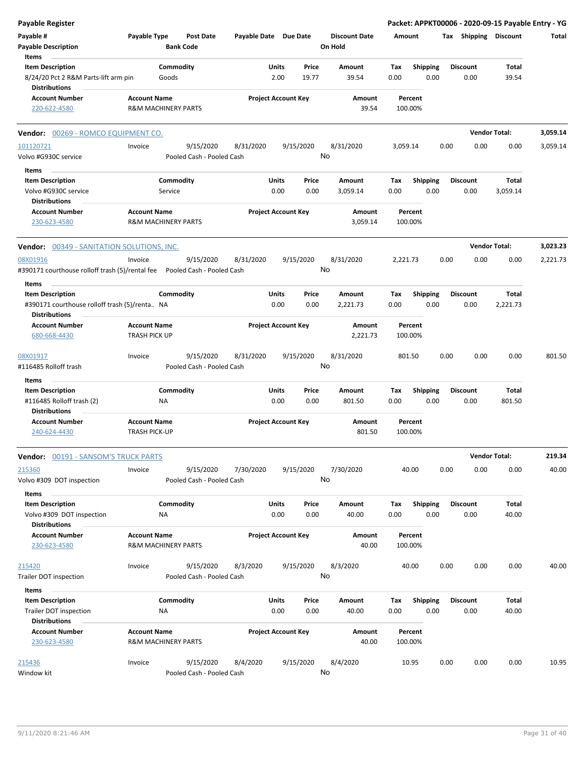# Payable Register

**Packet: APPKT00006 - 2020-09-15 Payable Entry - YG**

| Payable # | Payable Type | Post Date | Payable Date | Due Date | Discount Date | Amount | Tax | Shipping | Discount | Total |
|---|---|---|---|---|---|---|---|---|---|---|
| Payable Description | | Bank Code | | | On Hold | | | | | |

**Items**

| Item Description | Commodity | Units | Price | Amount | Tax | Shipping | Discount | Total |
|---|---|---|---|---|---|---|---|---|
| 8/24/20 Pct 2 R&M Parts-lift arm pin | Goods | 2.00 | 19.77 | 39.54 | 0.00 | 0.00 | 0.00 | 39.54 |

**Distributions**

| Account Number | Account Name | Project Account Key | Amount | Percent |
|---|---|---|---|---|
| 220-622-4580 | R&M MACHINERY PARTS | | 39.54 | 100.00% |

## Vendor: 00269 - ROMCO EQUIPMENT CO.

**Vendor Total: 3,059.14**

| Payable # | Payable Type | Post Date | Payable Date | Due Date | Discount Date | Amount | Tax | Shipping | Discount | Total |
|---|---|---|---|---|---|---|---|---|---|---|
| 101120721 | Invoice | 9/15/2020 | 8/31/2020 | 9/15/2020 | 8/31/2020 | 3,059.14 | 0.00 | 0.00 | 0.00 | 3,059.14 |
| Volvo #G930C service | | Pooled Cash - Pooled Cash | | | No | | | | | |

**Items**

| Item Description | Commodity | Units | Price | Amount | Tax | Shipping | Discount | Total |
|---|---|---|---|---|---|---|---|---|
| Volvo #G930C service | Service | 0.00 | 0.00 | 3,059.14 | 0.00 | 0.00 | 0.00 | 3,059.14 |

**Distributions**

| Account Number | Account Name | Project Account Key | Amount | Percent |
|---|---|---|---|---|
| 230-623-4580 | R&M MACHINERY PARTS | | 3,059.14 | 100.00% |

## Vendor: 00349 - SANITATION SOLUTIONS, INC.

**Vendor Total: 3,023.23**

| Payable # | Payable Type | Post Date | Payable Date | Due Date | Discount Date | Amount | Tax | Shipping | Discount | Total |
|---|---|---|---|---|---|---|---|---|---|---|
| 08X01916 | Invoice | 9/15/2020 | 8/31/2020 | 9/15/2020 | 8/31/2020 | 2,221.73 | 0.00 | 0.00 | 0.00 | 2,221.73 |
| #390171 courthouse rolloff trash (5)/rental fee | | Pooled Cash - Pooled Cash | | | No | | | | | |

**Items**

| Item Description | Commodity | Units | Price | Amount | Tax | Shipping | Discount | Total |
|---|---|---|---|---|---|---|---|---|
| #390171 courthouse rolloff trash (5)/renta.. | NA | 0.00 | 0.00 | 2,221.73 | 0.00 | 0.00 | 0.00 | 2,221.73 |

**Distributions**

| Account Number | Account Name | Project Account Key | Amount | Percent |
|---|---|---|---|---|
| 680-668-4430 | TRASH PICK UP | | 2,221.73 | 100.00% |

| Payable # | Payable Type | Post Date | Payable Date | Due Date | Discount Date | Amount | Tax | Shipping | Discount | Total |
|---|---|---|---|---|---|---|---|---|---|---|
| 08X01917 | Invoice | 9/15/2020 | 8/31/2020 | 9/15/2020 | 8/31/2020 | 801.50 | 0.00 | 0.00 | 0.00 | 801.50 |
| #116485 Rolloff trash | | Pooled Cash - Pooled Cash | | | No | | | | | |

**Items**

| Item Description | Commodity | Units | Price | Amount | Tax | Shipping | Discount | Total |
|---|---|---|---|---|---|---|---|---|
| #116485 Rolloff trash (2) | NA | 0.00 | 0.00 | 801.50 | 0.00 | 0.00 | 0.00 | 801.50 |

**Distributions**

| Account Number | Account Name | Project Account Key | Amount | Percent |
|---|---|---|---|---|
| 240-624-4430 | TRASH PICK-UP | | 801.50 | 100.00% |

## Vendor: 00191 - SANSOM'S TRUCK PARTS

**Vendor Total: 219.34**

| Payable # | Payable Type | Post Date | Payable Date | Due Date | Discount Date | Amount | Tax | Shipping | Discount | Total |
|---|---|---|---|---|---|---|---|---|---|---|
| 215360 | Invoice | 9/15/2020 | 7/30/2020 | 9/15/2020 | 7/30/2020 | 40.00 | 0.00 | 0.00 | 0.00 | 40.00 |
| Volvo #309 DOT inspection | | Pooled Cash - Pooled Cash | | | No | | | | | |

**Items**

| Item Description | Commodity | Units | Price | Amount | Tax | Shipping | Discount | Total |
|---|---|---|---|---|---|---|---|---|
| Volvo #309 DOT inspection | NA | 0.00 | 0.00 | 40.00 | 0.00 | 0.00 | 0.00 | 40.00 |

**Distributions**

| Account Number | Account Name | Project Account Key | Amount | Percent |
|---|---|---|---|---|
| 230-623-4580 | R&M MACHINERY PARTS | | 40.00 | 100.00% |

| Payable # | Payable Type | Post Date | Payable Date | Due Date | Discount Date | Amount | Tax | Shipping | Discount | Total |
|---|---|---|---|---|---|---|---|---|---|---|
| 215420 | Invoice | 9/15/2020 | 8/3/2020 | 9/15/2020 | 8/3/2020 | 40.00 | 0.00 | 0.00 | 0.00 | 40.00 |
| Trailer DOT inspection | | Pooled Cash - Pooled Cash | | | No | | | | | |

**Items**

| Item Description | Commodity | Units | Price | Amount | Tax | Shipping | Discount | Total |
|---|---|---|---|---|---|---|---|---|
| Trailer DOT inspection | NA | 0.00 | 0.00 | 40.00 | 0.00 | 0.00 | 0.00 | 40.00 |

**Distributions**

| Account Number | Account Name | Project Account Key | Amount | Percent |
|---|---|---|---|---|
| 230-623-4580 | R&M MACHINERY PARTS | | 40.00 | 100.00% |

| Payable # | Payable Type | Post Date | Payable Date | Due Date | Discount Date | Amount | Tax | Shipping | Discount | Total |
|---|---|---|---|---|---|---|---|---|---|---|
| 215436 | Invoice | 9/15/2020 | 8/4/2020 | 9/15/2020 | 8/4/2020 | 10.95 | 0.00 | 0.00 | 0.00 | 10.95 |
| Window kit | | Pooled Cash - Pooled Cash | | | No | | | | | |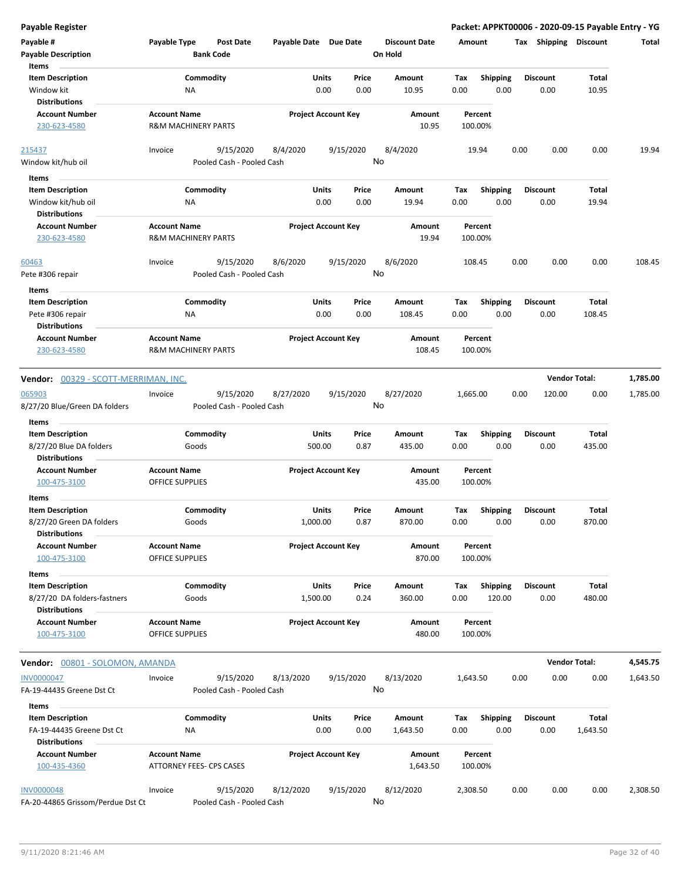**Payable Register** — Packet: APPKT00006 - 2020-09-15 Payable Entry - YG

| Payable # / Payable Description | Payable Type | Post Date / Bank Code | Payable Date | Due Date | Discount Date / On Hold | Amount | Tax | Shipping | Discount | Total |
|---|---|---|---|---|---|---|---|---|---|---|

**Items**

| Item Description | Commodity | Units | Price | Amount | Tax | Shipping | Discount | Total |
|---|---|---|---|---|---|---|---|---|
| Window kit | NA | 0.00 | 0.00 | 10.95 | 0.00 | 0.00 | 0.00 | 10.95 |

**Distributions**

| Account Number | Account Name | Project Account Key | Amount | Percent |
|---|---|---|---|---|
| 230-623-4580 | R&M MACHINERY PARTS | | 10.95 | 100.00% |

| Payable # | Payable Type | Post Date | Payable Date | Due Date | Discount Date | Amount | Tax | Shipping | Discount | Total |
|---|---|---|---|---|---|---|---|---|---|---|
| 215437 | Invoice | 9/15/2020 | 8/4/2020 | 9/15/2020 | 8/4/2020 | 19.94 | 0.00 | 0.00 | 0.00 | 19.94 |
| Window kit/hub oil | | Pooled Cash - Pooled Cash | | | No | | | | | |

**Items**

| Item Description | Commodity | Units | Price | Amount | Tax | Shipping | Discount | Total |
|---|---|---|---|---|---|---|---|---|
| Window kit/hub oil | NA | 0.00 | 0.00 | 19.94 | 0.00 | 0.00 | 0.00 | 19.94 |

**Distributions**

| Account Number | Account Name | Project Account Key | Amount | Percent |
|---|---|---|---|---|
| 230-623-4580 | R&M MACHINERY PARTS | | 19.94 | 100.00% |

| Payable # | Payable Type | Post Date | Payable Date | Due Date | Discount Date | Amount | Tax | Shipping | Discount | Total |
|---|---|---|---|---|---|---|---|---|---|---|
| 60463 | Invoice | 9/15/2020 | 8/6/2020 | 9/15/2020 | 8/6/2020 | 108.45 | 0.00 | 0.00 | 0.00 | 108.45 |
| Pete #306 repair | | Pooled Cash - Pooled Cash | | | No | | | | | |

**Items**

| Item Description | Commodity | Units | Price | Amount | Tax | Shipping | Discount | Total |
|---|---|---|---|---|---|---|---|---|
| Pete #306 repair | NA | 0.00 | 0.00 | 108.45 | 0.00 | 0.00 | 0.00 | 108.45 |

**Distributions**

| Account Number | Account Name | Project Account Key | Amount | Percent |
|---|---|---|---|---|
| 230-623-4580 | R&M MACHINERY PARTS | | 108.45 | 100.00% |

**Vendor: 00329 - SCOTT-MERRIMAN, INC.** — Vendor Total: 1,785.00

| Payable # | Payable Type | Post Date | Payable Date | Due Date | Discount Date | Amount | Tax | Shipping | Discount | Total |
|---|---|---|---|---|---|---|---|---|---|---|
| 065903 | Invoice | 9/15/2020 | 8/27/2020 | 9/15/2020 | 8/27/2020 | 1,665.00 | 0.00 | 120.00 | 0.00 | 1,785.00 |
| 8/27/20 Blue/Green DA folders | | Pooled Cash - Pooled Cash | | | No | | | | | |

**Items**

| Item Description | Commodity | Units | Price | Amount | Tax | Shipping | Discount | Total |
|---|---|---|---|---|---|---|---|---|
| 8/27/20 Blue DA folders | Goods | 500.00 | 0.87 | 435.00 | 0.00 | 0.00 | 0.00 | 435.00 |

**Distributions**

| Account Number | Account Name | Project Account Key | Amount | Percent |
|---|---|---|---|---|
| 100-475-3100 | OFFICE SUPPLIES | | 435.00 | 100.00% |

**Items**

| Item Description | Commodity | Units | Price | Amount | Tax | Shipping | Discount | Total |
|---|---|---|---|---|---|---|---|---|
| 8/27/20 Green DA folders | Goods | 1,000.00 | 0.87 | 870.00 | 0.00 | 0.00 | 0.00 | 870.00 |

**Distributions**

| Account Number | Account Name | Project Account Key | Amount | Percent |
|---|---|---|---|---|
| 100-475-3100 | OFFICE SUPPLIES | | 870.00 | 100.00% |

**Items**

| Item Description | Commodity | Units | Price | Amount | Tax | Shipping | Discount | Total |
|---|---|---|---|---|---|---|---|---|
| 8/27/20 DA folders-fastners | Goods | 1,500.00 | 0.24 | 360.00 | 0.00 | 120.00 | 0.00 | 480.00 |

**Distributions**

| Account Number | Account Name | Project Account Key | Amount | Percent |
|---|---|---|---|---|
| 100-475-3100 | OFFICE SUPPLIES | | 480.00 | 100.00% |

**Vendor: 00801 - SOLOMON, AMANDA** — Vendor Total: 4,545.75

| Payable # | Payable Type | Post Date | Payable Date | Due Date | Discount Date | Amount | Tax | Shipping | Discount | Total |
|---|---|---|---|---|---|---|---|---|---|---|
| INV0000047 | Invoice | 9/15/2020 | 8/13/2020 | 9/15/2020 | 8/13/2020 | 1,643.50 | 0.00 | 0.00 | 0.00 | 1,643.50 |
| FA-19-44435 Greene Dst Ct | | Pooled Cash - Pooled Cash | | | No | | | | | |

**Items**

| Item Description | Commodity | Units | Price | Amount | Tax | Shipping | Discount | Total |
|---|---|---|---|---|---|---|---|---|
| FA-19-44435 Greene Dst Ct | NA | 0.00 | 0.00 | 1,643.50 | 0.00 | 0.00 | 0.00 | 1,643.50 |

**Distributions**

| Account Number | Account Name | Project Account Key | Amount | Percent |
|---|---|---|---|---|
| 100-435-4360 | ATTORNEY FEES- CPS CASES | | 1,643.50 | 100.00% |

| Payable # | Payable Type | Post Date | Payable Date | Due Date | Discount Date | Amount | Tax | Shipping | Discount | Total |
|---|---|---|---|---|---|---|---|---|---|---|
| INV0000048 | Invoice | 9/15/2020 | 8/12/2020 | 9/15/2020 | 8/12/2020 | 2,308.50 | 0.00 | 0.00 | 0.00 | 2,308.50 |
| FA-20-44865 Grissom/Perdue Dst Ct | | Pooled Cash - Pooled Cash | | | No | | | | | |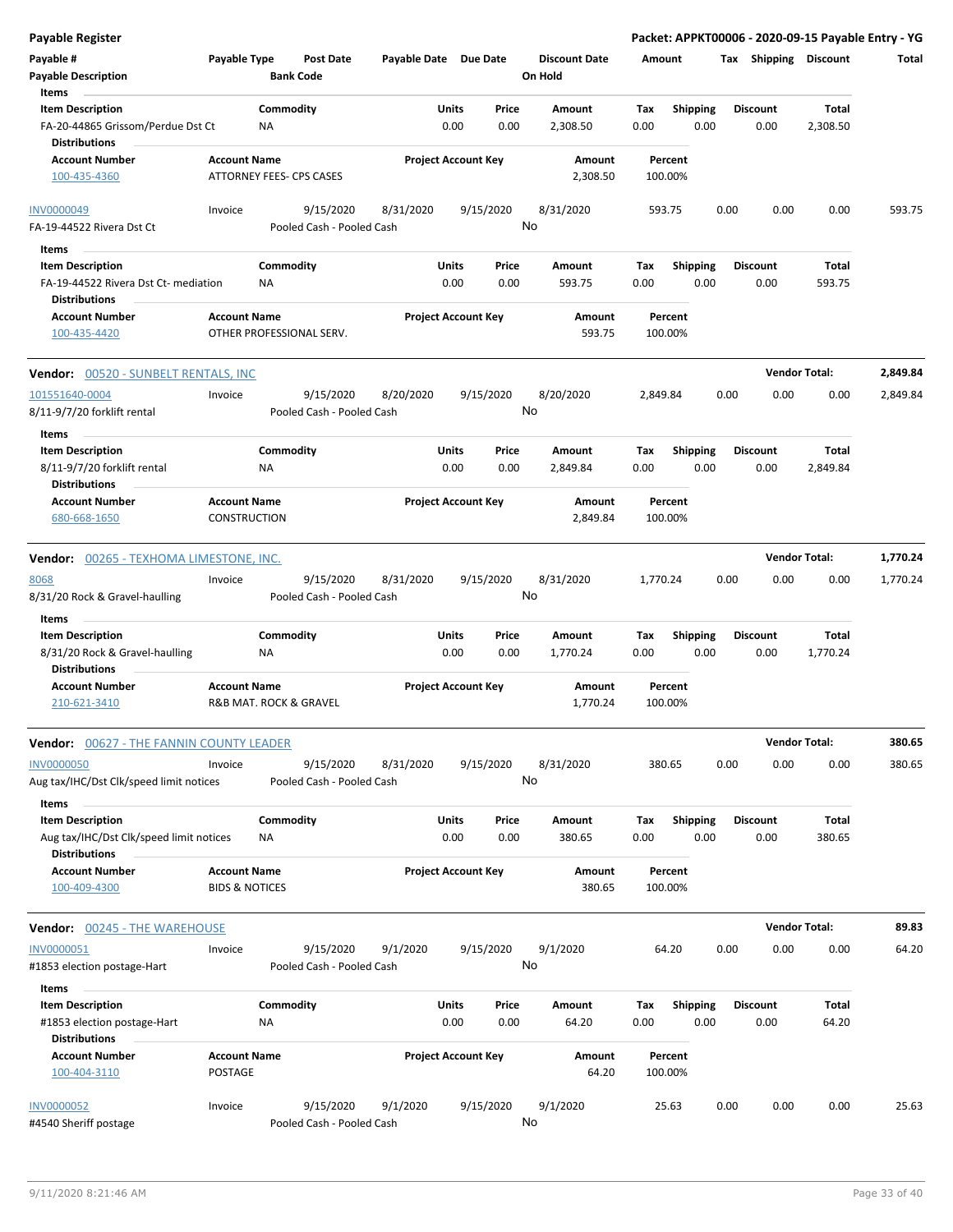# Payable Register

**Packet: APPKT00006 - 2020-09-15 Payable Entry - YG**

| Payable # | Payable Type | Post Date | Payable Date | Due Date | Discount Date | Amount | Tax | Shipping | Discount | Total |
|---|---|---|---|---|---|---|---|---|---|---|
| Payable Description | | Bank Code | | | On Hold | | | | | |

**Items**

| Item Description | Commodity | Units | Price | Amount | Tax | Shipping | Discount | Total |
|---|---|---|---|---|---|---|---|---|
| FA-20-44865 Grissom/Perdue Dst Ct | NA | 0.00 | 0.00 | 2,308.50 | 0.00 | 0.00 | 0.00 | 2,308.50 |

**Distributions**

| Account Number | Account Name | Project Account Key | Amount | Percent |
|---|---|---|---|---|
| 100-435-4360 | ATTORNEY FEES- CPS CASES | | 2,308.50 | 100.00% |

| Payable # | Payable Type | Post Date | Payable Date | Due Date | Discount Date | Amount | Tax | Shipping | Discount | Total |
|---|---|---|---|---|---|---|---|---|---|---|
| INV0000049 | Invoice | 9/15/2020 | 8/31/2020 | 9/15/2020 | 8/31/2020 | 593.75 | 0.00 | 0.00 | 0.00 | 593.75 |
| FA-19-44522 Rivera Dst Ct | | Pooled Cash - Pooled Cash | | | No | | | | | |

**Items**

| Item Description | Commodity | Units | Price | Amount | Tax | Shipping | Discount | Total |
|---|---|---|---|---|---|---|---|---|
| FA-19-44522 Rivera Dst Ct- mediation | NA | 0.00 | 0.00 | 593.75 | 0.00 | 0.00 | 0.00 | 593.75 |

**Distributions**

| Account Number | Account Name | Project Account Key | Amount | Percent |
|---|---|---|---|---|
| 100-435-4420 | OTHER PROFESSIONAL SERV. | | 593.75 | 100.00% |

**Vendor:** 00520 - SUNBELT RENTALS, INC — **Vendor Total: 2,849.84**

| Payable # | Payable Type | Post Date | Payable Date | Due Date | Discount Date | Amount | Tax | Shipping | Discount | Total |
|---|---|---|---|---|---|---|---|---|---|---|
| 101551640-0004 | Invoice | 9/15/2020 | 8/20/2020 | 9/15/2020 | 8/20/2020 | 2,849.84 | 0.00 | 0.00 | 0.00 | 2,849.84 |
| 8/11-9/7/20 forklift rental | | Pooled Cash - Pooled Cash | | | No | | | | | |

**Items**

| Item Description | Commodity | Units | Price | Amount | Tax | Shipping | Discount | Total |
|---|---|---|---|---|---|---|---|---|
| 8/11-9/7/20 forklift rental | NA | 0.00 | 0.00 | 2,849.84 | 0.00 | 0.00 | 0.00 | 2,849.84 |

**Distributions**

| Account Number | Account Name | Project Account Key | Amount | Percent |
|---|---|---|---|---|
| 680-668-1650 | CONSTRUCTION | | 2,849.84 | 100.00% |

**Vendor:** 00265 - TEXHOMA LIMESTONE, INC. — **Vendor Total: 1,770.24**

| Payable # | Payable Type | Post Date | Payable Date | Due Date | Discount Date | Amount | Tax | Shipping | Discount | Total |
|---|---|---|---|---|---|---|---|---|---|---|
| 8068 | Invoice | 9/15/2020 | 8/31/2020 | 9/15/2020 | 8/31/2020 | 1,770.24 | 0.00 | 0.00 | 0.00 | 1,770.24 |
| 8/31/20 Rock & Gravel-haulling | | Pooled Cash - Pooled Cash | | | No | | | | | |

**Items**

| Item Description | Commodity | Units | Price | Amount | Tax | Shipping | Discount | Total |
|---|---|---|---|---|---|---|---|---|
| 8/31/20 Rock & Gravel-haulling | NA | 0.00 | 0.00 | 1,770.24 | 0.00 | 0.00 | 0.00 | 1,770.24 |

**Distributions**

| Account Number | Account Name | Project Account Key | Amount | Percent |
|---|---|---|---|---|
| 210-621-3410 | R&B MAT. ROCK & GRAVEL | | 1,770.24 | 100.00% |

**Vendor:** 00627 - THE FANNIN COUNTY LEADER — **Vendor Total: 380.65**

| Payable # | Payable Type | Post Date | Payable Date | Due Date | Discount Date | Amount | Tax | Shipping | Discount | Total |
|---|---|---|---|---|---|---|---|---|---|---|
| INV0000050 | Invoice | 9/15/2020 | 8/31/2020 | 9/15/2020 | 8/31/2020 | 380.65 | 0.00 | 0.00 | 0.00 | 380.65 |
| Aug tax/IHC/Dst Clk/speed limit notices | | Pooled Cash - Pooled Cash | | | No | | | | | |

**Items**

| Item Description | Commodity | Units | Price | Amount | Tax | Shipping | Discount | Total |
|---|---|---|---|---|---|---|---|---|
| Aug tax/IHC/Dst Clk/speed limit notices | NA | 0.00 | 0.00 | 380.65 | 0.00 | 0.00 | 0.00 | 380.65 |

**Distributions**

| Account Number | Account Name | Project Account Key | Amount | Percent |
|---|---|---|---|---|
| 100-409-4300 | BIDS & NOTICES | | 380.65 | 100.00% |

**Vendor:** 00245 - THE WAREHOUSE — **Vendor Total: 89.83**

| Payable # | Payable Type | Post Date | Payable Date | Due Date | Discount Date | Amount | Tax | Shipping | Discount | Total |
|---|---|---|---|---|---|---|---|---|---|---|
| INV0000051 | Invoice | 9/15/2020 | 9/1/2020 | 9/15/2020 | 9/1/2020 | 64.20 | 0.00 | 0.00 | 0.00 | 64.20 |
| #1853 election postage-Hart | | Pooled Cash - Pooled Cash | | | No | | | | | |

**Items**

| Item Description | Commodity | Units | Price | Amount | Tax | Shipping | Discount | Total |
|---|---|---|---|---|---|---|---|---|
| #1853 election postage-Hart | NA | 0.00 | 0.00 | 64.20 | 0.00 | 0.00 | 0.00 | 64.20 |

**Distributions**

| Account Number | Account Name | Project Account Key | Amount | Percent |
|---|---|---|---|---|
| 100-404-3110 | POSTAGE | | 64.20 | 100.00% |

| Payable # | Payable Type | Post Date | Payable Date | Due Date | Discount Date | Amount | Tax | Shipping | Discount | Total |
|---|---|---|---|---|---|---|---|---|---|---|
| INV0000052 | Invoice | 9/15/2020 | 9/1/2020 | 9/15/2020 | 9/1/2020 | 25.63 | 0.00 | 0.00 | 0.00 | 25.63 |
| #4540 Sheriff postage | | Pooled Cash - Pooled Cash | | | No | | | | | |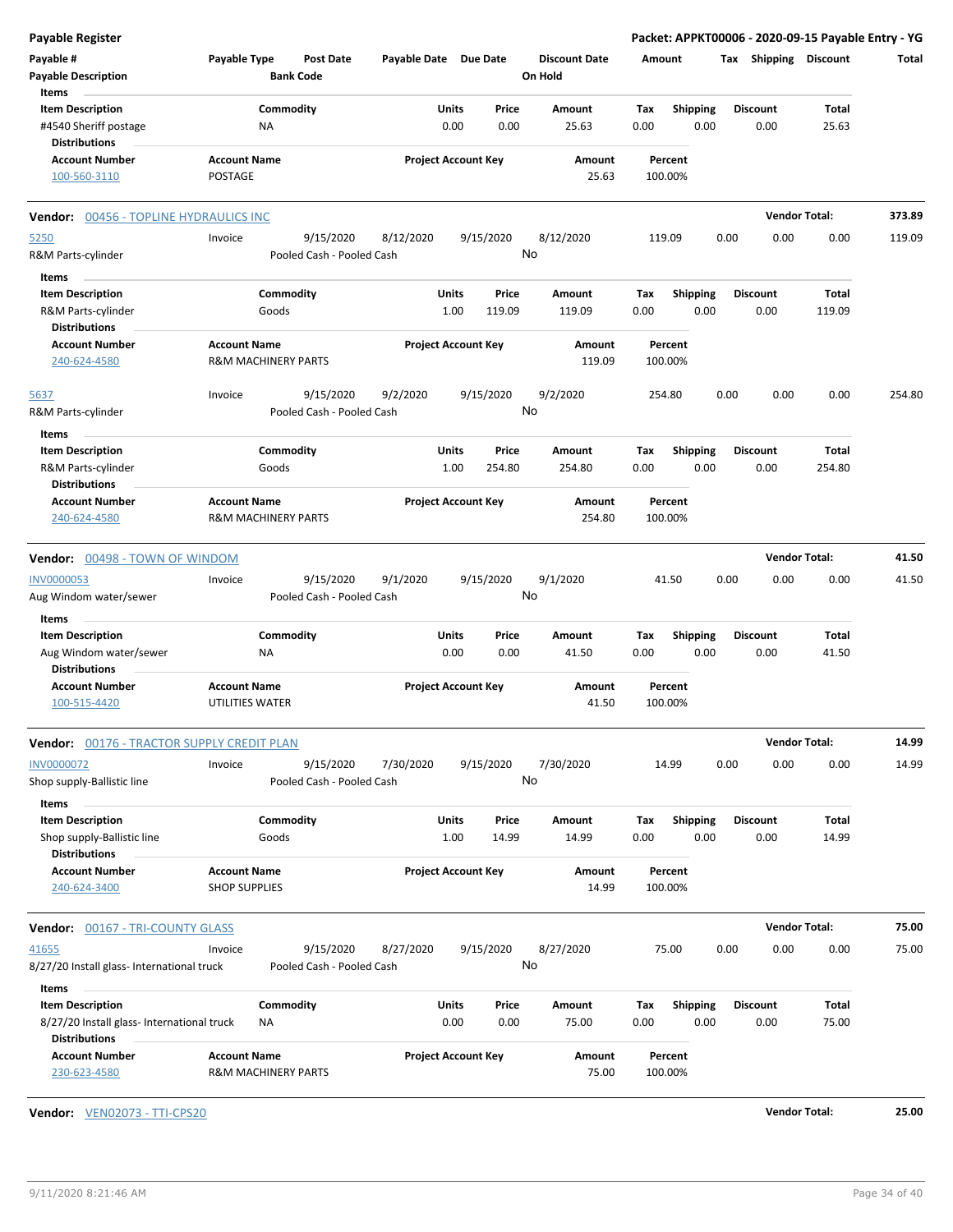**Payable Register** — **Packet: APPKT00006 - 2020-09-15 Payable Entry - YG**

| Payable # | Payable Type | Post Date | Payable Date | Due Date | Discount Date | Amount | Tax | Shipping | Discount | Total |
|---|---|---|---|---|---|---|---|---|---|---|
| Payable Description | | Bank Code | | | On Hold | | | | | |

Items

| Item Description | Commodity | Units | Price | Amount | Tax | Shipping | Discount | Total |
|---|---|---|---|---|---|---|---|---|
| #4540 Sheriff postage | NA | 0.00 | 0.00 | 25.63 | 0.00 | 0.00 | 0.00 | 25.63 |

Distributions

| Account Number | Account Name | Project Account Key | Amount | Percent |
|---|---|---|---|---|
| 100-560-3110 | POSTAGE | | 25.63 | 100.00% |

**Vendor: 00456 - TOPLINE HYDRAULICS INC** — **Vendor Total: 373.89**

| Payable # | Payable Type | Post Date | Payable Date | Due Date | Discount Date | Amount | Tax | Shipping | Discount | Total |
|---|---|---|---|---|---|---|---|---|---|---|
| 5250 | Invoice | 9/15/2020 | 8/12/2020 | 9/15/2020 | 8/12/2020 | 119.09 | 0.00 | 0.00 | 0.00 | 119.09 |
| R&M Parts-cylinder | | Pooled Cash - Pooled Cash | | | No | | | | | |

Items

| Item Description | Commodity | Units | Price | Amount | Tax | Shipping | Discount | Total |
|---|---|---|---|---|---|---|---|---|
| R&M Parts-cylinder | Goods | 1.00 | 119.09 | 119.09 | 0.00 | 0.00 | 0.00 | 119.09 |

Distributions

| Account Number | Account Name | Project Account Key | Amount | Percent |
|---|---|---|---|---|
| 240-624-4580 | R&M MACHINERY PARTS | | 119.09 | 100.00% |

| Payable # | Payable Type | Post Date | Payable Date | Due Date | Discount Date | Amount | Tax | Shipping | Discount | Total |
|---|---|---|---|---|---|---|---|---|---|---|
| 5637 | Invoice | 9/15/2020 | 9/2/2020 | 9/15/2020 | 9/2/2020 | 254.80 | 0.00 | 0.00 | 0.00 | 254.80 |
| R&M Parts-cylinder | | Pooled Cash - Pooled Cash | | | No | | | | | |

Items

| Item Description | Commodity | Units | Price | Amount | Tax | Shipping | Discount | Total |
|---|---|---|---|---|---|---|---|---|
| R&M Parts-cylinder | Goods | 1.00 | 254.80 | 254.80 | 0.00 | 0.00 | 0.00 | 254.80 |

Distributions

| Account Number | Account Name | Project Account Key | Amount | Percent |
|---|---|---|---|---|
| 240-624-4580 | R&M MACHINERY PARTS | | 254.80 | 100.00% |

**Vendor: 00498 - TOWN OF WINDOM** — **Vendor Total: 41.50**

| Payable # | Payable Type | Post Date | Payable Date | Due Date | Discount Date | Amount | Tax | Shipping | Discount | Total |
|---|---|---|---|---|---|---|---|---|---|---|
| INV0000053 | Invoice | 9/15/2020 | 9/1/2020 | 9/15/2020 | 9/1/2020 | 41.50 | 0.00 | 0.00 | 0.00 | 41.50 |
| Aug Windom water/sewer | | Pooled Cash - Pooled Cash | | | No | | | | | |

Items

| Item Description | Commodity | Units | Price | Amount | Tax | Shipping | Discount | Total |
|---|---|---|---|---|---|---|---|---|
| Aug Windom water/sewer | NA | 0.00 | 0.00 | 41.50 | 0.00 | 0.00 | 0.00 | 41.50 |

Distributions

| Account Number | Account Name | Project Account Key | Amount | Percent |
|---|---|---|---|---|
| 100-515-4420 | UTILITIES WATER | | 41.50 | 100.00% |

**Vendor: 00176 - TRACTOR SUPPLY CREDIT PLAN** — **Vendor Total: 14.99**

| Payable # | Payable Type | Post Date | Payable Date | Due Date | Discount Date | Amount | Tax | Shipping | Discount | Total |
|---|---|---|---|---|---|---|---|---|---|---|
| INV0000072 | Invoice | 9/15/2020 | 7/30/2020 | 9/15/2020 | 7/30/2020 | 14.99 | 0.00 | 0.00 | 0.00 | 14.99 |
| Shop supply-Ballistic line | | Pooled Cash - Pooled Cash | | | No | | | | | |

Items

| Item Description | Commodity | Units | Price | Amount | Tax | Shipping | Discount | Total |
|---|---|---|---|---|---|---|---|---|
| Shop supply-Ballistic line | Goods | 1.00 | 14.99 | 14.99 | 0.00 | 0.00 | 0.00 | 14.99 |

Distributions

| Account Number | Account Name | Project Account Key | Amount | Percent |
|---|---|---|---|---|
| 240-624-3400 | SHOP SUPPLIES | | 14.99 | 100.00% |

**Vendor: 00167 - TRI-COUNTY GLASS** — **Vendor Total: 75.00**

| Payable # | Payable Type | Post Date | Payable Date | Due Date | Discount Date | Amount | Tax | Shipping | Discount | Total |
|---|---|---|---|---|---|---|---|---|---|---|
| 41655 | Invoice | 9/15/2020 | 8/27/2020 | 9/15/2020 | 8/27/2020 | 75.00 | 0.00 | 0.00 | 0.00 | 75.00 |
| 8/27/20 Install glass- International truck | | Pooled Cash - Pooled Cash | | | No | | | | | |

Items

| Item Description | Commodity | Units | Price | Amount | Tax | Shipping | Discount | Total |
|---|---|---|---|---|---|---|---|---|
| 8/27/20 Install glass- International truck | NA | 0.00 | 0.00 | 75.00 | 0.00 | 0.00 | 0.00 | 75.00 |

Distributions

| Account Number | Account Name | Project Account Key | Amount | Percent |
|---|---|---|---|---|
| 230-623-4580 | R&M MACHINERY PARTS | | 75.00 | 100.00% |

**Vendor: VEN02073 - TTI-CPS20** — **Vendor Total: 25.00**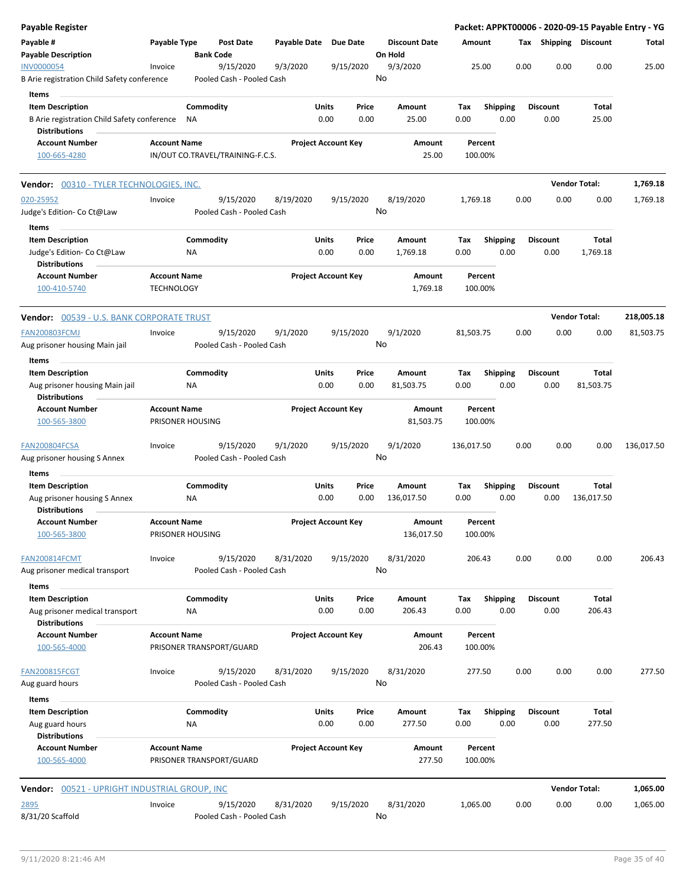**Payable Register**

**Packet: APPKT00006 - 2020-09-15 Payable Entry - YG**

| Payable # / Payable Description | Payable Type | Post Date / Bank Code | Payable Date | Due Date | Discount Date / On Hold | Amount | Tax | Shipping | Discount | Total |
|---|---|---|---|---|---|---|---|---|---|---|
| INV0000054 / B Arie registration Child Safety conference | Invoice | 9/15/2020 / Pooled Cash - Pooled Cash | 9/3/2020 | 9/15/2020 | 9/3/2020 / No | 25.00 | 0.00 | 0.00 | 0.00 | 25.00 |

Items

| Item Description | Commodity | Units | Price | Amount | Tax | Shipping | Discount | Total |
|---|---|---|---|---|---|---|---|---|
| B Arie registration Child Safety conference | NA | 0.00 | 0.00 | 25.00 | 0.00 | 0.00 | 0.00 | 25.00 |

Distributions

| Account Number | Account Name | Project Account Key | Amount | Percent |
|---|---|---|---|---|
| 100-665-4280 | IN/OUT CO.TRAVEL/TRAINING-F.C.S. | | 25.00 | 100.00% |

**Vendor: 00310 - TYLER TECHNOLOGIES, INC.** — **Vendor Total: 1,769.18**

| Payable # / Payable Description | Payable Type | Post Date / Bank Code | Payable Date | Due Date | Discount Date / On Hold | Amount | Tax | Shipping | Discount | Total |
|---|---|---|---|---|---|---|---|---|---|---|
| 020-25952 / Judge's Edition- Co Ct@Law | Invoice | 9/15/2020 / Pooled Cash - Pooled Cash | 8/19/2020 | 9/15/2020 | 8/19/2020 / No | 1,769.18 | 0.00 | 0.00 | 0.00 | 1,769.18 |

Items

| Item Description | Commodity | Units | Price | Amount | Tax | Shipping | Discount | Total |
|---|---|---|---|---|---|---|---|---|
| Judge's Edition- Co Ct@Law | NA | 0.00 | 0.00 | 1,769.18 | 0.00 | 0.00 | 0.00 | 1,769.18 |

Distributions

| Account Number | Account Name | Project Account Key | Amount | Percent |
|---|---|---|---|---|
| 100-410-5740 | TECHNOLOGY | | 1,769.18 | 100.00% |

**Vendor: 00539 - U.S. BANK CORPORATE TRUST** — **Vendor Total: 218,005.18**

| Payable # / Payable Description | Payable Type | Post Date / Bank Code | Payable Date | Due Date | Discount Date / On Hold | Amount | Tax | Shipping | Discount | Total |
|---|---|---|---|---|---|---|---|---|---|---|
| FAN200803FCMJ / Aug prisoner housing Main jail | Invoice | 9/15/2020 / Pooled Cash - Pooled Cash | 9/1/2020 | 9/15/2020 | 9/1/2020 / No | 81,503.75 | 0.00 | 0.00 | 0.00 | 81,503.75 |

Items

| Item Description | Commodity | Units | Price | Amount | Tax | Shipping | Discount | Total |
|---|---|---|---|---|---|---|---|---|
| Aug prisoner housing Main jail | NA | 0.00 | 0.00 | 81,503.75 | 0.00 | 0.00 | 0.00 | 81,503.75 |

Distributions

| Account Number | Account Name | Project Account Key | Amount | Percent |
|---|---|---|---|---|
| 100-565-3800 | PRISONER HOUSING | | 81,503.75 | 100.00% |

| Payable # / Payable Description | Payable Type | Post Date / Bank Code | Payable Date | Due Date | Discount Date / On Hold | Amount | Tax | Shipping | Discount | Total |
|---|---|---|---|---|---|---|---|---|---|---|
| FAN200804FCSA / Aug prisoner housing S Annex | Invoice | 9/15/2020 / Pooled Cash - Pooled Cash | 9/1/2020 | 9/15/2020 | 9/1/2020 / No | 136,017.50 | 0.00 | 0.00 | 0.00 | 136,017.50 |

Items

| Item Description | Commodity | Units | Price | Amount | Tax | Shipping | Discount | Total |
|---|---|---|---|---|---|---|---|---|
| Aug prisoner housing S Annex | NA | 0.00 | 0.00 | 136,017.50 | 0.00 | 0.00 | 0.00 | 136,017.50 |

Distributions

| Account Number | Account Name | Project Account Key | Amount | Percent |
|---|---|---|---|---|
| 100-565-3800 | PRISONER HOUSING | | 136,017.50 | 100.00% |

| Payable # / Payable Description | Payable Type | Post Date / Bank Code | Payable Date | Due Date | Discount Date / On Hold | Amount | Tax | Shipping | Discount | Total |
|---|---|---|---|---|---|---|---|---|---|---|
| FAN200814FCMT / Aug prisoner medical transport | Invoice | 9/15/2020 / Pooled Cash - Pooled Cash | 8/31/2020 | 9/15/2020 | 8/31/2020 / No | 206.43 | 0.00 | 0.00 | 0.00 | 206.43 |

Items

| Item Description | Commodity | Units | Price | Amount | Tax | Shipping | Discount | Total |
|---|---|---|---|---|---|---|---|---|
| Aug prisoner medical transport | NA | 0.00 | 0.00 | 206.43 | 0.00 | 0.00 | 0.00 | 206.43 |

Distributions

| Account Number | Account Name | Project Account Key | Amount | Percent |
|---|---|---|---|---|
| 100-565-4000 | PRISONER TRANSPORT/GUARD | | 206.43 | 100.00% |

| Payable # / Payable Description | Payable Type | Post Date / Bank Code | Payable Date | Due Date | Discount Date / On Hold | Amount | Tax | Shipping | Discount | Total |
|---|---|---|---|---|---|---|---|---|---|---|
| FAN200815FCGT / Aug guard hours | Invoice | 9/15/2020 / Pooled Cash - Pooled Cash | 8/31/2020 | 9/15/2020 | 8/31/2020 / No | 277.50 | 0.00 | 0.00 | 0.00 | 277.50 |

Items

| Item Description | Commodity | Units | Price | Amount | Tax | Shipping | Discount | Total |
|---|---|---|---|---|---|---|---|---|
| Aug guard hours | NA | 0.00 | 0.00 | 277.50 | 0.00 | 0.00 | 0.00 | 277.50 |

Distributions

| Account Number | Account Name | Project Account Key | Amount | Percent |
|---|---|---|---|---|
| 100-565-4000 | PRISONER TRANSPORT/GUARD | | 277.50 | 100.00% |

**Vendor: 00521 - UPRIGHT INDUSTRIAL GROUP, INC** — **Vendor Total: 1,065.00**

| Payable # / Payable Description | Payable Type | Post Date / Bank Code | Payable Date | Due Date | Discount Date / On Hold | Amount | Tax | Shipping | Discount | Total |
|---|---|---|---|---|---|---|---|---|---|---|
| 2895 / 8/31/20 Scaffold | Invoice | 9/15/2020 / Pooled Cash - Pooled Cash | 8/31/2020 | 9/15/2020 | 8/31/2020 / No | 1,065.00 | 0.00 | 0.00 | 0.00 | 1,065.00 |

9/11/2020 8:21:46 AM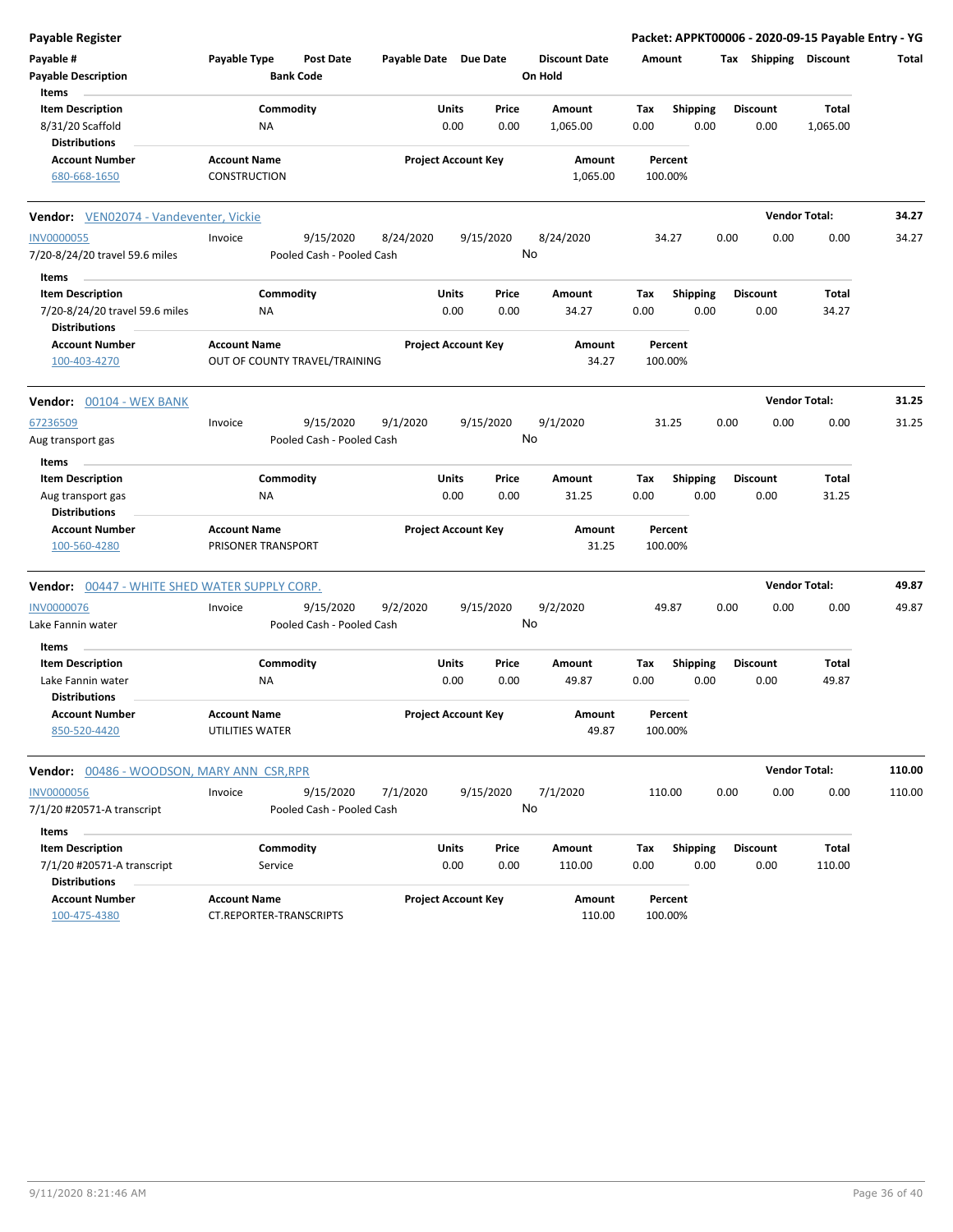**Payable Register** — Packet: APPKT00006 - 2020-09-15 Payable Entry - YG

| Payable # | Payable Type | Post Date | Payable Date | Due Date | Discount Date | Amount | Tax | Shipping | Discount | Total |
|---|---|---|---|---|---|---|---|---|---|---|
| Payable Description | | Bank Code | | | On Hold | | | | | |

**Items**

| Item Description | Commodity | Units | Price | Amount | Tax | Shipping | Discount | Total |
|---|---|---|---|---|---|---|---|---|
| 8/31/20 Scaffold | NA | 0.00 | 0.00 | 1,065.00 | 0.00 | 0.00 | 0.00 | 1,065.00 |

**Distributions**

| Account Number | Account Name | Project Account Key | Amount | Percent |
|---|---|---|---|---|
| 680-668-1650 | CONSTRUCTION | | 1,065.00 | 100.00% |

---

**Vendor:** VEN02074 - Vandeventer, Vickie — **Vendor Total:** 34.27

| Payable # | Payable Type | Post Date | Payable Date | Due Date | Discount Date | Amount | Tax | Shipping | Discount | Total |
|---|---|---|---|---|---|---|---|---|---|---|
| INV0000055 | Invoice | 9/15/2020 | 8/24/2020 | 9/15/2020 | 8/24/2020 | 34.27 | 0.00 | 0.00 | 0.00 | 34.27 |
| 7/20-8/24/20 travel 59.6 miles | | Pooled Cash - Pooled Cash | | | No | | | | | |

**Items**

| Item Description | Commodity | Units | Price | Amount | Tax | Shipping | Discount | Total |
|---|---|---|---|---|---|---|---|---|
| 7/20-8/24/20 travel 59.6 miles | NA | 0.00 | 0.00 | 34.27 | 0.00 | 0.00 | 0.00 | 34.27 |

**Distributions**

| Account Number | Account Name | Project Account Key | Amount | Percent |
|---|---|---|---|---|
| 100-403-4270 | OUT OF COUNTY TRAVEL/TRAINING | | 34.27 | 100.00% |

---

**Vendor:** 00104 - WEX BANK — **Vendor Total:** 31.25

| Payable # | Payable Type | Post Date | Payable Date | Due Date | Discount Date | Amount | Tax | Shipping | Discount | Total |
|---|---|---|---|---|---|---|---|---|---|---|
| 67236509 | Invoice | 9/15/2020 | 9/1/2020 | 9/15/2020 | 9/1/2020 | 31.25 | 0.00 | 0.00 | 0.00 | 31.25 |
| Aug transport gas | | Pooled Cash - Pooled Cash | | | No | | | | | |

**Items**

| Item Description | Commodity | Units | Price | Amount | Tax | Shipping | Discount | Total |
|---|---|---|---|---|---|---|---|---|
| Aug transport gas | NA | 0.00 | 0.00 | 31.25 | 0.00 | 0.00 | 0.00 | 31.25 |

**Distributions**

| Account Number | Account Name | Project Account Key | Amount | Percent |
|---|---|---|---|---|
| 100-560-4280 | PRISONER TRANSPORT | | 31.25 | 100.00% |

---

**Vendor:** 00447 - WHITE SHED WATER SUPPLY CORP. — **Vendor Total:** 49.87

| Payable # | Payable Type | Post Date | Payable Date | Due Date | Discount Date | Amount | Tax | Shipping | Discount | Total |
|---|---|---|---|---|---|---|---|---|---|---|
| INV0000076 | Invoice | 9/15/2020 | 9/2/2020 | 9/15/2020 | 9/2/2020 | 49.87 | 0.00 | 0.00 | 0.00 | 49.87 |
| Lake Fannin water | | Pooled Cash - Pooled Cash | | | No | | | | | |

**Items**

| Item Description | Commodity | Units | Price | Amount | Tax | Shipping | Discount | Total |
|---|---|---|---|---|---|---|---|---|
| Lake Fannin water | NA | 0.00 | 0.00 | 49.87 | 0.00 | 0.00 | 0.00 | 49.87 |

**Distributions**

| Account Number | Account Name | Project Account Key | Amount | Percent |
|---|---|---|---|---|
| 850-520-4420 | UTILITIES WATER | | 49.87 | 100.00% |

---

**Vendor:** 00486 - WOODSON, MARY ANN CSR,RPR — **Vendor Total:** 110.00

| Payable # | Payable Type | Post Date | Payable Date | Due Date | Discount Date | Amount | Tax | Shipping | Discount | Total |
|---|---|---|---|---|---|---|---|---|---|---|
| INV0000056 | Invoice | 9/15/2020 | 7/1/2020 | 9/15/2020 | 7/1/2020 | 110.00 | 0.00 | 0.00 | 0.00 | 110.00 |
| 7/1/20 #20571-A transcript | | Pooled Cash - Pooled Cash | | | No | | | | | |

**Items**

| Item Description | Commodity | Units | Price | Amount | Tax | Shipping | Discount | Total |
|---|---|---|---|---|---|---|---|---|
| 7/1/20 #20571-A transcript | Service | 0.00 | 0.00 | 110.00 | 0.00 | 0.00 | 0.00 | 110.00 |

**Distributions**

| Account Number | Account Name | Project Account Key | Amount | Percent |
|---|---|---|---|---|
| 100-475-4380 | CT.REPORTER-TRANSCRIPTS | | 110.00 | 100.00% |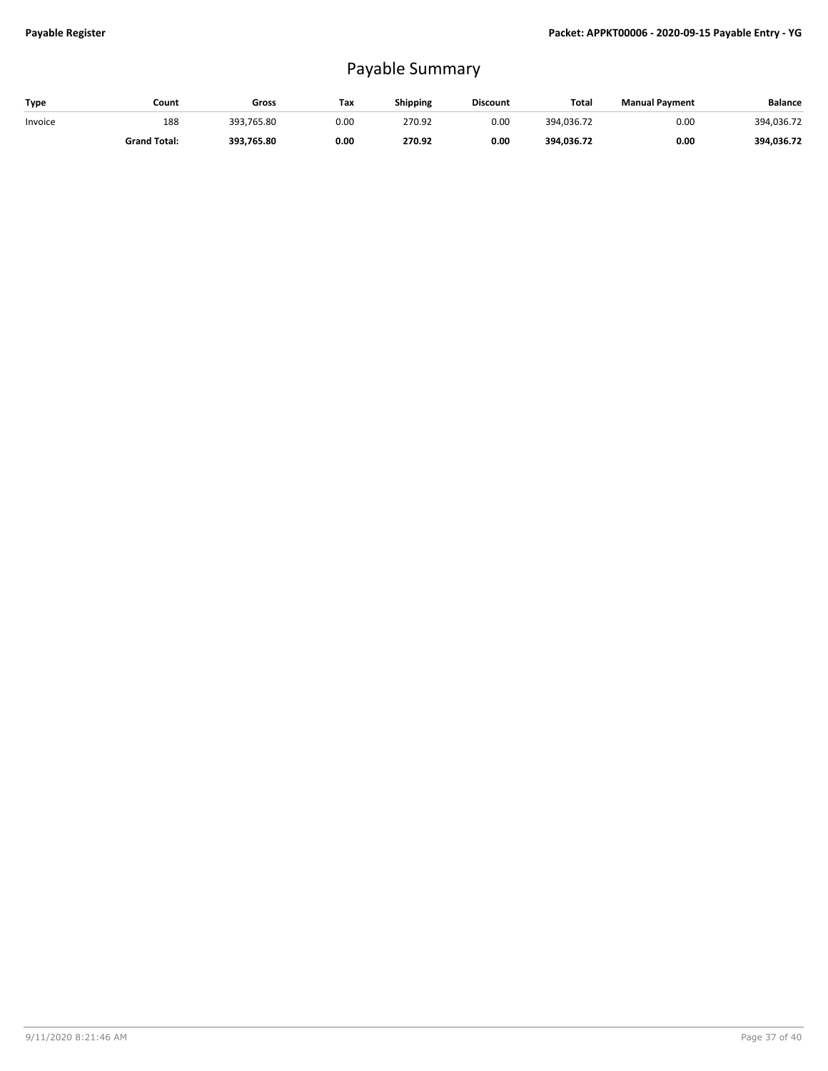# Payable Summary

| Type | Count | Gross | Tax | Shipping | Discount | Total | Manual Payment | Balance |
|---|---|---|---|---|---|---|---|---|
| Invoice | 188 | 393,765.80 | 0.00 | 270.92 | 0.00 | 394,036.72 | 0.00 | 394,036.72 |
| | **Grand Total:** | **393,765.80** | **0.00** | **270.92** | **0.00** | **394,036.72** | **0.00** | **394,036.72** |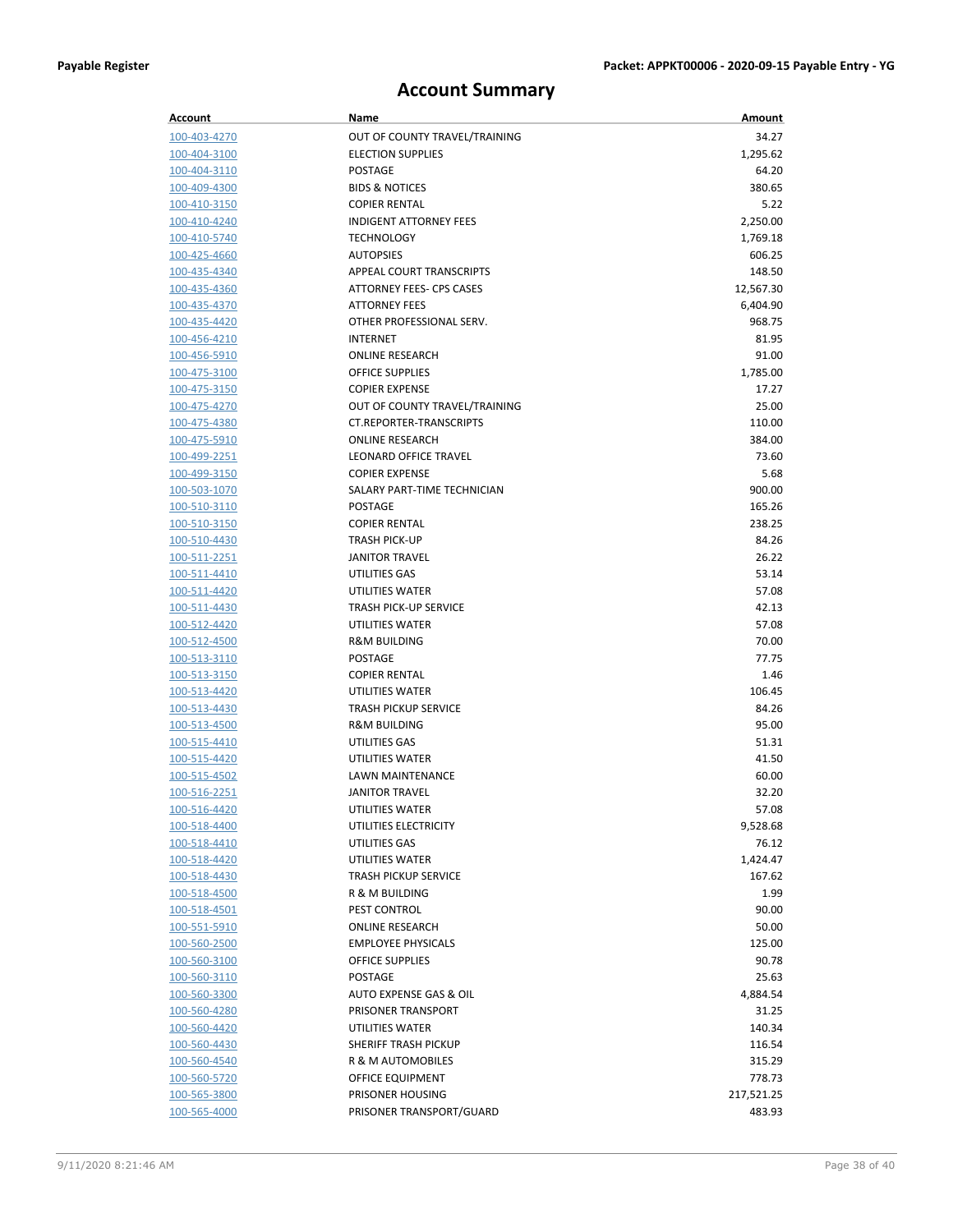# Account Summary

| Account | Name | Amount |
|---|---|---|
| 100-403-4270 | OUT OF COUNTY TRAVEL/TRAINING | 34.27 |
| 100-404-3100 | ELECTION SUPPLIES | 1,295.62 |
| 100-404-3110 | POSTAGE | 64.20 |
| 100-409-4300 | BIDS & NOTICES | 380.65 |
| 100-410-3150 | COPIER RENTAL | 5.22 |
| 100-410-4240 | INDIGENT ATTORNEY FEES | 2,250.00 |
| 100-410-5740 | TECHNOLOGY | 1,769.18 |
| 100-425-4660 | AUTOPSIES | 606.25 |
| 100-435-4340 | APPEAL COURT TRANSCRIPTS | 148.50 |
| 100-435-4360 | ATTORNEY FEES- CPS CASES | 12,567.30 |
| 100-435-4370 | ATTORNEY FEES | 6,404.90 |
| 100-435-4420 | OTHER PROFESSIONAL SERV. | 968.75 |
| 100-456-4210 | INTERNET | 81.95 |
| 100-456-5910 | ONLINE RESEARCH | 91.00 |
| 100-475-3100 | OFFICE SUPPLIES | 1,785.00 |
| 100-475-3150 | COPIER EXPENSE | 17.27 |
| 100-475-4270 | OUT OF COUNTY TRAVEL/TRAINING | 25.00 |
| 100-475-4380 | CT.REPORTER-TRANSCRIPTS | 110.00 |
| 100-475-5910 | ONLINE RESEARCH | 384.00 |
| 100-499-2251 | LEONARD OFFICE TRAVEL | 73.60 |
| 100-499-3150 | COPIER EXPENSE | 5.68 |
| 100-503-1070 | SALARY PART-TIME TECHNICIAN | 900.00 |
| 100-510-3110 | POSTAGE | 165.26 |
| 100-510-3150 | COPIER RENTAL | 238.25 |
| 100-510-4430 | TRASH PICK-UP | 84.26 |
| 100-511-2251 | JANITOR TRAVEL | 26.22 |
| 100-511-4410 | UTILITIES GAS | 53.14 |
| 100-511-4420 | UTILITIES WATER | 57.08 |
| 100-511-4430 | TRASH PICK-UP SERVICE | 42.13 |
| 100-512-4420 | UTILITIES WATER | 57.08 |
| 100-512-4500 | R&M BUILDING | 70.00 |
| 100-513-3110 | POSTAGE | 77.75 |
| 100-513-3150 | COPIER RENTAL | 1.46 |
| 100-513-4420 | UTILITIES WATER | 106.45 |
| 100-513-4430 | TRASH PICKUP SERVICE | 84.26 |
| 100-513-4500 | R&M BUILDING | 95.00 |
| 100-515-4410 | UTILITIES GAS | 51.31 |
| 100-515-4420 | UTILITIES WATER | 41.50 |
| 100-515-4502 | LAWN MAINTENANCE | 60.00 |
| 100-516-2251 | JANITOR TRAVEL | 32.20 |
| 100-516-4420 | UTILITIES WATER | 57.08 |
| 100-518-4400 | UTILITIES ELECTRICITY | 9,528.68 |
| 100-518-4410 | UTILITIES GAS | 76.12 |
| 100-518-4420 | UTILITIES WATER | 1,424.47 |
| 100-518-4430 | TRASH PICKUP SERVICE | 167.62 |
| 100-518-4500 | R & M BUILDING | 1.99 |
| 100-518-4501 | PEST CONTROL | 90.00 |
| 100-551-5910 | ONLINE RESEARCH | 50.00 |
| 100-560-2500 | EMPLOYEE PHYSICALS | 125.00 |
| 100-560-3100 | OFFICE SUPPLIES | 90.78 |
| 100-560-3110 | POSTAGE | 25.63 |
| 100-560-3300 | AUTO EXPENSE GAS & OIL | 4,884.54 |
| 100-560-4280 | PRISONER TRANSPORT | 31.25 |
| 100-560-4420 | UTILITIES WATER | 140.34 |
| 100-560-4430 | SHERIFF TRASH PICKUP | 116.54 |
| 100-560-4540 | R & M AUTOMOBILES | 315.29 |
| 100-560-5720 | OFFICE EQUIPMENT | 778.73 |
| 100-565-3800 | PRISONER HOUSING | 217,521.25 |
| 100-565-4000 | PRISONER TRANSPORT/GUARD | 483.93 |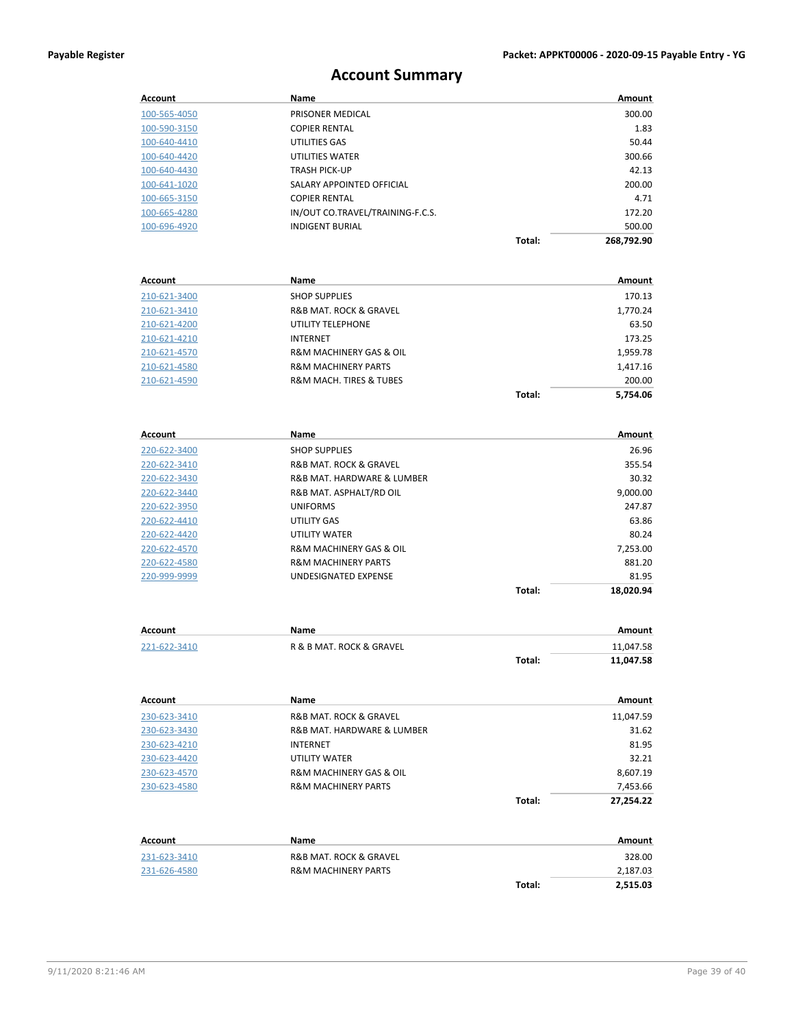# Account Summary

| Account | Name | | Amount |
|---|---|---|---|
| 100-565-4050 | PRISONER MEDICAL | | 300.00 |
| 100-590-3150 | COPIER RENTAL | | 1.83 |
| 100-640-4410 | UTILITIES GAS | | 50.44 |
| 100-640-4420 | UTILITIES WATER | | 300.66 |
| 100-640-4430 | TRASH PICK-UP | | 42.13 |
| 100-641-1020 | SALARY APPOINTED OFFICIAL | | 200.00 |
| 100-665-3150 | COPIER RENTAL | | 4.71 |
| 100-665-4280 | IN/OUT CO.TRAVEL/TRAINING-F.C.S. | | 172.20 |
| 100-696-4920 | INDIGENT BURIAL | | 500.00 |
| | | **Total:** | **268,792.90** |

| Account | Name | | Amount |
|---|---|---|---|
| 210-621-3400 | SHOP SUPPLIES | | 170.13 |
| 210-621-3410 | R&B MAT. ROCK & GRAVEL | | 1,770.24 |
| 210-621-4200 | UTILITY TELEPHONE | | 63.50 |
| 210-621-4210 | INTERNET | | 173.25 |
| 210-621-4570 | R&M MACHINERY GAS & OIL | | 1,959.78 |
| 210-621-4580 | R&M MACHINERY PARTS | | 1,417.16 |
| 210-621-4590 | R&M MACH. TIRES & TUBES | | 200.00 |
| | | **Total:** | **5,754.06** |

| Account | Name | | Amount |
|---|---|---|---|
| 220-622-3400 | SHOP SUPPLIES | | 26.96 |
| 220-622-3410 | R&B MAT. ROCK & GRAVEL | | 355.54 |
| 220-622-3430 | R&B MAT. HARDWARE & LUMBER | | 30.32 |
| 220-622-3440 | R&B MAT. ASPHALT/RD OIL | | 9,000.00 |
| 220-622-3950 | UNIFORMS | | 247.87 |
| 220-622-4410 | UTILITY GAS | | 63.86 |
| 220-622-4420 | UTILITY WATER | | 80.24 |
| 220-622-4570 | R&M MACHINERY GAS & OIL | | 7,253.00 |
| 220-622-4580 | R&M MACHINERY PARTS | | 881.20 |
| 220-999-9999 | UNDESIGNATED EXPENSE | | 81.95 |
| | | **Total:** | **18,020.94** |

| Account | Name | | Amount |
|---|---|---|---|
| 221-622-3410 | R & B MAT. ROCK & GRAVEL | | 11,047.58 |
| | | **Total:** | **11,047.58** |

| Account | Name | | Amount |
|---|---|---|---|
| 230-623-3410 | R&B MAT. ROCK & GRAVEL | | 11,047.59 |
| 230-623-3430 | R&B MAT. HARDWARE & LUMBER | | 31.62 |
| 230-623-4210 | INTERNET | | 81.95 |
| 230-623-4420 | UTILITY WATER | | 32.21 |
| 230-623-4570 | R&M MACHINERY GAS & OIL | | 8,607.19 |
| 230-623-4580 | R&M MACHINERY PARTS | | 7,453.66 |
| | | **Total:** | **27,254.22** |

| Account | Name | | Amount |
|---|---|---|---|
| 231-623-3410 | R&B MAT. ROCK & GRAVEL | | 328.00 |
| 231-626-4580 | R&M MACHINERY PARTS | | 2,187.03 |
| | | **Total:** | **2,515.03** |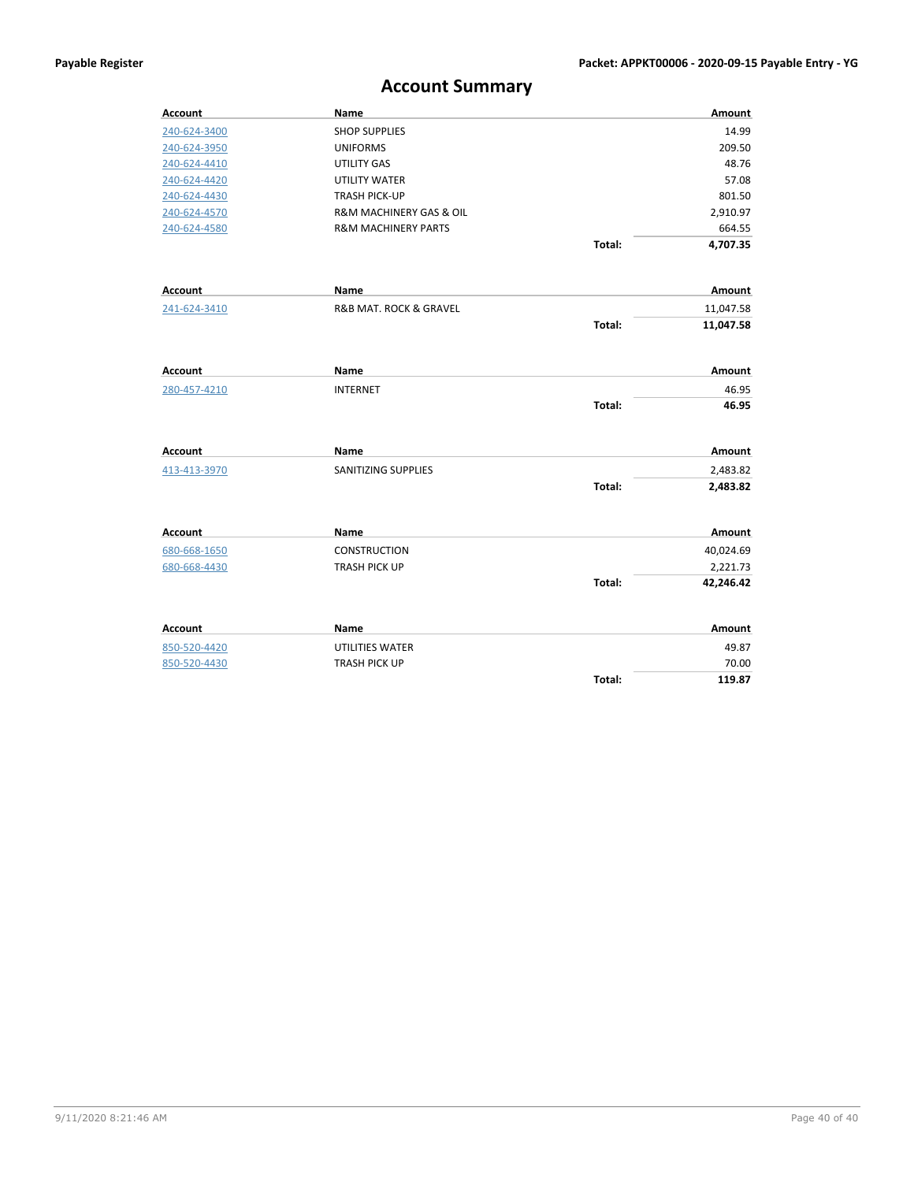# Account Summary

| Account | Name | | Amount |
|---|---|---|---|
| 240-624-3400 | SHOP SUPPLIES | | 14.99 |
| 240-624-3950 | UNIFORMS | | 209.50 |
| 240-624-4410 | UTILITY GAS | | 48.76 |
| 240-624-4420 | UTILITY WATER | | 57.08 |
| 240-624-4430 | TRASH PICK-UP | | 801.50 |
| 240-624-4570 | R&M MACHINERY GAS & OIL | | 2,910.97 |
| 240-624-4580 | R&M MACHINERY PARTS | | 664.55 |
| | | **Total:** | **4,707.35** |

| Account | Name | | Amount |
|---|---|---|---|
| 241-624-3410 | R&B MAT. ROCK & GRAVEL | | 11,047.58 |
| | | **Total:** | **11,047.58** |

| Account | Name | | Amount |
|---|---|---|---|
| 280-457-4210 | INTERNET | | 46.95 |
| | | **Total:** | **46.95** |

| Account | Name | | Amount |
|---|---|---|---|
| 413-413-3970 | SANITIZING SUPPLIES | | 2,483.82 |
| | | **Total:** | **2,483.82** |

| Account | Name | | Amount |
|---|---|---|---|
| 680-668-1650 | CONSTRUCTION | | 40,024.69 |
| 680-668-4430 | TRASH PICK UP | | 2,221.73 |
| | | **Total:** | **42,246.42** |

| Account | Name | | Amount |
|---|---|---|---|
| 850-520-4420 | UTILITIES WATER | | 49.87 |
| 850-520-4430 | TRASH PICK UP | | 70.00 |
| | | **Total:** | **119.87** |